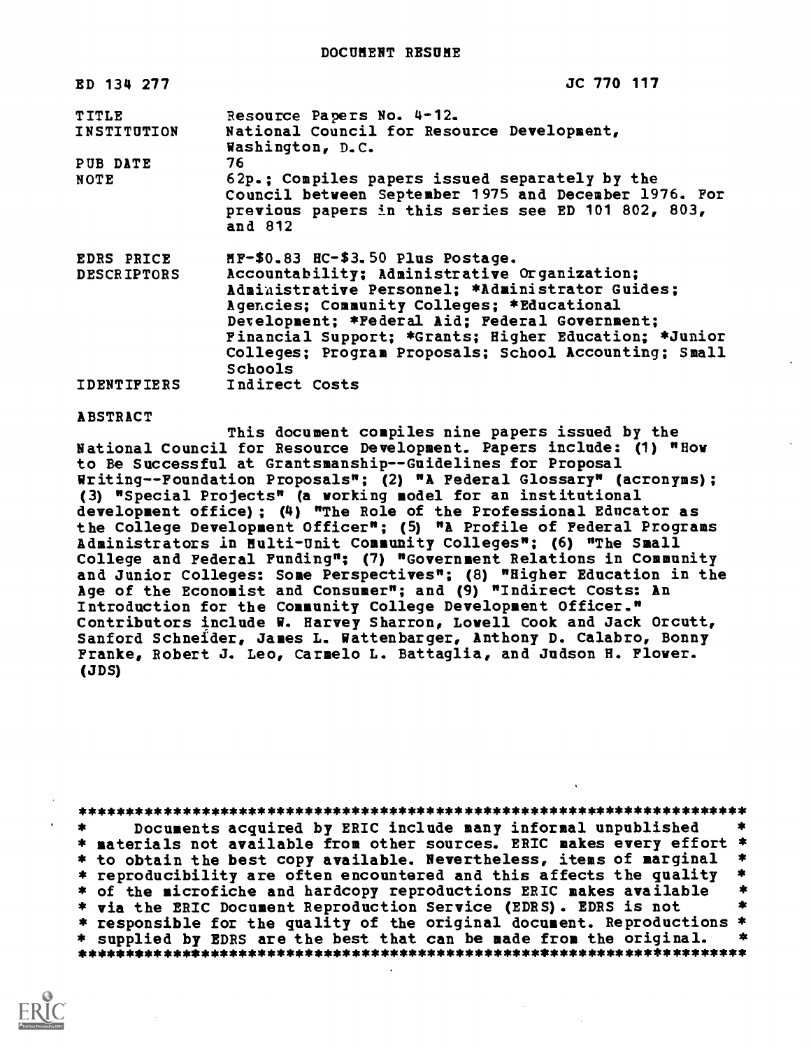DOCUMENT RESUME

ED 134 277 JC 770 117

| | |
|---|---|
| TITLE | Resource Papers No. 4-12. |
| INSTITUTION | National Council for Resource Development, Washington, D.C. |
| PUB DATE | 76 |
| NOTE | 62p.; Compiles papers issued separately by the Council between September 1975 and December 1976. For previous papers in this series see ED 101 802, 803, and 812 |
| EDRS PRICE | MF-$0.83 HC-$3.50 Plus Postage. |
| DESCRIPTORS | Accountability; Administrative Organization; Administrative Personnel; *Administrator Guides; Agencies; Community Colleges; *Educational Development; *Federal Aid; Federal Government; Financial Support; *Grants; Higher Education; *Junior Colleges; Program Proposals; School Accounting; Small Schools |
| IDENTIFIERS | Indirect Costs |

ABSTRACT

This document compiles nine papers issued by the National Council for Resource Development. Papers include: (1) "How to Be Successful at Grantsmanship--Guidelines for Proposal Writing--Foundation Proposals"; (2) "A Federal Glossary" (acronyms); (3) "Special Projects" (a working model for an institutional development office); (4) "The Role of the Professional Educator as the College Development Officer"; (5) "A Profile of Federal Programs Administrators in Multi-Unit Community Colleges"; (6) "The Small College and Federal Funding"; (7) "Government Relations in Community and Junior Colleges: Some Perspectives"; (8) "Higher Education in the Age of the Economist and Consumer"; and (9) "Indirect Costs: An Introduction for the Community College Development Officer." Contributors include W. Harvey Sharron, Lowell Cook and Jack Orcutt, Sanford Schneider, James L. Wattenbarger, Anthony D. Calabro, Bonny Franke, Robert J. Leo, Carmelo L. Battaglia, and Judson H. Flower. (JDS)

Documents acquired by ERIC include many informal unpublished materials not available from other sources. ERIC makes every effort to obtain the best copy available. Nevertheless, items of marginal reproducibility are often encountered and this affects the quality of the microfiche and hardcopy reproductions ERIC makes available via the ERIC Document Reproduction Service (EDRS). EDRS is not responsible for the quality of the original document. Reproductions supplied by EDRS are the best that can be made from the original.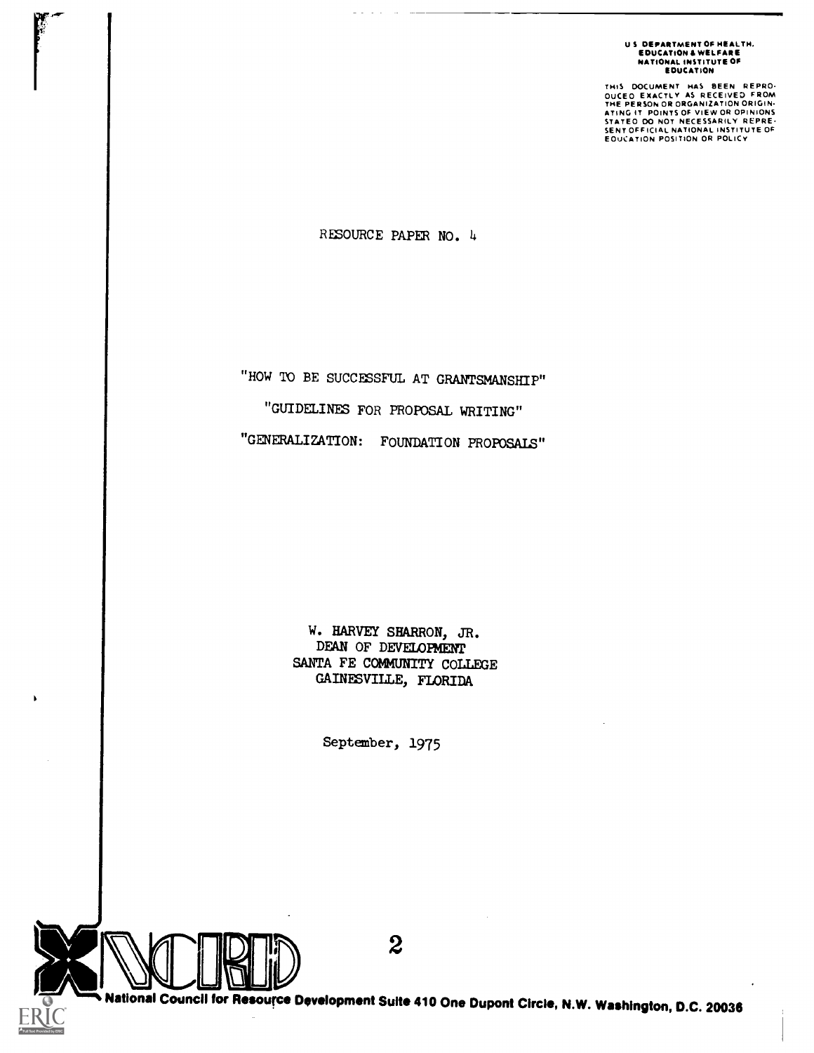U S DEPARTMENT OF HEALTH, EDUCATION & WELFARE NATIONAL INSTITUTE OF EDUCATION

THIS DOCUMENT HAS BEEN REPRODUCED EXACTLY AS RECEIVED FROM THE PERSON OR ORGANIZATION ORIGINATING IT. POINTS OF VIEW OR OPINIONS STATED DO NOT NECESSARILY REPRESENT OFFICIAL NATIONAL INSTITUTE OF EDUCATION POSITION OR POLICY

RESOURCE PAPER NO. 4

"HOW TO BE SUCCESSFUL AT GRANTSMANSHIP"

"GUIDELINES FOR PROPOSAL WRITING"

"GENERALIZATION: FOUNDATION PROPOSALS"

W. HARVEY SHARRON, JR.
DEAN OF DEVELOPMENT
SANTA FE COMMUNITY COLLEGE
GAINESVILLE, FLORIDA

September, 1975

NCRD

National Council for Resource Development Suite 410 One Dupont Circle, N.W. Washington, D.C. 20036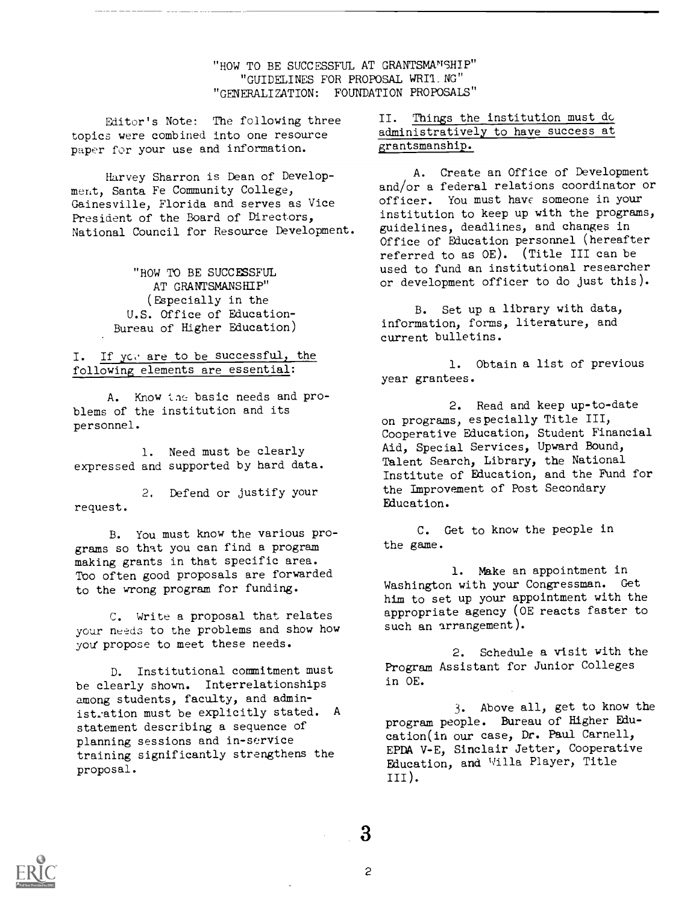"HOW TO BE SUCCESSFUL AT GRANTSMANSHIP"
"GUIDELINES FOR PROPOSAL WRITING"
"GENERALIZATION: FOUNDATION PROPOSALS"

Editor's Note: The following three topics were combined into one resource paper for your use and information.

Harvey Sharron is Dean of Development, Santa Fe Community College, Gainesville, Florida and serves as Vice President of the Board of Directors, National Council for Resource Development.

## "HOW TO BE SUCCESSFUL AT GRANTSMANSHIP"
(Especially in the U.S. Office of Education-Bureau of Higher Education)

I. If you are to be successful, the following elements are essential:

A. Know the basic needs and problems of the institution and its personnel.

1. Need must be clearly expressed and supported by hard data.

2. Defend or justify your request.

B. You must know the various programs so that you can find a program making grants in that specific area. Too often good proposals are forwarded to the wrong program for funding.

C. Write a proposal that relates your needs to the problems and show how you propose to meet these needs.

D. Institutional commitment must be clearly shown. Interrelationships among students, faculty, and administration must be explicitly stated. A statement describing a sequence of planning sessions and in-service training significantly strengthens the proposal.

II. Things the institution must do administratively to have success at grantsmanship.

A. Create an Office of Development and/or a federal relations coordinator or officer. You must have someone in your institution to keep up with the programs, guidelines, deadlines, and changes in Office of Education personnel (hereafter referred to as OE). (Title III can be used to fund an institutional researcher or development officer to do just this).

B. Set up a library with data, information, forms, literature, and current bulletins.

1. Obtain a list of previous year grantees.

2. Read and keep up-to-date on programs, especially Title III, Cooperative Education, Student Financial Aid, Special Services, Upward Bound, Talent Search, Library, the National Institute of Education, and the Fund for the Improvement of Post Secondary Education.

C. Get to know the people in the game.

1. Make an appointment in Washington with your Congressman. Get him to set up your appointment with the appropriate agency (OE reacts faster to such an arrangement).

2. Schedule a visit with the Program Assistant for Junior Colleges in OE.

3. Above all, get to know the program people. Bureau of Higher Education (in our case, Dr. Paul Carnell, EPDA V-E, Sinclair Jetter, Cooperative Education, and Willa Player, Title III).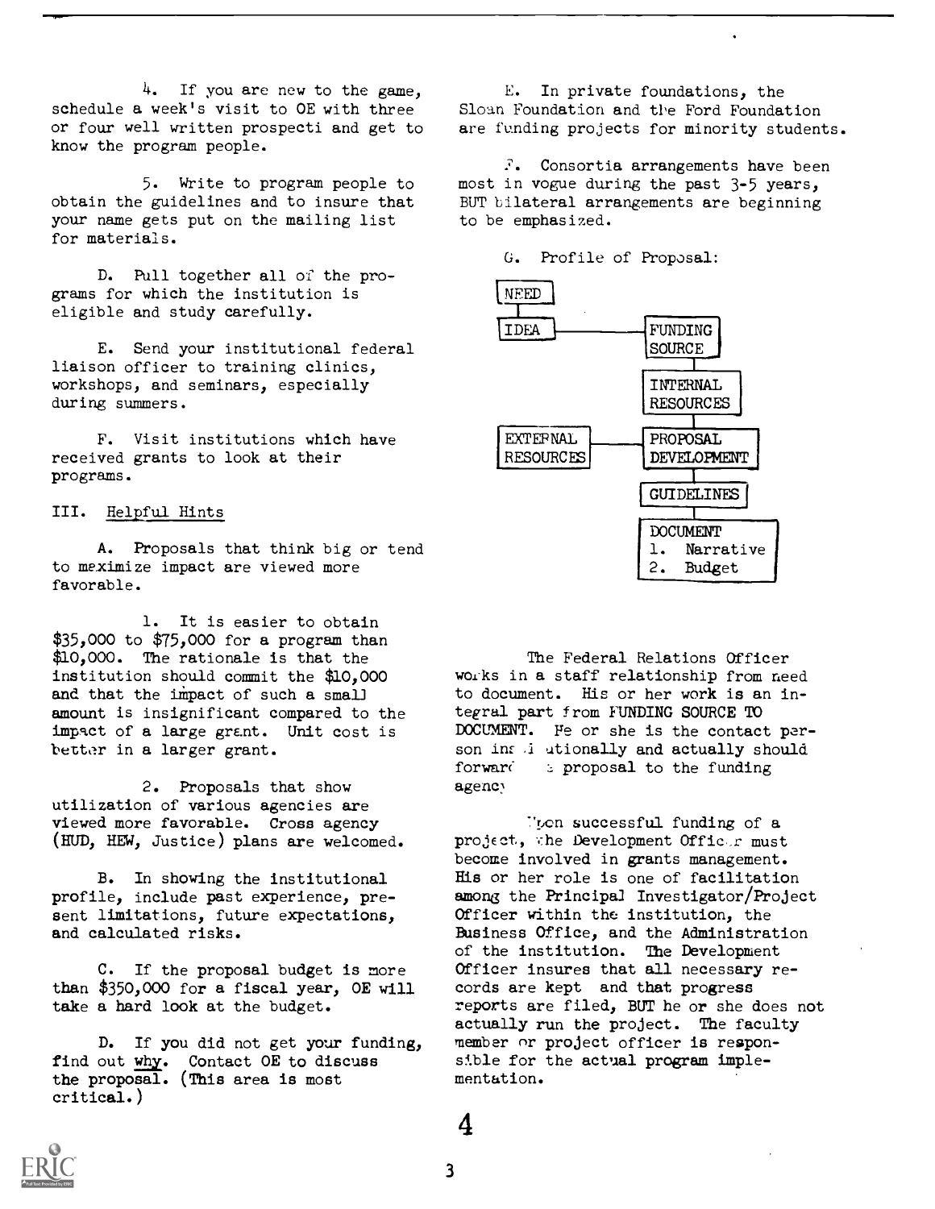4. If you are new to the game, schedule a week's visit to OE with three or four well written prospecti and get to know the program people.

5. Write to program people to obtain the guidelines and to insure that your name gets put on the mailing list for materials.

D. Pull together all of the programs for which the institution is eligible and study carefully.

E. Send your institutional federal liaison officer to training clinics, workshops, and seminars, especially during summers.

F. Visit institutions which have received grants to look at their programs.

## III. Helpful Hints

A. Proposals that think big or tend to maximize impact are viewed more favorable.

1. It is easier to obtain $35,000 to $75,000 for a program than $10,000. The rationale is that the institution should commit the $10,000 and that the impact of such a small amount is insignificant compared to the impact of a large grant. Unit cost is better in a larger grant.

2. Proposals that show utilization of various agencies are viewed more favorable. Cross agency (HUD, HEW, Justice) plans are welcomed.

B. In showing the institutional profile, include past experience, present limitations, future expectations, and calculated risks.

C. If the proposal budget is more than $350,000 for a fiscal year, OE will take a hard look at the budget.

D. If you did not get your funding, find out why. Contact OE to discuss the proposal. (This area is most critical.)

E. In private foundations, the Sloan Foundation and the Ford Foundation are funding projects for minority students.

F. Consortia arrangements have been most in vogue during the past 3-5 years, BUT bilateral arrangements are beginning to be emphasized.

G. Profile of Proposal:

NEED → IDEA → FUNDING SOURCE → INTERNAL RESOURCES → PROPOSAL DEVELOPMENT (with EXTERNAL RESOURCES) → GUIDELINES → DOCUMENT
1. Narrative
2. Budget

The Federal Relations Officer works in a staff relationship from need to document. His or her work is an integral part from FUNDING SOURCE TO DOCUMENT. He or she is the contact person institutionally and actually should forward the proposal to the funding agency.

Upon successful funding of a project, the Development Officer must become involved in grants management. His or her role is one of facilitation among the Principal Investigator/Project Officer within the institution, the Business Office, and the Administration of the institution. The Development Officer insures that all necessary records are kept and that progress reports are filed, BUT he or she does not actually run the project. The faculty member or project officer is responsible for the actual program implementation.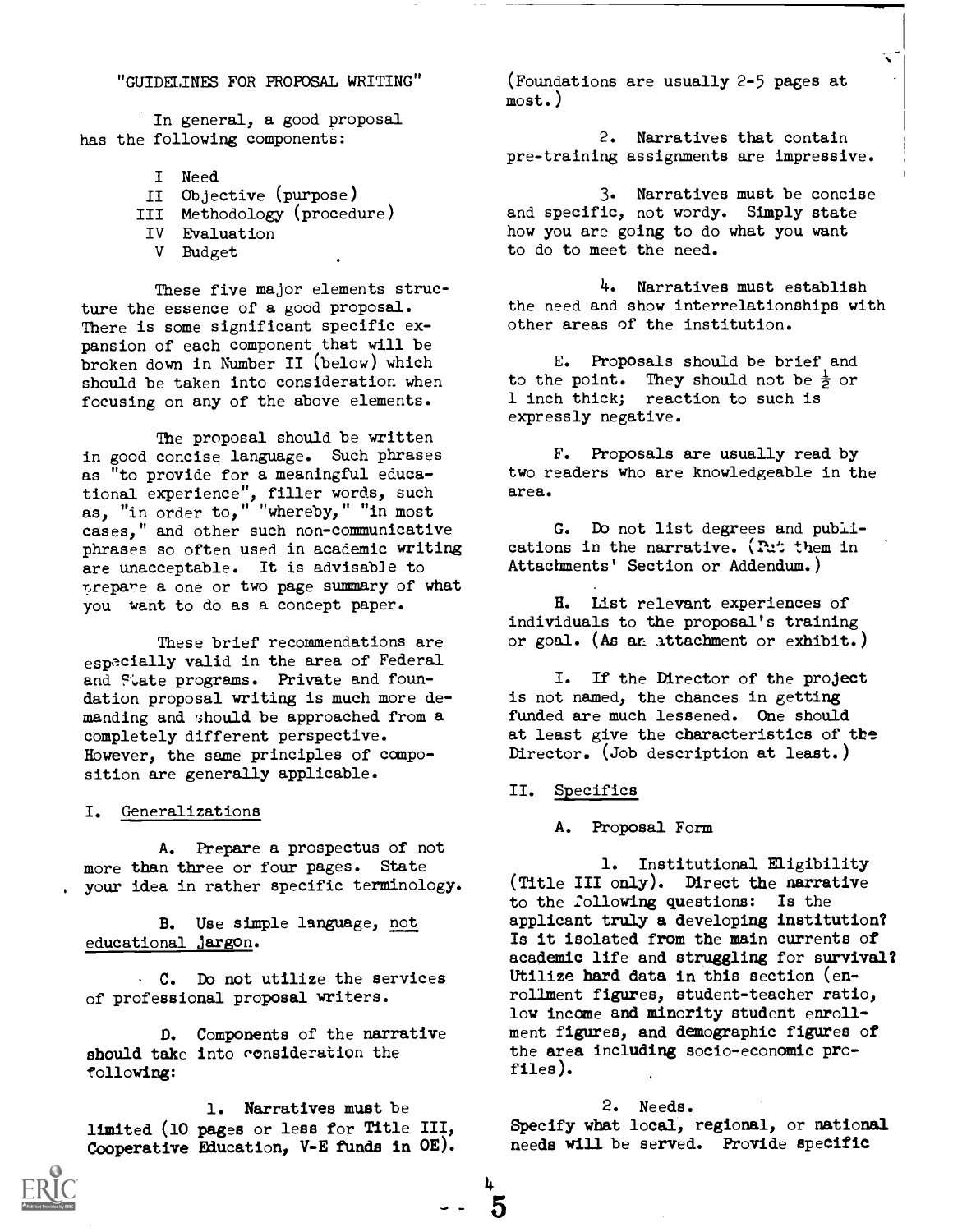"GUIDELINES FOR PROPOSAL WRITING"

In general, a good proposal has the following components:

- I Need
- II Objective (purpose)
- III Methodology (procedure)
- IV Evaluation
- V Budget

These five major elements structure the essence of a good proposal. There is some significant specific expansion of each component that will be broken down in Number II (below) which should be taken into consideration when focusing on any of the above elements.

The proposal should be written in good concise language. Such phrases as "to provide for a meaningful educational experience", filler words, such as, "in order to," "whereby," "in most cases," and other such non-communicative phrases so often used in academic writing are unacceptable. It is advisable to prepare a one or two page summary of what you want to do as a concept paper.

These brief recommendations are especially valid in the area of Federal and State programs. Private and foundation proposal writing is much more demanding and should be approached from a completely different perspective. However, the same principles of composition are generally applicable.

## I. Generalizations

A. Prepare a prospectus of not more than three or four pages. State your idea in rather specific terminology.

B. Use simple language, not educational jargon.

C. Do not utilize the services of professional proposal writers.

D. Components of the narrative should take into consideration the following:

1. Narratives must be limited (10 pages or less for Title III, Cooperative Education, V-E funds in OE). (Foundations are usually 2-5 pages at most.)

2. Narratives that contain pre-training assignments are impressive.

3. Narratives must be concise and specific, not wordy. Simply state how you are going to do what you want to do to meet the need.

4. Narratives must establish the need and show interrelationships with other areas of the institution.

E. Proposals should be brief and to the point. They should not be ½ or 1 inch thick; reaction to such is expressly negative.

F. Proposals are usually read by two readers who are knowledgeable in the area.

G. Do not list degrees and publications in the narrative. (Put them in Attachments' Section or Addendum.)

H. List relevant experiences of individuals to the proposal's training or goal. (As an attachment or exhibit.)

I. If the Director of the project is not named, the chances in getting funded are much lessened. One should at least give the characteristics of the Director. (Job description at least.)

## II. Specifics

A. Proposal Form

1. Institutional Eligibility (Title III only). Direct the narrative to the following questions: Is the applicant truly a developing institution? Is it isolated from the main currents of academic life and struggling for survival? Utilize hard data in this section (enrollment figures, student-teacher ratio, low income and minority student enrollment figures, and demographic figures of the area including socio-economic profiles).

2. Needs.
Specify what local, regional, or national needs will be served. Provide specific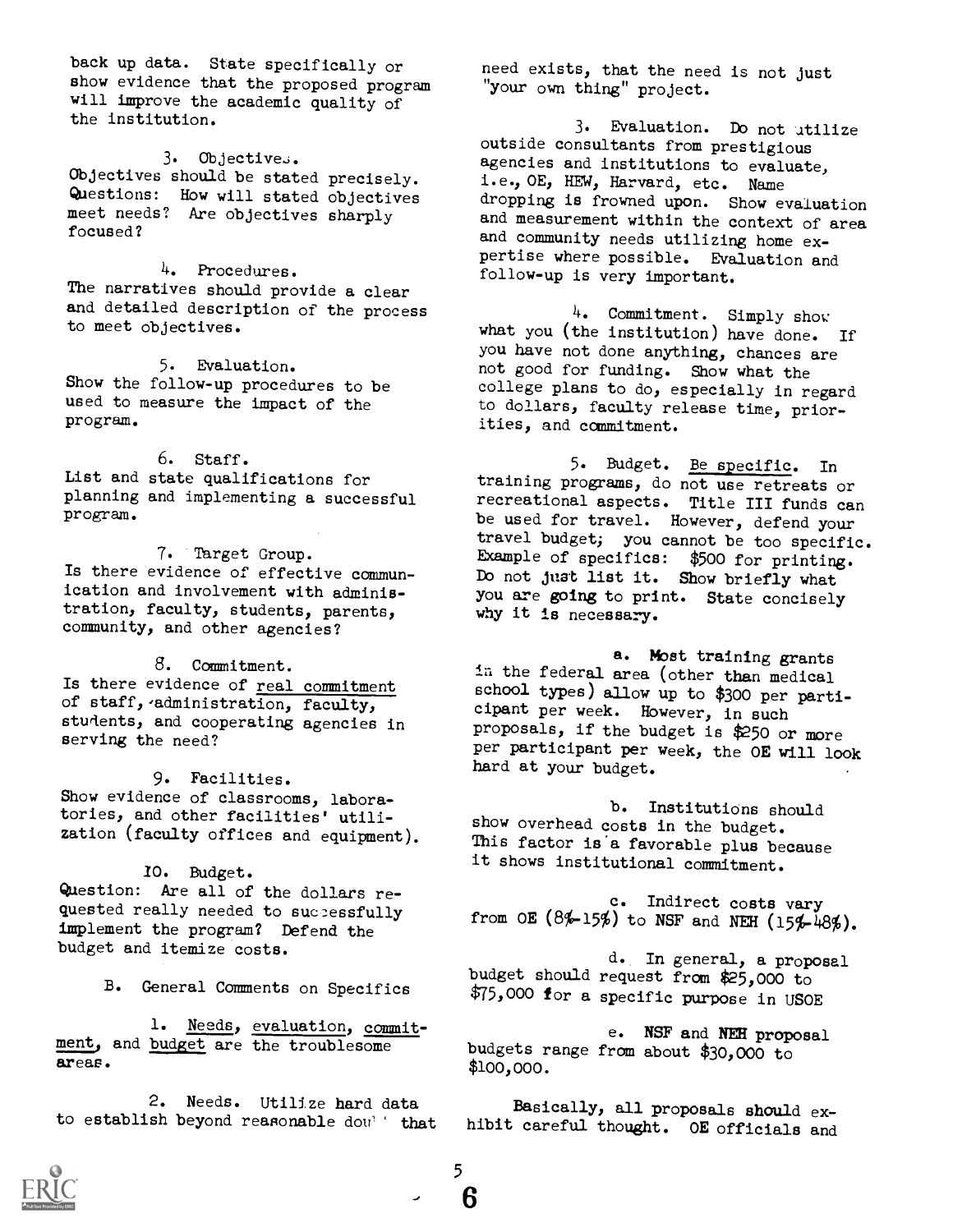back up data. State specifically or show evidence that the proposed program will improve the academic quality of the institution.

3. Objectives.
Objectives should be stated precisely. Questions: How will stated objectives meet needs? Are objectives sharply focused?

4. Procedures.
The narratives should provide a clear and detailed description of the process to meet objectives.

5. Evaluation.
Show the follow-up procedures to be used to measure the impact of the program.

6. Staff.
List and state qualifications for planning and implementing a successful program.

7. Target Group.
Is there evidence of effective communication and involvement with administration, faculty, students, parents, community, and other agencies?

8. Commitment.
Is there evidence of <u>real commitment</u> of staff, administration, faculty, students, and cooperating agencies in serving the need?

9. Facilities.
Show evidence of classrooms, laboratories, and other facilities' utilization (faculty offices and equipment).

10. Budget.
Question: Are all of the dollars requested really needed to successfully implement the program? Defend the budget and itemize costs.

B. General Comments on Specifics

1. <u>Needs</u>, <u>evaluation</u>, <u>commitment</u>, and <u>budget</u> are the troublesome areas.

2. Needs. Utilize hard data to establish beyond reasonable doubt that need exists, that the need is not just "your own thing" project.

3. Evaluation. Do not utilize outside consultants from prestigious agencies and institutions to evaluate, i.e., OE, HEW, Harvard, etc. Name dropping is frowned upon. Show evaluation and measurement within the context of area and community needs utilizing home expertise where possible. Evaluation and follow-up is very important.

4. Commitment. Simply show what you (the institution) have done. If you have not done anything, chances are not good for funding. Show what the college plans to do, especially in regard to dollars, faculty release time, priorities, and commitment.

5. Budget. <u>Be specific</u>. In training programs, do not use retreats or recreational aspects. Title III funds can be used for travel. However, defend your travel budget; you cannot be too specific. Example of specifics: \$500 for printing. Do not just list it. Show briefly what you are going to print. State concisely why it is necessary.

a. Most training grants in the federal area (other than medical school types) allow up to \$300 per participant per week. However, in such proposals, if the budget is \$250 or more per participant per week, the OE will look hard at your budget.

b. Institutions should show overhead costs in the budget. This factor is a favorable plus because it shows institutional commitment.

c. Indirect costs vary from OE (8%-15%) to NSF and NEH (15%-48%).

d. In general, a proposal budget should request from \$25,000 to \$75,000 for a specific purpose in USOE

e. NSF and NEH proposal budgets range from about \$30,000 to \$100,000.

Basically, all proposals should exhibit careful thought. OE officials and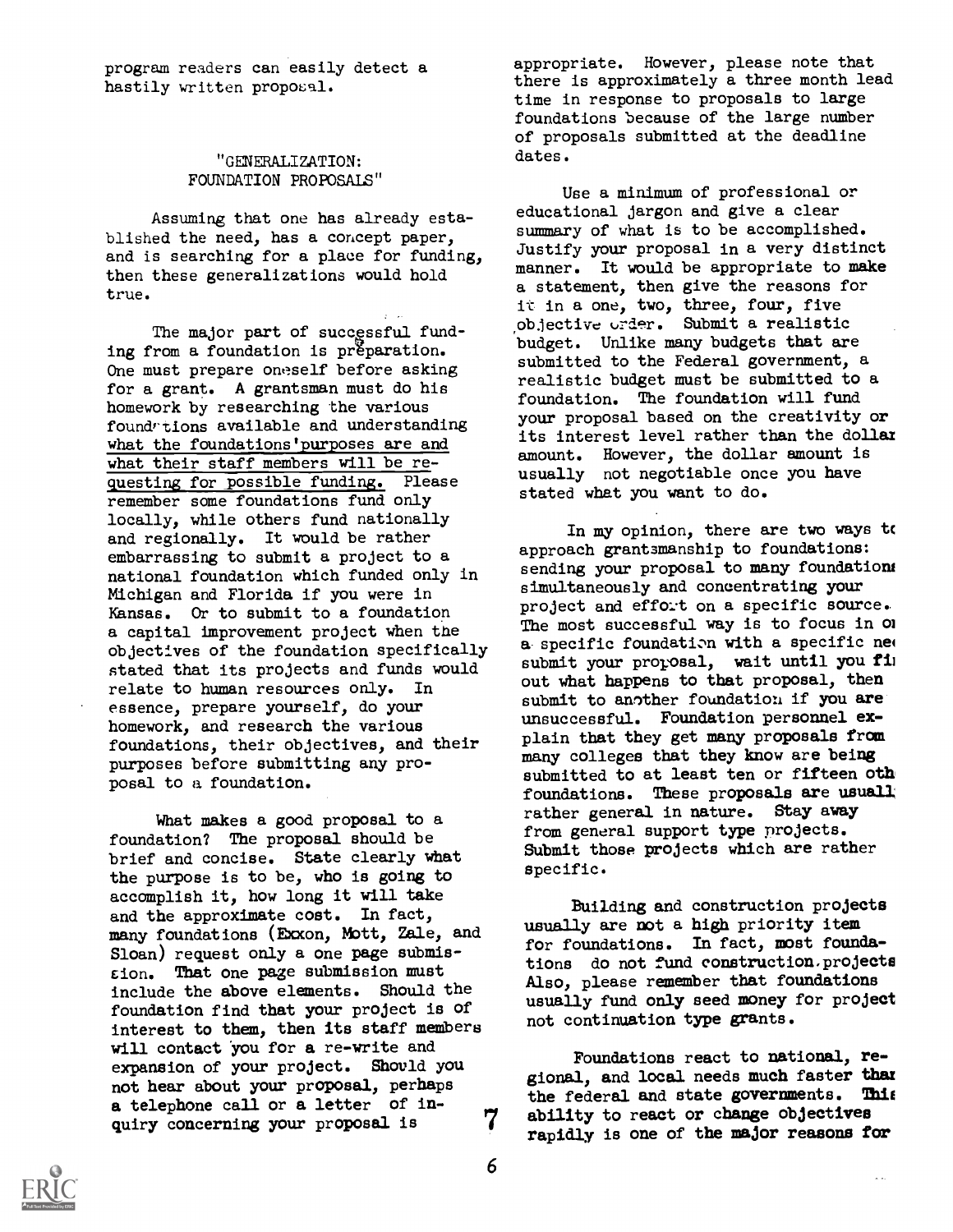program readers can easily detect a hastily written proposal.

## "GENERALIZATION: FOUNDATION PROPOSALS"

Assuming that one has already established the need, has a concept paper, and is searching for a place for funding, then these generalizations would hold true.

The major part of successful funding from a foundation is preparation. One must prepare oneself before asking for a grant. A grantsman must do his homework by researching the various foundations available and understanding what the foundations' purposes are and what their staff members will be requesting for possible funding. Please remember some foundations fund only locally, while others fund nationally and regionally. It would be rather embarrassing to submit a project to a national foundation which funded only in Michigan and Florida if you were in Kansas. Or to submit to a foundation a capital improvement project when the objectives of the foundation specifically stated that its projects and funds would relate to human resources only. In essence, prepare yourself, do your homework, and research the various foundations, their objectives, and their purposes before submitting any proposal to a foundation.

What makes a good proposal to a foundation? The proposal should be brief and concise. State clearly what the purpose is to be, who is going to accomplish it, how long it will take and the approximate cost. In fact, many foundations (Exxon, Mott, Zale, and Sloan) request only a one page submission. That one page submission must include the above elements. Should the foundation find that your project is of interest to them, then its staff members will contact you for a re-write and expansion of your project. Should you not hear about your proposal, perhaps a telephone call or a letter of inquiry concerning your proposal is appropriate. However, please note that there is approximately a three month lead time in response to proposals to large foundations because of the large number of proposals submitted at the deadline dates.

Use a minimum of professional or educational jargon and give a clear summary of what is to be accomplished. Justify your proposal in a very distinct manner. It would be appropriate to make a statement, then give the reasons for it in a one, two, three, four, five objective order. Submit a realistic budget. Unlike many budgets that are submitted to the Federal government, a realistic budget must be submitted to a foundation. The foundation will fund your proposal based on the creativity or its interest level rather than the dollar amount. However, the dollar amount is usually not negotiable once you have stated what you want to do.

In my opinion, there are two ways to approach grantsmanship to foundations: sending your proposal to many foundations simultaneously and concentrating your project and effort on a specific source. The most successful way is to focus in on a specific foundation with a specific need, submit your proposal, wait until you find out what happens to that proposal, then submit to another foundation if you are unsuccessful. Foundation personnel explain that they get many proposals from many colleges that they know are being submitted to at least ten or fifteen other foundations. These proposals are usually rather general in nature. Stay away from general support type projects. Submit those projects which are rather specific.

Building and construction projects usually are not a high priority item for foundations. In fact, most foundations do not fund construction projects. Also, please remember that foundations usually fund only seed money for projects not continuation type grants.

Foundations react to national, regional, and local needs much faster than the federal and state governments. This ability to react or change objectives rapidly is one of the major reasons for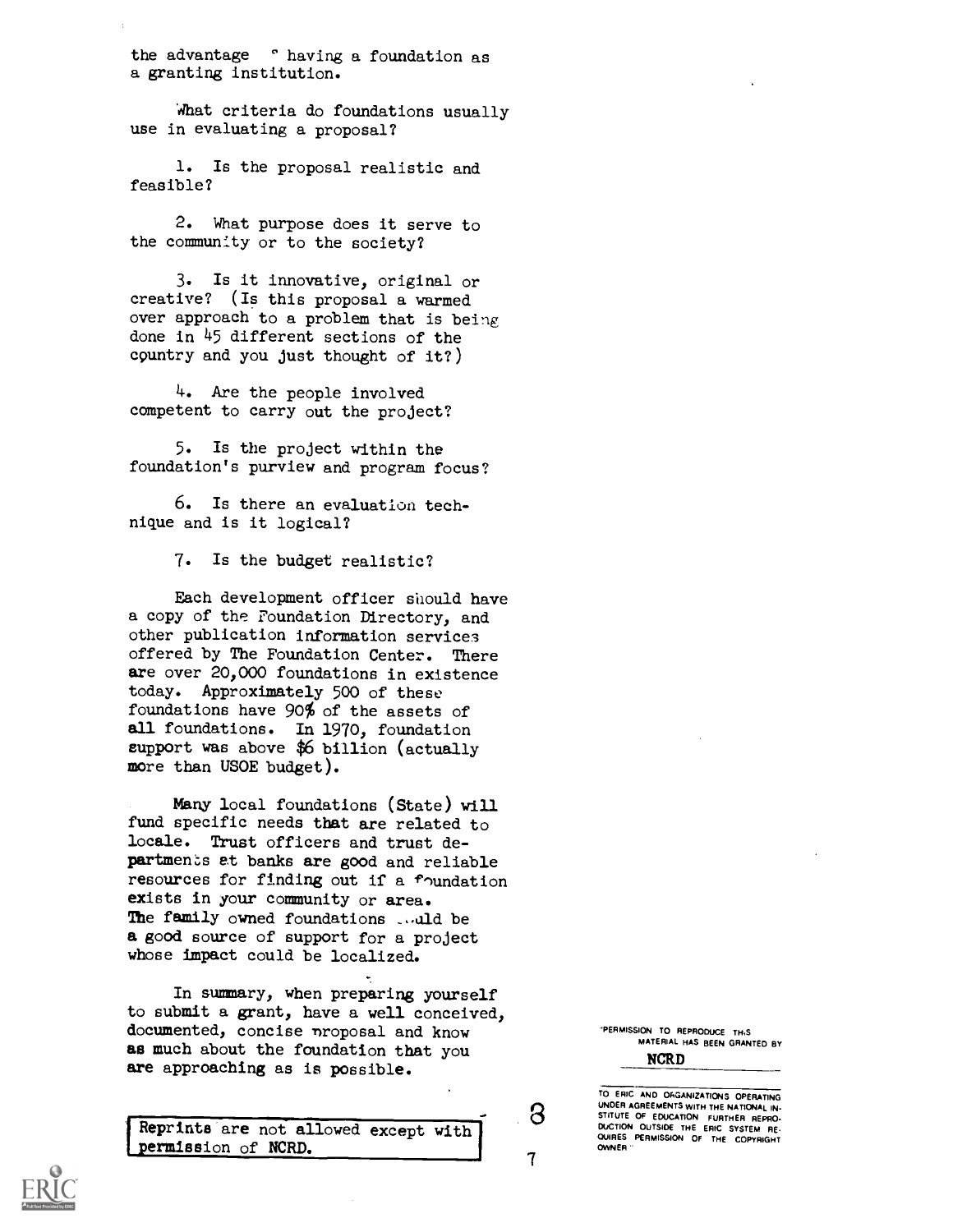the advantage of having a foundation as a granting institution.

What criteria do foundations usually use in evaluating a proposal?

1. Is the proposal realistic and feasible?

2. What purpose does it serve to the community or to the society?

3. Is it innovative, original or creative? (Is this proposal a warmed over approach to a problem that is being done in 45 different sections of the country and you just thought of it?)

4. Are the people involved competent to carry out the project?

5. Is the project within the foundation's purview and program focus?

6. Is there an evaluation technique and is it logical?

7. Is the budget realistic?

Each development officer should have a copy of the Foundation Directory, and other publication information services offered by The Foundation Center. There are over 20,000 foundations in existence today. Approximately 500 of these foundations have 90% of the assets of all foundations. In 1970, foundation support was above $6 billion (actually more than USOE budget).

Many local foundations (State) will fund specific needs that are related to locale. Trust officers and trust departments at banks are good and reliable resources for finding out if a foundation exists in your community or area. The family owned foundations could be a good source of support for a project whose impact could be localized.

In summary, when preparing yourself to submit a grant, have a well conceived, documented, concise proposal and know as much about the foundation that you are approaching as is possible.

Reprints are not allowed except with permission of NCRD.

"PERMISSION TO REPRODUCE THIS MATERIAL HAS BEEN GRANTED BY NCRD TO ERIC AND ORGANIZATIONS OPERATING UNDER AGREEMENTS WITH THE NATIONAL INSTITUTE OF EDUCATION. FURTHER REPRODUCTION OUTSIDE THE ERIC SYSTEM REQUIRES PERMISSION OF THE COPYRIGHT OWNER."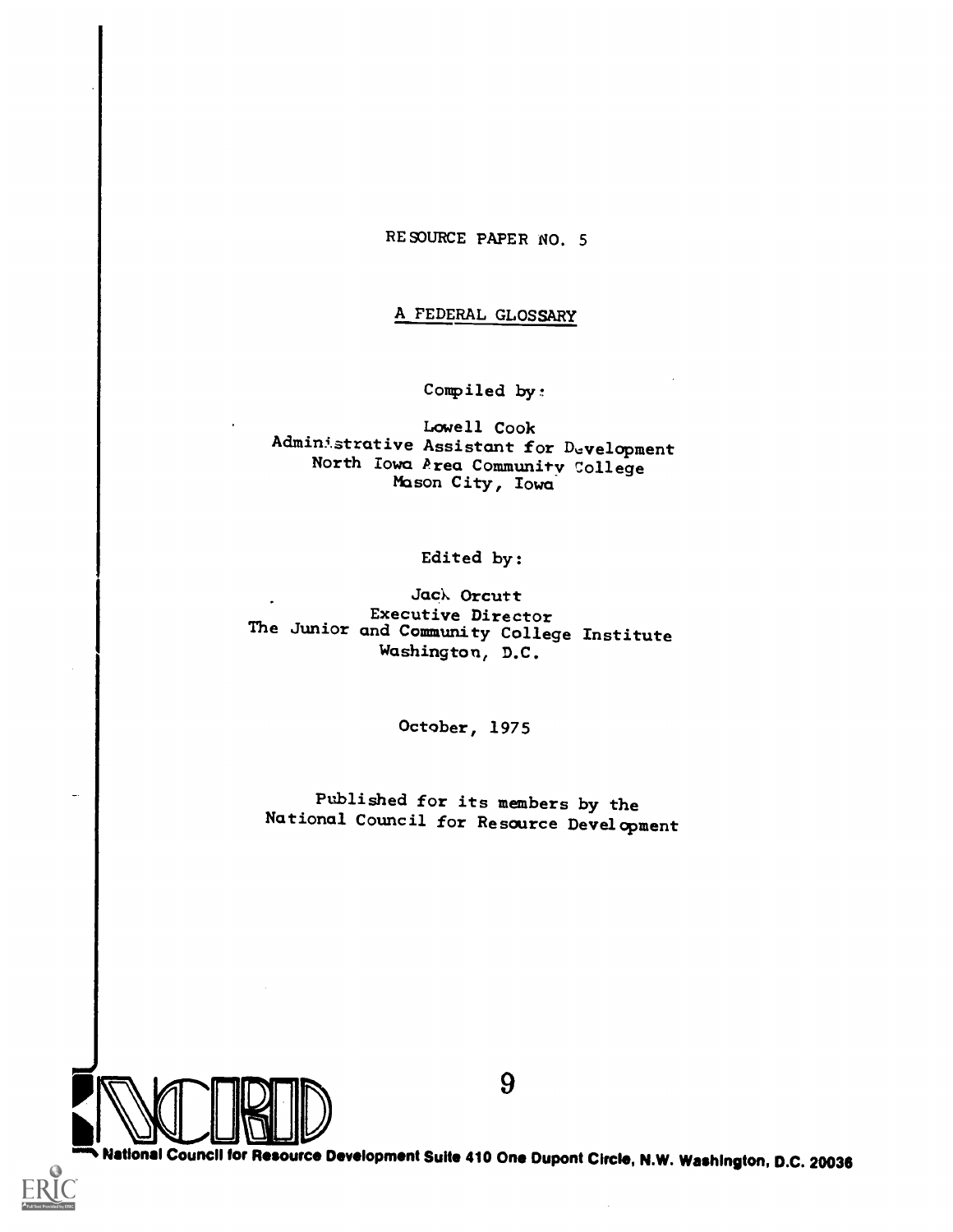RESOURCE PAPER NO. 5

# A FEDERAL GLOSSARY

Compiled by:

Lowell Cook
Administrative Assistant for Development
North Iowa Area Community College
Mason City, Iowa

Edited by:

Jack Orcutt
Executive Director
The Junior and Community College Institute
Washington, D.C.

October, 1975

Published for its members by the
National Council for Resource Development

National Council for Resource Development Suite 410 One Dupont Circle, N.W. Washington, D.C. 20036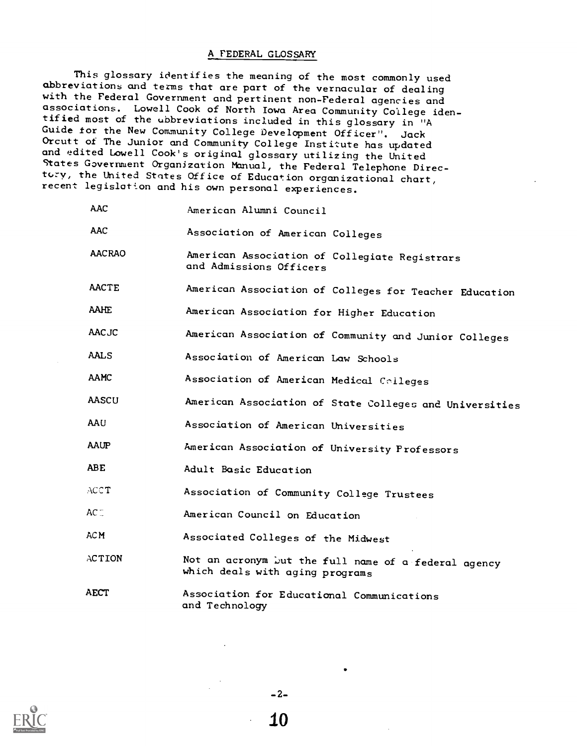## A FEDERAL GLOSSARY

This glossary identifies the meaning of the most commonly used abbreviations and terms that are part of the vernacular of dealing with the Federal Government and pertinent non-Federal agencies and associations. Lowell Cook of North Iowa Area Community College identified most of the abbreviations included in this glossary in "A Guide for the New Community College Development Officer". Jack Orcutt of The Junior and Community College Institute has updated and edited Lowell Cook's original glossary utilizing the United States Government Organization Manual, the Federal Telephone Directory, the United States Office of Education organizational chart, recent legislation and his own personal experiences.

| | |
|---|---|
| AAC | American Alumni Council |
| AAC | Association of American Colleges |
| AACRAO | American Association of Collegiate Registrars and Admissions Officers |
| AACTE | American Association of Colleges for Teacher Education |
| AAHE | American Association for Higher Education |
| AACJC | American Association of Community and Junior Colleges |
| AALS | Association of American Law Schools |
| AAMC | Association of American Medical Colleges |
| AASCU | American Association of State Colleges and Universities |
| AAU | Association of American Universities |
| AAUP | American Association of University Professors |
| ABE | Adult Basic Education |
| ACCT | Association of Community College Trustees |
| ACE | American Council on Education |
| ACM | Associated Colleges of the Midwest |
| ACTION | Not an acronym but the full name of a federal agency which deals with aging programs |
| AECT | Association for Educational Communications and Technology |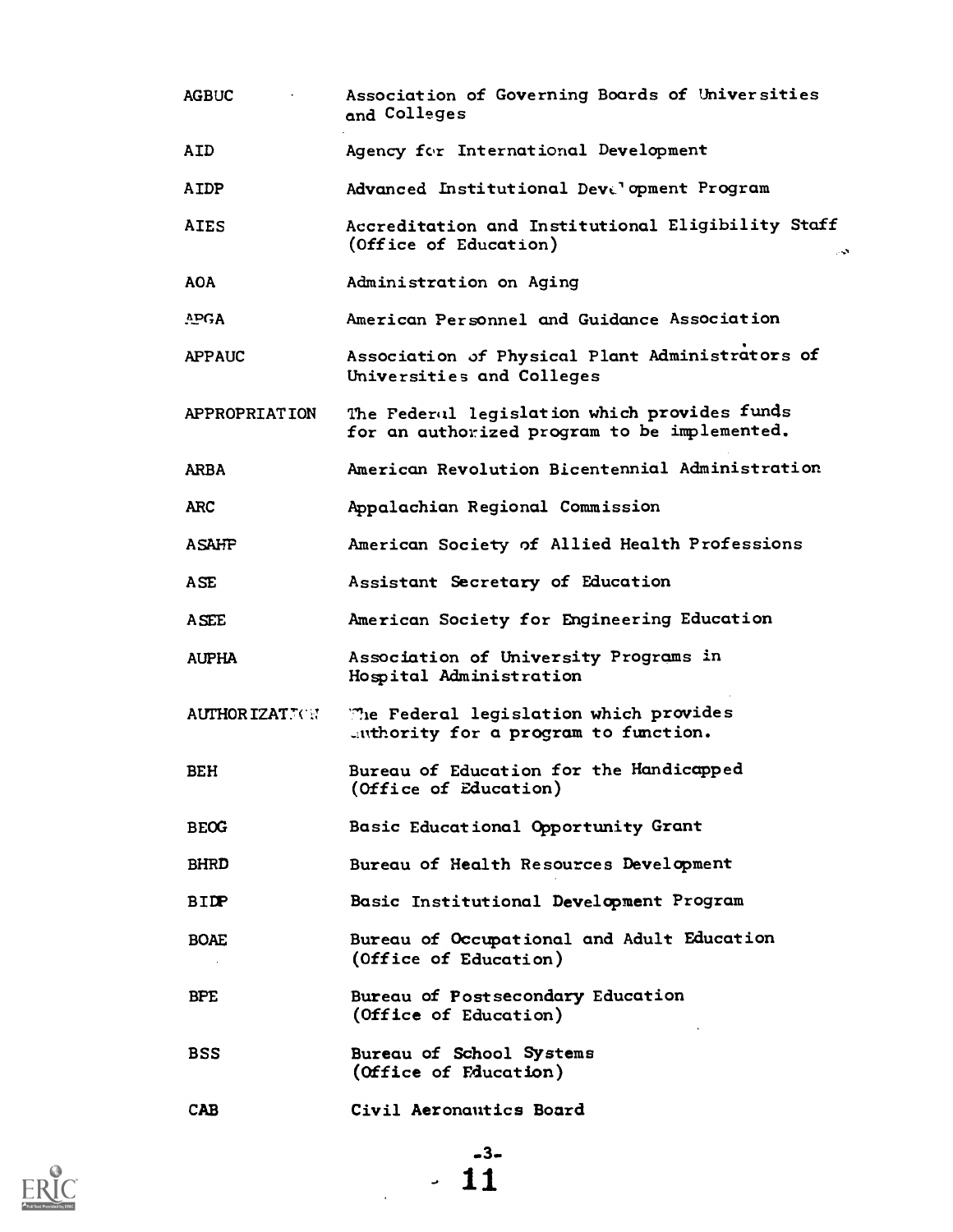| | |
|---|---|
| AGBUC | Association of Governing Boards of Universities and Colleges |
| AID | Agency for International Development |
| AIDP | Advanced Institutional Development Program |
| AIES | Accreditation and Institutional Eligibility Staff (Office of Education) |
| AOA | Administration on Aging |
| APGA | American Personnel and Guidance Association |
| APPAUC | Association of Physical Plant Administrators of Universities and Colleges |
| APPROPRIATION | The Federal legislation which provides funds for an authorized program to be implemented. |
| ARBA | American Revolution Bicentennial Administration |
| ARC | Appalachian Regional Commission |
| ASAHP | American Society of Allied Health Professions |
| ASE | Assistant Secretary of Education |
| ASEE | American Society for Engineering Education |
| AUPHA | Association of University Programs in Hospital Administration |
| AUTHORIZATION | The Federal legislation which provides authority for a program to function. |
| BEH | Bureau of Education for the Handicapped (Office of Education) |
| BEOG | Basic Educational Opportunity Grant |
| BHRD | Bureau of Health Resources Development |
| BIDP | Basic Institutional Development Program |
| BOAE | Bureau of Occupational and Adult Education (Office of Education) |
| BPE | Bureau of Postsecondary Education (Office of Education) |
| BSS | Bureau of School Systems (Office of Education) |
| CAB | Civil Aeronautics Board |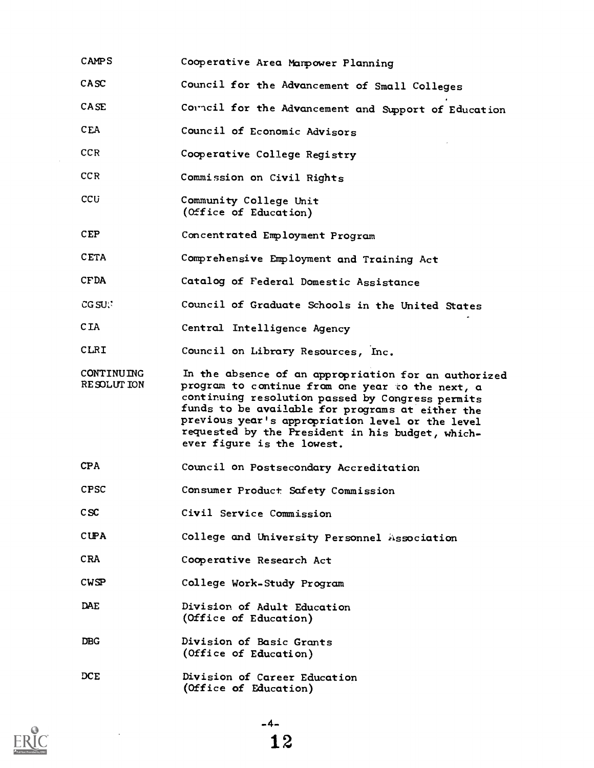| | |
|---|---|
| CAMPS | Cooperative Area Manpower Planning |
| CASC | Council for the Advancement of Small Colleges |
| CASE | Council for the Advancement and Support of Education |
| CEA | Council of Economic Advisors |
| CCR | Cooperative College Registry |
| CCR | Commission on Civil Rights |
| CCU | Community College Unit (Office of Education) |
| CEP | Concentrated Employment Program |
| CETA | Comprehensive Employment and Training Act |
| CFDA | Catalog of Federal Domestic Assistance |
| CGSUS | Council of Graduate Schools in the United States |
| CIA | Central Intelligence Agency |
| CLRI | Council on Library Resources, Inc. |
| CONTINUING RESOLUTION | In the absence of an appropriation for an authorized program to continue from one year to the next, a continuing resolution passed by Congress permits funds to be available for programs at either the previous year's appropriation level or the level requested by the President in his budget, whichever figure is the lowest. |
| CPA | Council on Postsecondary Accreditation |
| CPSC | Consumer Product Safety Commission |
| CSC | Civil Service Commission |
| CUPA | College and University Personnel Association |
| CRA | Cooperative Research Act |
| CWSP | College Work-Study Program |
| DAE | Division of Adult Education (Office of Education) |
| DBG | Division of Basic Grants (Office of Education) |
| DCE | Division of Career Education (Office of Education) |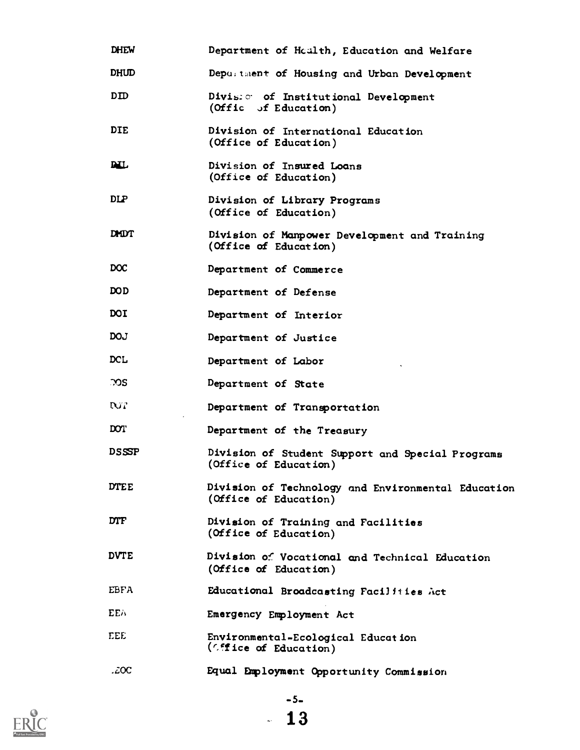| | |
|---|---|
| DHEW | Department of Health, Education and Welfare |
| DHUD | Department of Housing and Urban Development |
| DID | Division of Institutional Development (Office of Education) |
| DIE | Division of International Education (Office of Education) |
| DIL | Division of Insured Loans (Office of Education) |
| DLP | Division of Library Programs (Office of Education) |
| DMDT | Division of Manpower Development and Training (Office of Education) |
| DOC | Department of Commerce |
| DOD | Department of Defense |
| DOI | Department of Interior |
| DOJ | Department of Justice |
| DOL | Department of Labor |
| DOS | Department of State |
| DOT | Department of Transportation |
| DOT | Department of the Treasury |
| DSSSP | Division of Student Support and Special Programs (Office of Education) |
| DTEE | Division of Technology and Environmental Education (Office of Education) |
| DTF | Division of Training and Facilities (Office of Education) |
| DVTE | Division of Vocational and Technical Education (Office of Education) |
| EBFA | Educational Broadcasting Facilities Act |
| EEA | Emergency Employment Act |
| EEE | Environmental-Ecological Education (Office of Education) |
| EEOC | Equal Employment Opportunity Commission |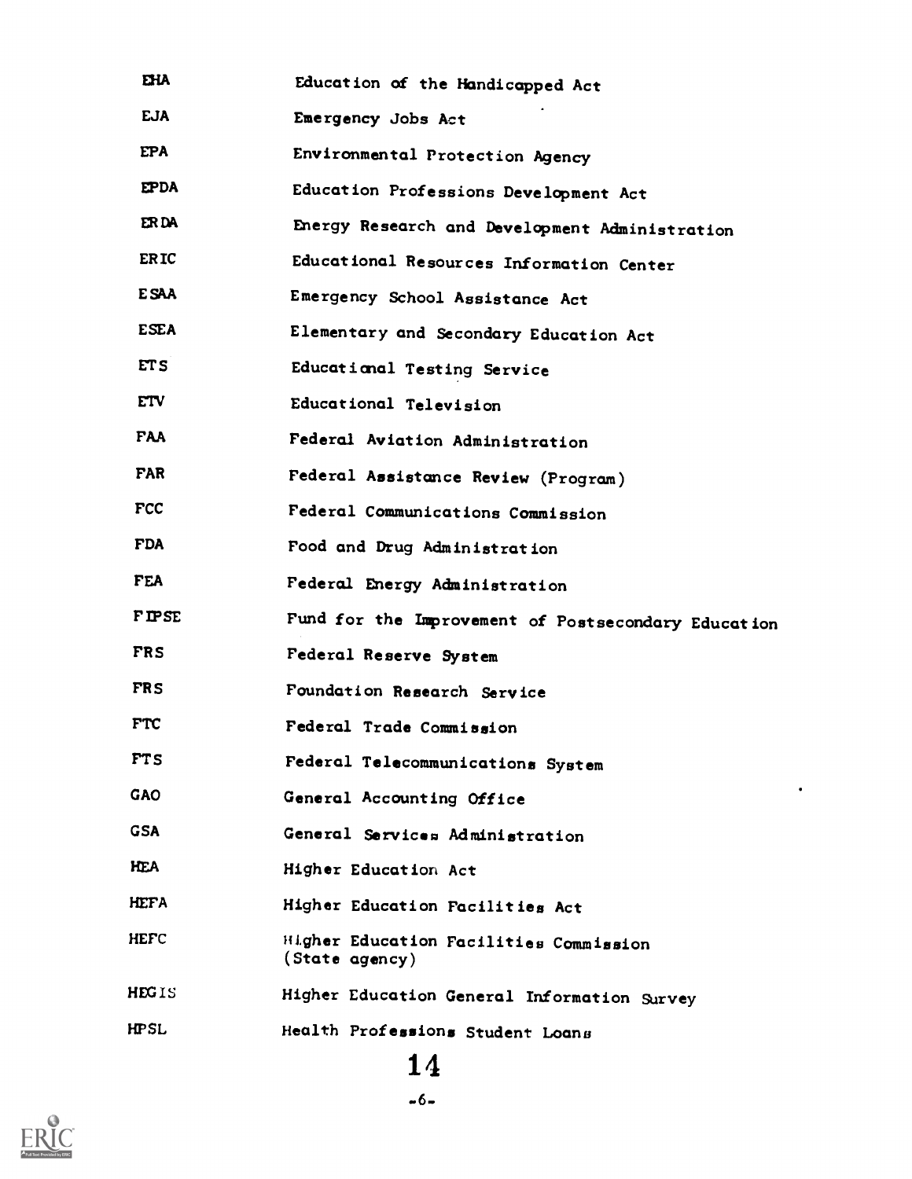| | |
|---|---|
| EHA | Education of the Handicapped Act |
| EJA | Emergency Jobs Act |
| EPA | Environmental Protection Agency |
| EPDA | Education Professions Development Act |
| ERDA | Energy Research and Development Administration |
| ERIC | Educational Resources Information Center |
| ESAA | Emergency School Assistance Act |
| ESEA | Elementary and Secondary Education Act |
| ETS | Educational Testing Service |
| ETV | Educational Television |
| FAA | Federal Aviation Administration |
| FAR | Federal Assistance Review (Program) |
| FCC | Federal Communications Commission |
| FDA | Food and Drug Administration |
| FEA | Federal Energy Administration |
| FIPSE | Fund for the Improvement of Postsecondary Education |
| FRS | Federal Reserve System |
| FRS | Foundation Research Service |
| FTC | Federal Trade Commission |
| FTS | Federal Telecommunications System |
| GAO | General Accounting Office |
| GSA | General Services Administration |
| HEA | Higher Education Act |
| HEFA | Higher Education Facilities Act |
| HEFC | Higher Education Facilities Commission (State agency) |
| HEGIS | Higher Education General Information Survey |
| HPSL | Health Professions Student Loans |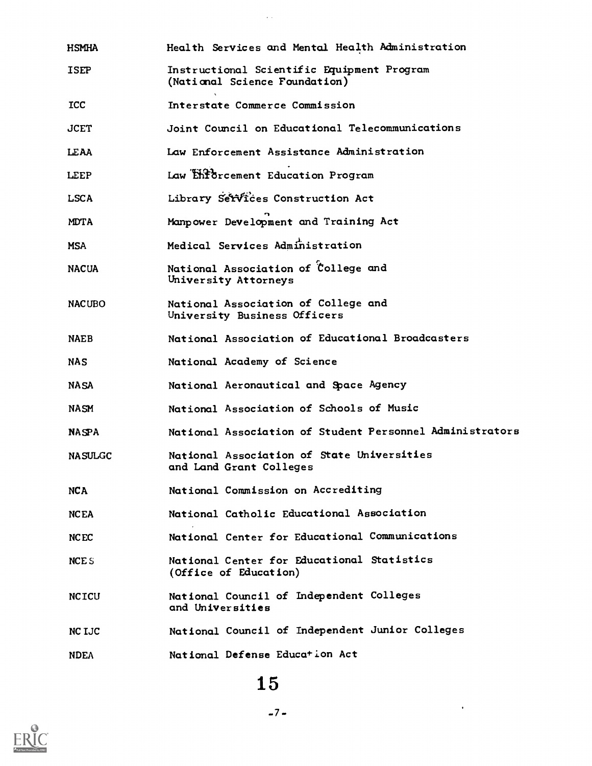| | |
|---|---|
| HSMHA | Health Services and Mental Health Administration |
| ISEP | Instructional Scientific Equipment Program (National Science Foundation) |
| ICC | Interstate Commerce Commission |
| JCET | Joint Council on Educational Telecommunications |
| LEAA | Law Enforcement Assistance Administration |
| LEEP | Law Enforcement Education Program |
| LSCA | Library Services Construction Act |
| MDTA | Manpower Development and Training Act |
| MSA | Medical Services Administration |
| NACUA | National Association of College and University Attorneys |
| NACUBO | National Association of College and University Business Officers |
| NAEB | National Association of Educational Broadcasters |
| NAS | National Academy of Science |
| NASA | National Aeronautical and Space Agency |
| NASM | National Association of Schools of Music |
| NASPA | National Association of Student Personnel Administrators |
| NASULGC | National Association of State Universities and Land Grant Colleges |
| NCA | National Commission on Accrediting |
| NCEA | National Catholic Educational Association |
| NCEC | National Center for Educational Communications |
| NCES | National Center for Educational Statistics (Office of Education) |
| NCICU | National Council of Independent Colleges and Universities |
| NCIJC | National Council of Independent Junior Colleges |
| NDEA | National Defense Education Act |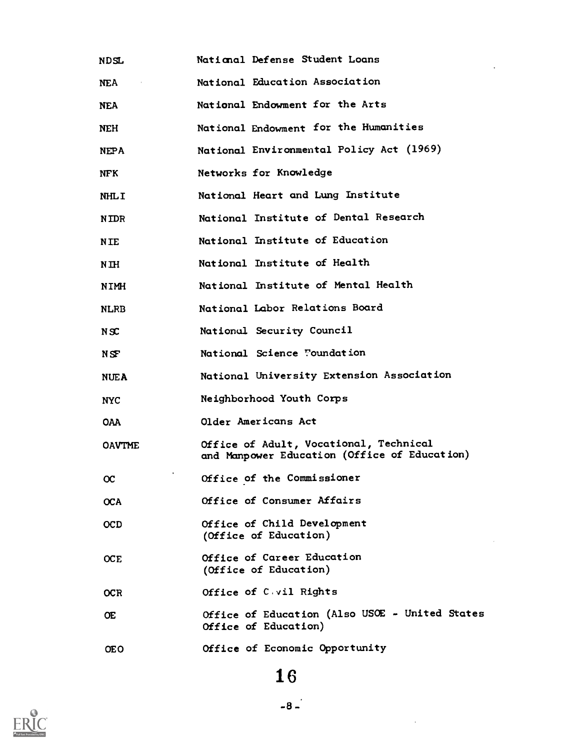| | |
|---|---|
| NDSL | National Defense Student Loans |
| NEA | National Education Association |
| NEA | National Endowment for the Arts |
| NEH | National Endowment for the Humanities |
| NEPA | National Environmental Policy Act (1969) |
| NFK | Networks for Knowledge |
| NHLI | National Heart and Lung Institute |
| NIDR | National Institute of Dental Research |
| NIE | National Institute of Education |
| NIH | National Institute of Health |
| NIMH | National Institute of Mental Health |
| NLRB | National Labor Relations Board |
| NSC | National Security Council |
| NSF | National Science Foundation |
| NUEA | National University Extension Association |
| NYC | Neighborhood Youth Corps |
| OAA | Older Americans Act |
| OAVTME | Office of Adult, Vocational, Technical and Manpower Education (Office of Education) |
| OC | Office of the Commissioner |
| OCA | Office of Consumer Affairs |
| OCD | Office of Child Development (Office of Education) |
| OCE | Office of Career Education (Office of Education) |
| OCR | Office of Civil Rights |
| OE | Office of Education (Also USOE - United States Office of Education) |
| OEO | Office of Economic Opportunity |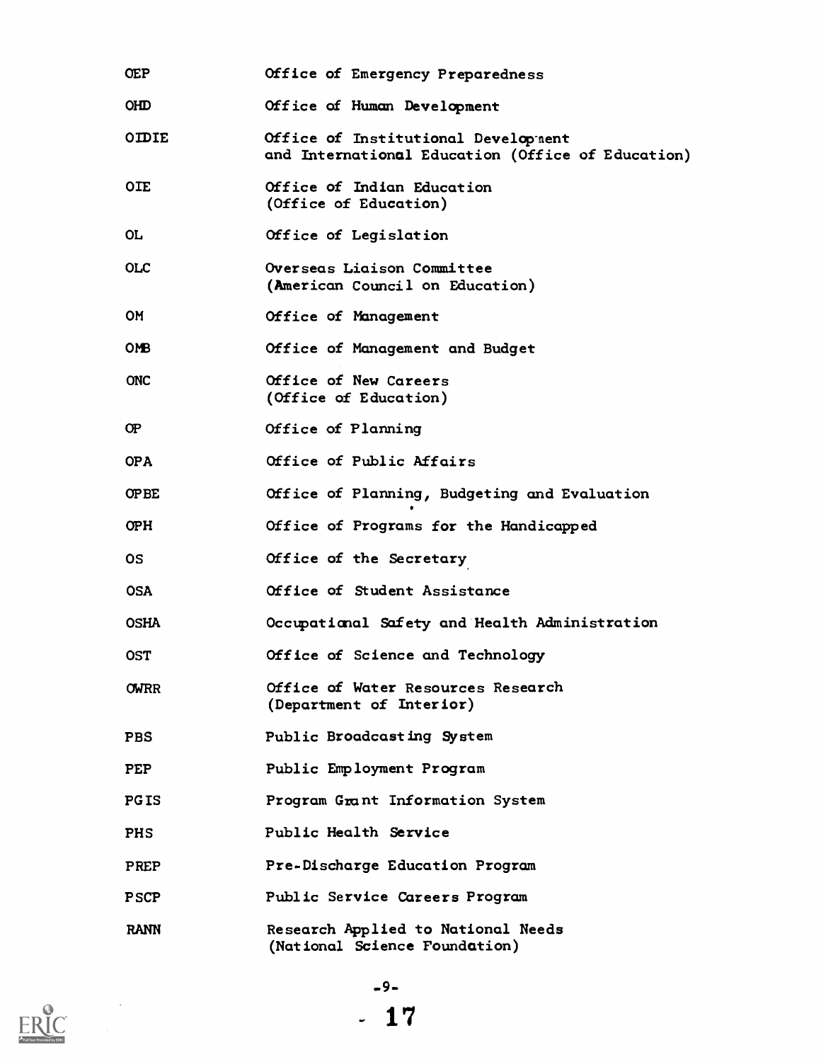| | |
|---|---|
| OEP | Office of Emergency Preparedness |
| OHD | Office of Human Development |
| OIDIE | Office of Institutional Development and International Education (Office of Education) |
| OIE | Office of Indian Education (Office of Education) |
| OL | Office of Legislation |
| OLC | Overseas Liaison Committee (American Council on Education) |
| OM | Office of Management |
| OMB | Office of Management and Budget |
| ONC | Office of New Careers (Office of Education) |
| OP | Office of Planning |
| OPA | Office of Public Affairs |
| OPBE | Office of Planning, Budgeting and Evaluation |
| OPH | Office of Programs for the Handicapped |
| OS | Office of the Secretary |
| OSA | Office of Student Assistance |
| OSHA | Occupational Safety and Health Administration |
| OST | Office of Science and Technology |
| OWRR | Office of Water Resources Research (Department of Interior) |
| PBS | Public Broadcasting System |
| PEP | Public Employment Program |
| PGIS | Program Grant Information System |
| PHS | Public Health Service |
| PREP | Pre-Discharge Education Program |
| PSCP | Public Service Careers Program |
| RANN | Research Applied to National Needs (National Science Foundation) |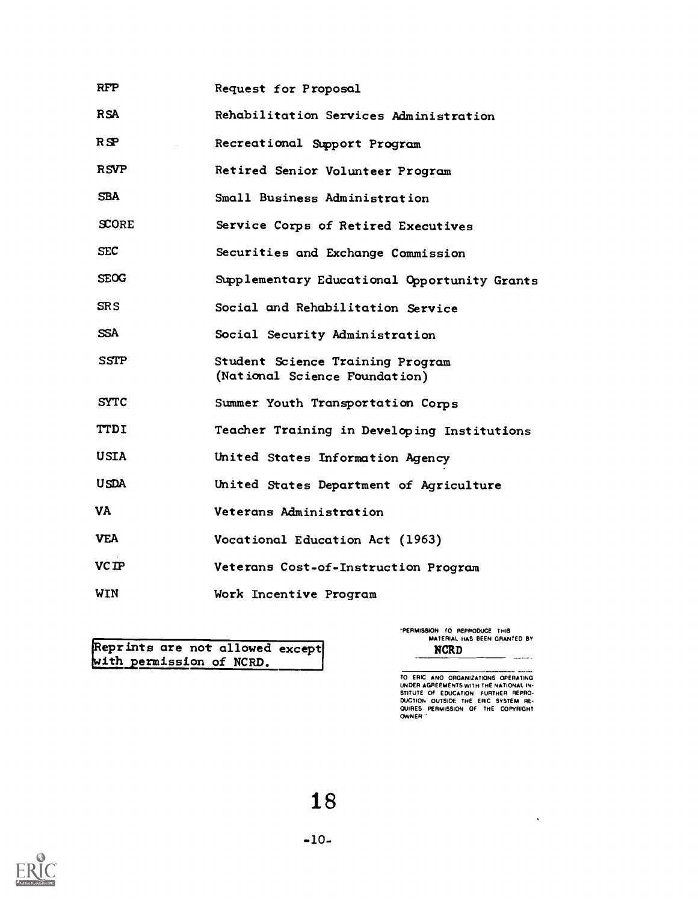| | |
|---|---|
| RFP | Request for Proposal |
| RSA | Rehabilitation Services Administration |
| RSP | Recreational Support Program |
| RSVP | Retired Senior Volunteer Program |
| SBA | Small Business Administration |
| SCORE | Service Corps of Retired Executives |
| SEC | Securities and Exchange Commission |
| SEOG | Supplementary Educational Opportunity Grants |
| SRS | Social and Rehabilitation Service |
| SSA | Social Security Administration |
| SSTP | Student Science Training Program (National Science Foundation) |
| SYTC | Summer Youth Transportation Corps |
| TTDI | Teacher Training in Developing Institutions |
| USIA | United States Information Agency |
| USDA | United States Department of Agriculture |
| VA | Veterans Administration |
| VEA | Vocational Education Act (1963) |
| VCIP | Veterans Cost-of-Instruction Program |
| WIN | Work Incentive Program |

Reprints are not allowed except with permission of NCRD.

"PERMISSION TO REPRODUCE THIS MATERIAL HAS BEEN GRANTED BY NCRD TO ERIC AND ORGANIZATIONS OPERATING UNDER AGREEMENTS WITH THE NATIONAL INSTITUTE OF EDUCATION. FURTHER REPRODUCTION OUTSIDE THE ERIC SYSTEM REQUIRES PERMISSION OF THE COPYRIGHT OWNER"

-10-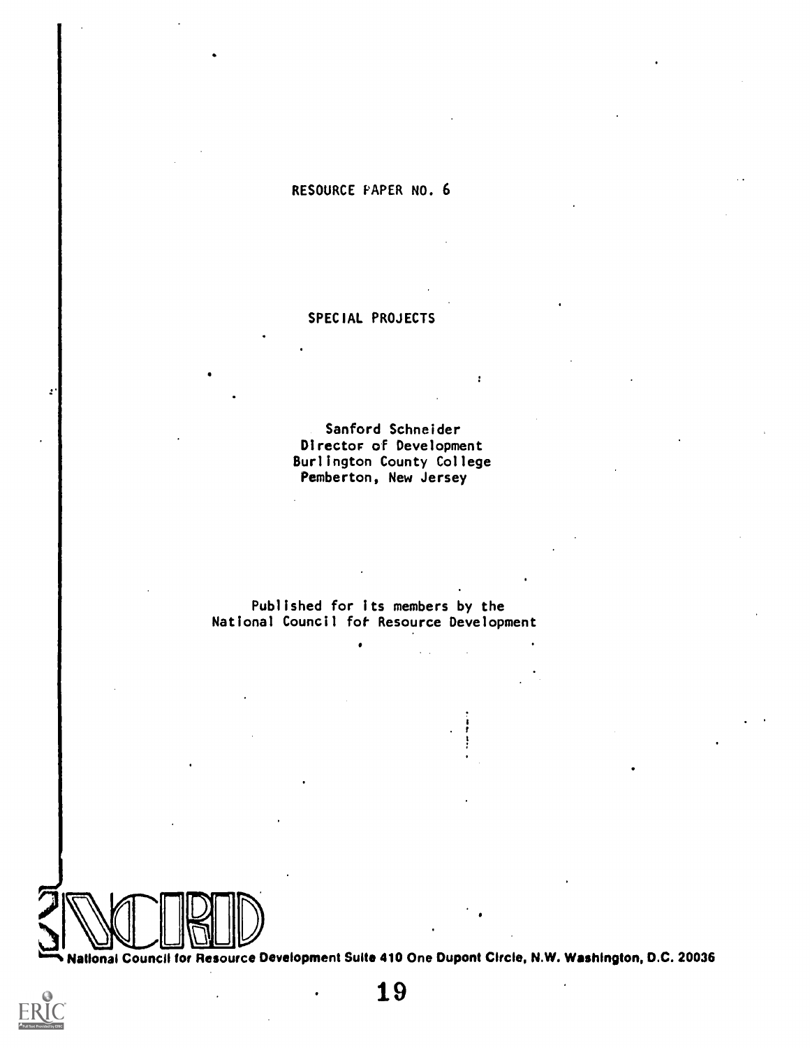RESOURCE PAPER NO. 6

# SPECIAL PROJECTS

Sanford Schneider
Director of Development
Burlington County College
Pemberton, New Jersey

Published for its members by the
National Council for Resource Development

National Council for Resource Development Suite 410 One Dupont Circle, N.W. Washington, D.C. 20036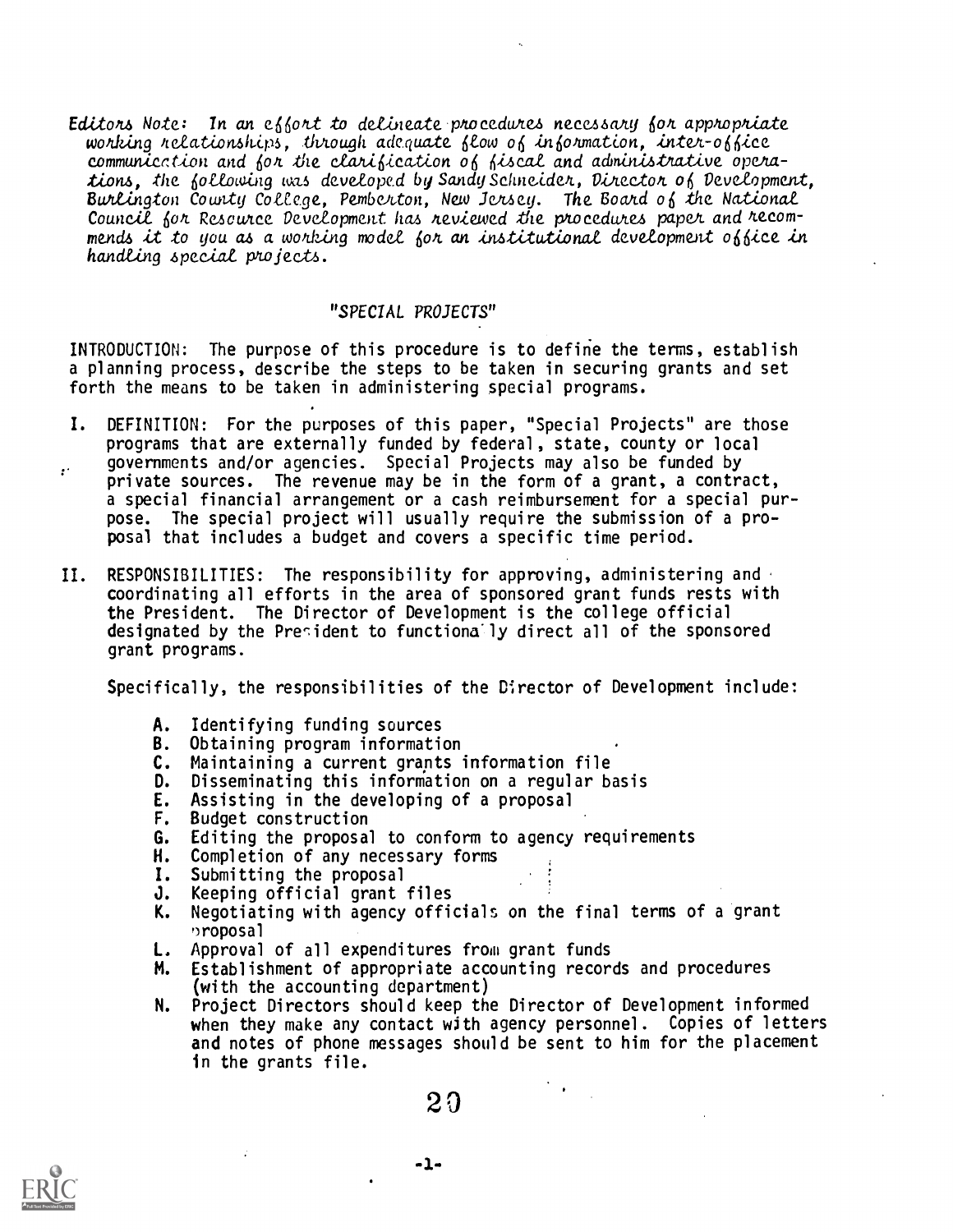*Editors Note: In an effort to delineate procedures necessary for appropriate working relationships, through adequate flow of information, inter-office communication and for the clarification of fiscal and administrative operations, the following was developed by Sandy Schneider, Director of Development, Burlington County College, Pemberton, New Jersey. The Board of the National Council for Resource Development has reviewed the procedures paper and recommends it to you as a working model for an institutional development office in handling special projects.*

## "SPECIAL PROJECTS"

INTRODUCTION: The purpose of this procedure is to define the terms, establish a planning process, describe the steps to be taken in securing grants and set forth the means to be taken in administering special programs.

I. DEFINITION: For the purposes of this paper, "Special Projects" are those programs that are externally funded by federal, state, county or local governments and/or agencies. Special Projects may also be funded by private sources. The revenue may be in the form of a grant, a contract, a special financial arrangement or a cash reimbursement for a special purpose. The special project will usually require the submission of a proposal that includes a budget and covers a specific time period.

II. RESPONSIBILITIES: The responsibility for approving, administering and coordinating all efforts in the area of sponsored grant funds rests with the President. The Director of Development is the college official designated by the President to functionally direct all of the sponsored grant programs.

Specifically, the responsibilities of the Director of Development include:

A. Identifying funding sources
B. Obtaining program information
C. Maintaining a current grants information file
D. Disseminating this information on a regular basis
E. Assisting in the developing of a proposal
F. Budget construction
G. Editing the proposal to conform to agency requirements
H. Completion of any necessary forms
I. Submitting the proposal
J. Keeping official grant files
K. Negotiating with agency officials on the final terms of a grant proposal
L. Approval of all expenditures from grant funds
M. Establishment of appropriate accounting records and procedures (with the accounting department)
N. Project Directors should keep the Director of Development informed when they make any contact with agency personnel. Copies of letters and notes of phone messages should be sent to him for the placement in the grants file.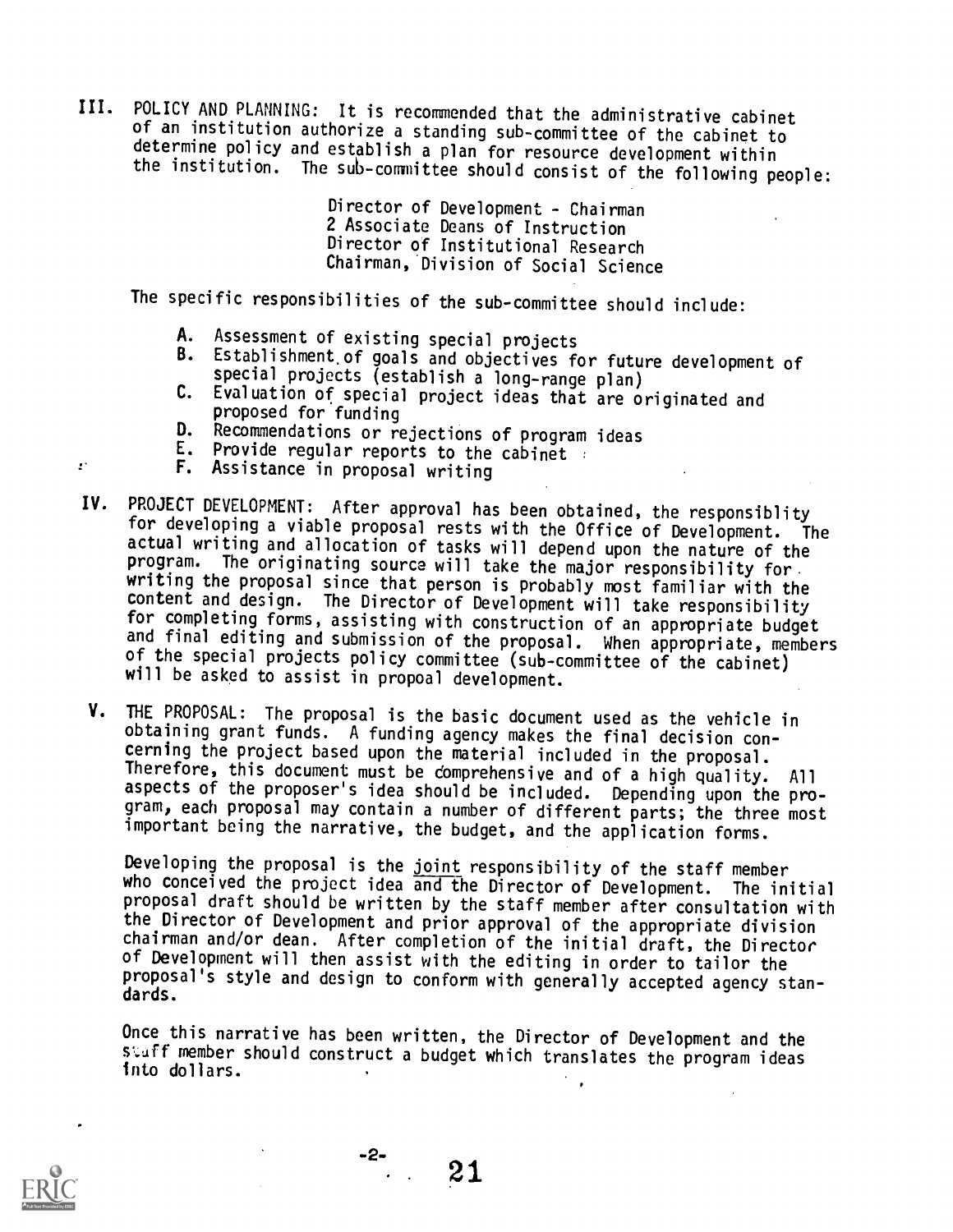III. POLICY AND PLANNING: It is recommended that the administrative cabinet of an institution authorize a standing sub-committee of the cabinet to determine policy and establish a plan for resource development within the institution. The sub-committee should consist of the following people:

> Director of Development - Chairman
> 2 Associate Deans of Instruction
> Director of Institutional Research
> Chairman, Division of Social Science

The specific responsibilities of the sub-committee should include:

- A. Assessment of existing special projects
- B. Establishment of goals and objectives for future development of special projects (establish a long-range plan)
- C. Evaluation of special project ideas that are originated and proposed for funding
- D. Recommendations or rejections of program ideas
- E. Provide regular reports to the cabinet
- F. Assistance in proposal writing

IV. PROJECT DEVELOPMENT: After approval has been obtained, the responsiblity for developing a viable proposal rests with the Office of Development. The actual writing and allocation of tasks will depend upon the nature of the program. The originating source will take the major responsibility for writing the proposal since that person is probably most familiar with the content and design. The Director of Development will take responsibility for completing forms, assisting with construction of an appropriate budget and final editing and submission of the proposal. When appropriate, members of the special projects policy committee (sub-committee of the cabinet) will be asked to assist in propoal development.

V. THE PROPOSAL: The proposal is the basic document used as the vehicle in obtaining grant funds. A funding agency makes the final decision concerning the project based upon the material included in the proposal. Therefore, this document must be comprehensive and of a high quality. All aspects of the proposer's idea should be included. Depending upon the program, each proposal may contain a number of different parts; the three most important being the narrative, the budget, and the application forms.

Developing the proposal is the joint responsibility of the staff member who conceived the project idea and the Director of Development. The initial proposal draft should be written by the staff member after consultation with the Director of Development and prior approval of the appropriate division chairman and/or dean. After completion of the initial draft, the Director of Development will then assist with the editing in order to tailor the proposal's style and design to conform with generally accepted agency standards.

Once this narrative has been written, the Director of Development and the staff member should construct a budget which translates the program ideas into dollars.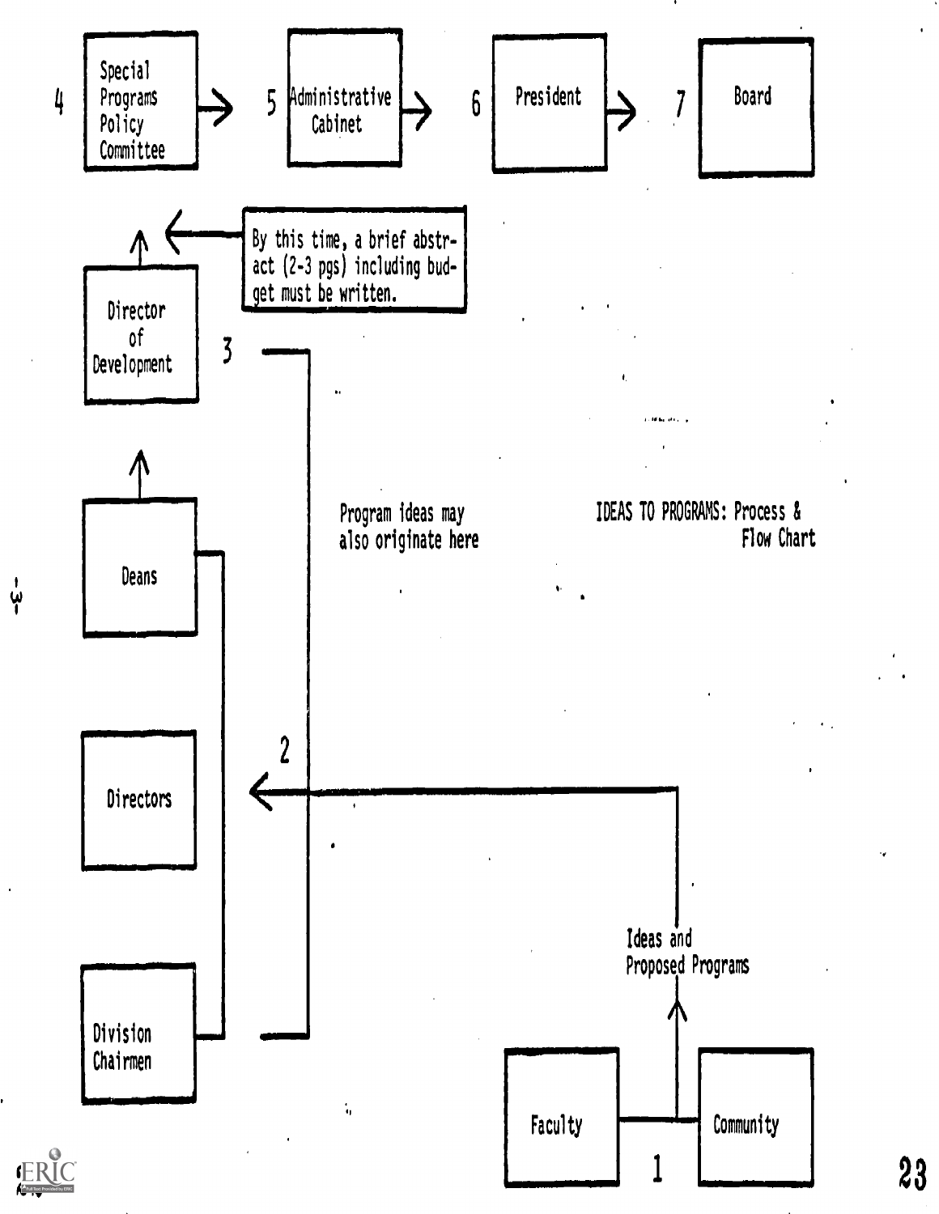## IDEAS TO PROGRAMS: Process & Flow Chart

1. Faculty — Community
   - Ideas and Proposed Programs
2. Division Chairmen / Directors / Deans
   - Program ideas may also originate here
3. Director of Development
   - By this time, a brief abstract (2-3 pgs) including budget must be written.
4. Special Programs Policy Committee
5. Administrative Cabinet
6. President
7. Board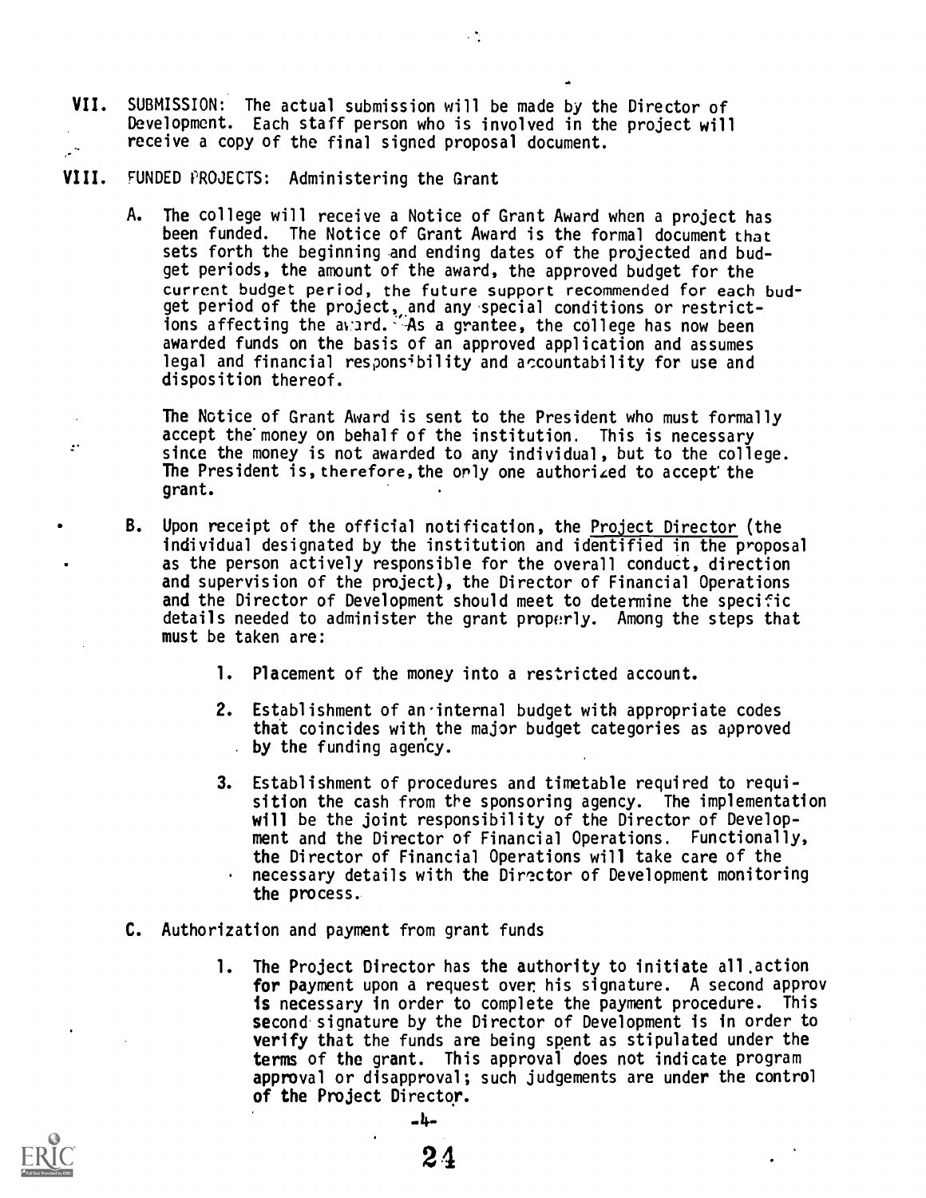VII. SUBMISSION: The actual submission will be made by the Director of Development. Each staff person who is involved in the project will receive a copy of the final signed proposal document.

VIII. FUNDED PROJECTS: Administering the Grant

A. The college will receive a Notice of Grant Award when a project has been funded. The Notice of Grant Award is the formal document that sets forth the beginning and ending dates of the projected and budget periods, the amount of the award, the approved budget for the current budget period, the future support recommended for each budget period of the project, and any special conditions or restrictions affecting the award. As a grantee, the college has now been awarded funds on the basis of an approved application and assumes legal and financial responsibility and accountability for use and disposition thereof.

The Notice of Grant Award is sent to the President who must formally accept the money on behalf of the institution. This is necessary since the money is not awarded to any individual, but to the college. The President is, therefore, the only one authorized to accept the grant.

B. Upon receipt of the official notification, the Project Director (the individual designated by the institution and identified in the proposal as the person actively responsible for the overall conduct, direction and supervision of the project), the Director of Financial Operations and the Director of Development should meet to determine the specific details needed to administer the grant properly. Among the steps that must be taken are:

1. Placement of the money into a restricted account.

2. Establishment of an internal budget with appropriate codes that coincides with the major budget categories as approved by the funding agency.

3. Establishment of procedures and timetable required to requisition the cash from the sponsoring agency. The implementation will be the joint responsibility of the Director of Development and the Director of Financial Operations. Functionally, the Director of Financial Operations will take care of the necessary details with the Director of Development monitoring the process.

C. Authorization and payment from grant funds

1. The Project Director has the authority to initiate all action for payment upon a request over his signature. A second approv is necessary in order to complete the payment procedure. This second signature by the Director of Development is in order to verify that the funds are being spent as stipulated under the terms of the grant. This approval does not indicate program approval or disapproval; such judgements are under the control of the Project Director.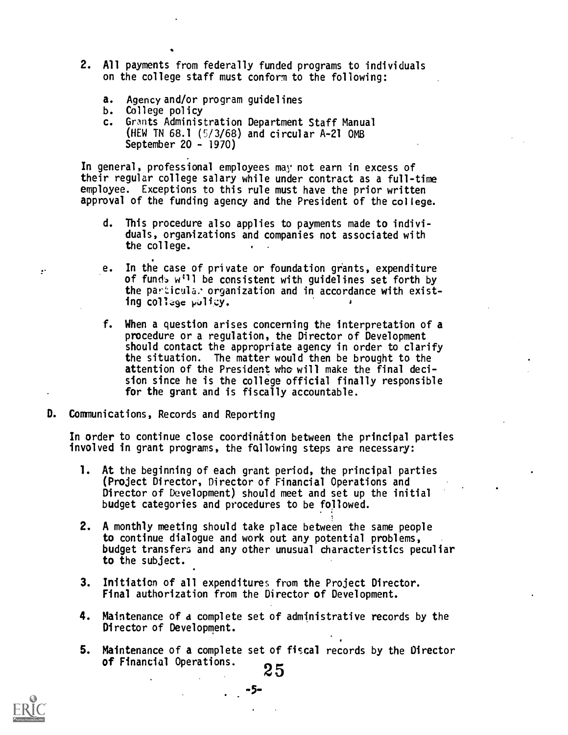2. All payments from federally funded programs to individuals on the college staff must conform to the following:

   a. Agency and/or program guidelines
   b. College policy
   c. Grants Administration Department Staff Manual (HEW TN 68.1 (5/3/68) and circular A-21 OMB September 20 - 1970)

In general, professional employees may not earn in excess of their regular college salary while under contract as a full-time employee. Exceptions to this rule must have the prior written approval of the funding agency and the President of the college.

   d. This procedure also applies to payments made to individuals, organizations and companies not associated with the college.

   e. In the case of private or foundation grants, expenditure of funds will be consistent with guidelines set forth by the particular organization and in accordance with existing college policy.

   f. When a question arises concerning the interpretation of a procedure or a regulation, the Director of Development should contact the appropriate agency in order to clarify the situation. The matter would then be brought to the attention of the President who will make the final decision since he is the college official finally responsible for the grant and is fiscally accountable.

D. Communications, Records and Reporting

In order to continue close coordination between the principal parties involved in grant programs, the following steps are necessary:

1. At the beginning of each grant period, the principal parties (Project Director, Director of Financial Operations and Director of Development) should meet and set up the initial budget categories and procedures to be followed.

2. A monthly meeting should take place between the same people to continue dialogue and work out any potential problems, budget transfers and any other unusual characteristics peculiar to the subject.

3. Initiation of all expenditures from the Project Director. Final authorization from the Director of Development.

4. Maintenance of a complete set of administrative records by the Director of Development.

5. Maintenance of a complete set of fiscal records by the Director of Financial Operations.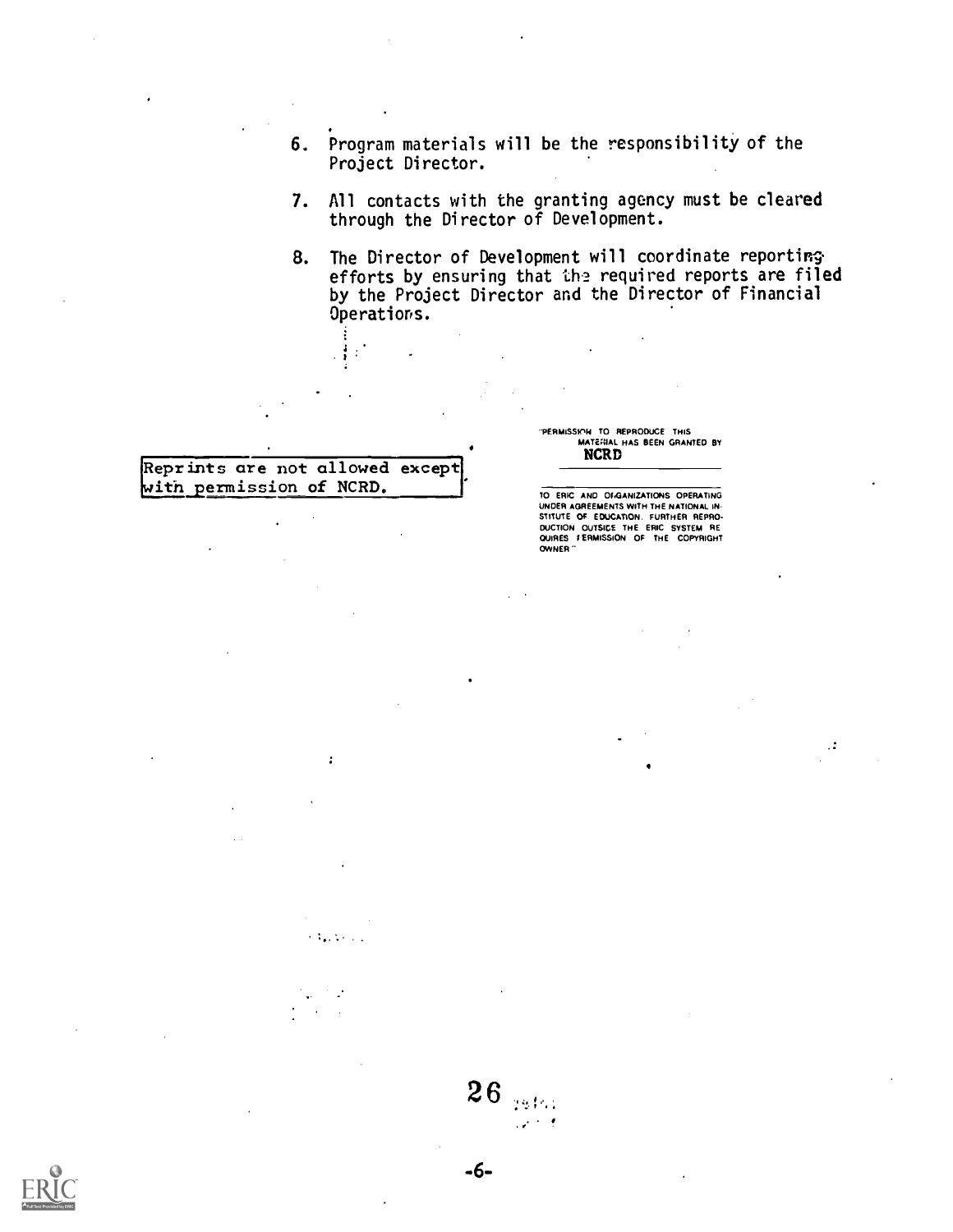6. Program materials will be the responsibility of the Project Director.

7. All contacts with the granting agency must be cleared through the Director of Development.

8. The Director of Development will coordinate reporting efforts by ensuring that the required reports are filed by the Project Director and the Director of Financial Operations.

Reprints are not allowed except with permission of NCRD.

"PERMISSION TO REPRODUCE THIS MATERIAL HAS BEEN GRANTED BY NCRD

TO ERIC AND ORGANIZATIONS OPERATING UNDER AGREEMENTS WITH THE NATIONAL INSTITUTE OF EDUCATION. FURTHER REPRODUCTION OUTSIDE THE ERIC SYSTEM REQUIRES PERMISSION OF THE COPYRIGHT OWNER"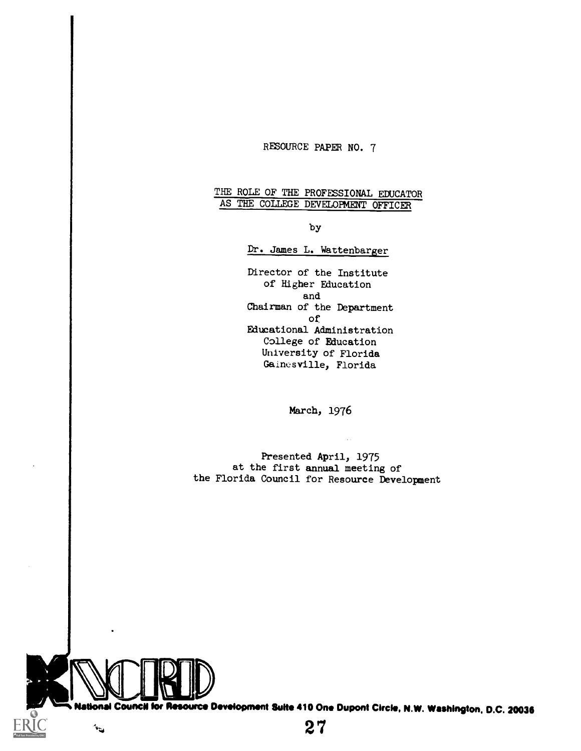RESOURCE PAPER NO. 7

## THE ROLE OF THE PROFESSIONAL EDUCATOR AS THE COLLEGE DEVELOPMENT OFFICER

by

Dr. James L. Wattenbarger

Director of the Institute
of Higher Education
and
Chairman of the Department
of
Educational Administration
College of Education
University of Florida
Gainesville, Florida

March, 1976

Presented April, 1975
at the first annual meeting of
the Florida Council for Resource Development

NCRD

National Council for Resource Development Suite 410 One Dupont Circle, N.W. Washington, D.C. 20036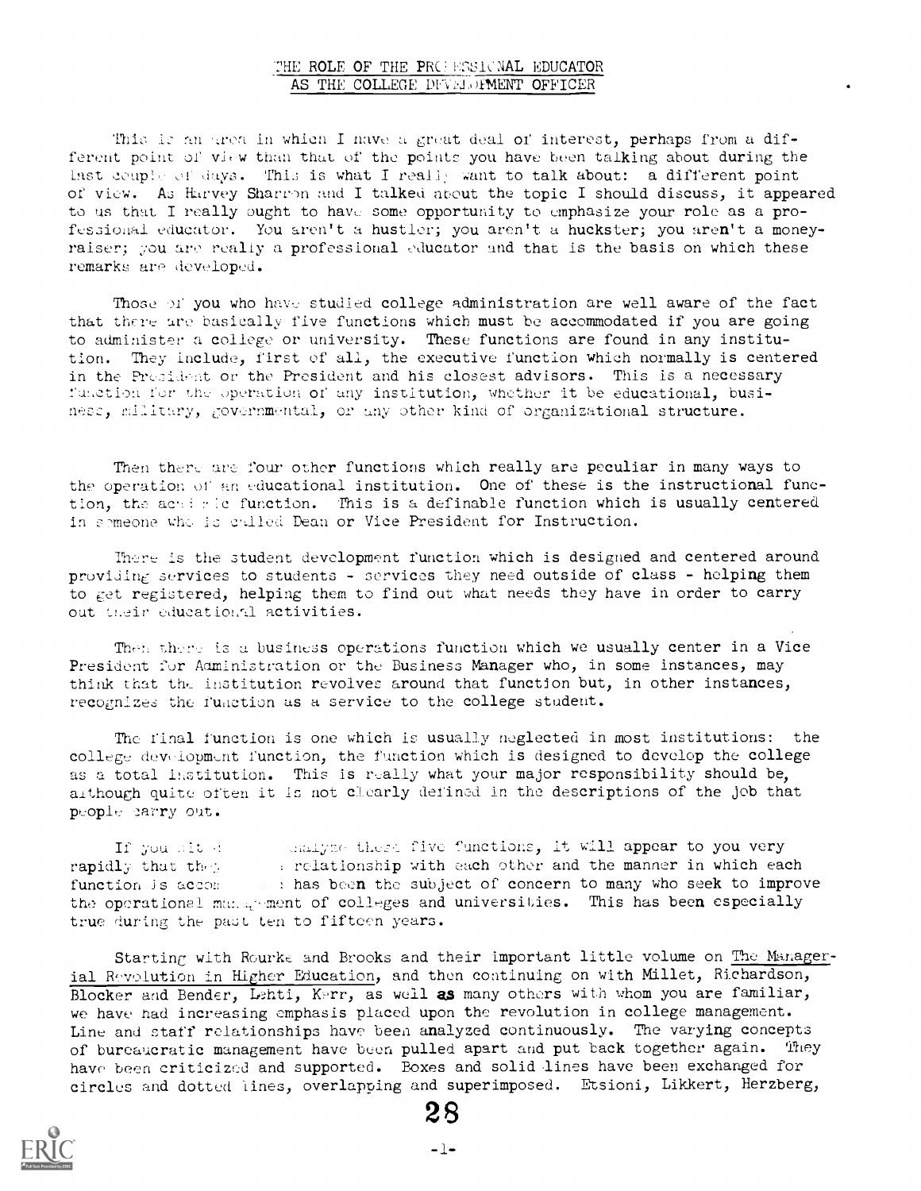# THE ROLE OF THE PROFESSIONAL EDUCATOR AS THE COLLEGE DEVELOPMENT OFFICER

This is an area in which I have a great deal of interest, perhaps from a different point of view than that of the points you have been talking about during the last couple of days. This is what I really want to talk about: a different point of view. As Harvey Sharron and I talked about the topic I should discuss, it appeared to us that I really ought to have some opportunity to emphasize your role as a professional educator. You aren't a hustler; you aren't a huckster; you aren't a money-raiser; you are really a professional educator and that is the basis on which these remarks are developed.

Those of you who have studied college administration are well aware of the fact that there are basically five functions which must be accommodated if you are going to administer a college or university. These functions are found in any institution. They include, first of all, the executive function which normally is centered in the President or the President and his closest advisors. This is a necessary function for the operation of any institution, whether it be educational, business, military, governmental, or any other kind of organizational structure.

Then there are four other functions which really are peculiar in many ways to the operation of an educational institution. One of these is the instructional function, the academic function. This is a definable function which is usually centered in someone who is called Dean or Vice President for Instruction.

There is the student development function which is designed and centered around providing services to students - services they need outside of class - helping them to get registered, helping them to find out what needs they have in order to carry out their educational activities.

Then there is a business operations function which we usually center in a Vice President for Administration or the Business Manager who, in some instances, may think that the institution revolves around that function but, in other instances, recognizes the function as a service to the college student.

The final function is one which is usually neglected in most institutions: the college development function, the function which is designed to develop the college as a total institution. This is really what your major responsibility should be, although quite often it is not clearly defined in the descriptions of the job that people carry out.

If you sit down and analyze these five functions, it will appear to you very rapidly that their relationship with each other and the manner in which each function is accomplished has been the subject of concern to many who seek to improve the operational management of colleges and universities. This has been especially true during the past ten to fifteen years.

Starting with Rourke and Brooks and their important little volume on The Managerial Revolution in Higher Education, and then continuing on with Millet, Richardson, Blocker and Bender, Lehti, Kerr, as well as many others with whom you are familiar, we have had increasing emphasis placed upon the revolution in college management. Line and staff relationships have been analyzed continuously. The varying concepts of bureaucratic management have been pulled apart and put back together again. They have been criticized and supported. Boxes and solid lines have been exchanged for circles and dotted lines, overlapping and superimposed. Etsioni, Likkert, Herzberg,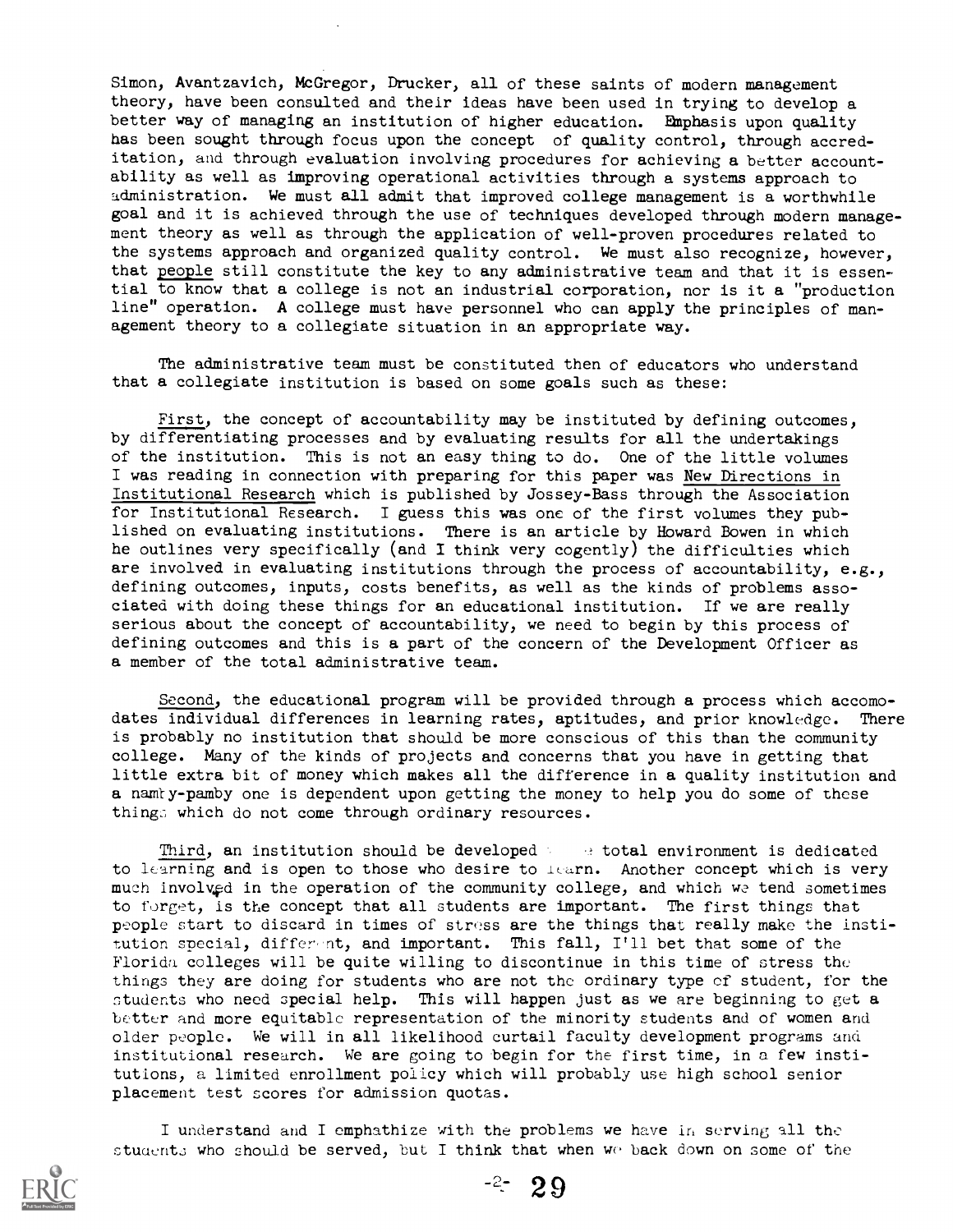Simon, Avantzavich, McGregor, Drucker, all of these saints of modern management theory, have been consulted and their ideas have been used in trying to develop a better way of managing an institution of higher education. Emphasis upon quality has been sought through focus upon the concept of quality control, through accreditation, and through evaluation involving procedures for achieving a better accountability as well as improving operational activities through a systems approach to administration. We must all admit that improved college management is a worthwhile goal and it is achieved through the use of techniques developed through modern management theory as well as through the application of well-proven procedures related to the systems approach and organized quality control. We must also recognize, however, that people still constitute the key to any administrative team and that it is essential to know that a college is not an industrial corporation, nor is it a "production line" operation. A college must have personnel who can apply the principles of management theory to a collegiate situation in an appropriate way.

The administrative team must be constituted then of educators who understand that a collegiate institution is based on some goals such as these:

First, the concept of accountability may be instituted by defining outcomes, by differentiating processes and by evaluating results for all the undertakings of the institution. This is not an easy thing to do. One of the little volumes I was reading in connection with preparing for this paper was New Directions in Institutional Research which is published by Jossey-Bass through the Association for Institutional Research. I guess this was one of the first volumes they published on evaluating institutions. There is an article by Howard Bowen in which he outlines very specifically (and I think very cogently) the difficulties which are involved in evaluating institutions through the process of accountability, e.g., defining outcomes, inputs, costs benefits, as well as the kinds of problems associated with doing these things for an educational institution. If we are really serious about the concept of accountability, we need to begin by this process of defining outcomes and this is a part of the concern of the Development Officer as a member of the total administrative team.

Second, the educational program will be provided through a process which accomodates individual differences in learning rates, aptitudes, and prior knowledge. There is probably no institution that should be more conscious of this than the community college. Many of the kinds of projects and concerns that you have in getting that little extra bit of money which makes all the difference in a quality institution and a namby-pamby one is dependent upon getting the money to help you do some of these things which do not come through ordinary resources.

Third, an institution should be developed [...] total environment is dedicated to learning and is open to those who desire to learn. Another concept which is very much involved in the operation of the community college, and which we tend sometimes to forget, is the concept that all students are important. The first things that people start to discard in times of stress are the things that really make the institution special, different, and important. This fall, I'll bet that some of the Florida colleges will be quite willing to discontinue in this time of stress the things they are doing for students who are not the ordinary type of student, for the students who need special help. This will happen just as we are beginning to get a better and more equitable representation of the minority students and of women and older people. We will in all likelihood curtail faculty development programs and institutional research. We are going to begin for the first time, in a few institutions, a limited enrollment policy which will probably use high school senior placement test scores for admission quotas.

I understand and I emphathize with the problems we have in serving all the students who should be served, but I think that when we back down on some of the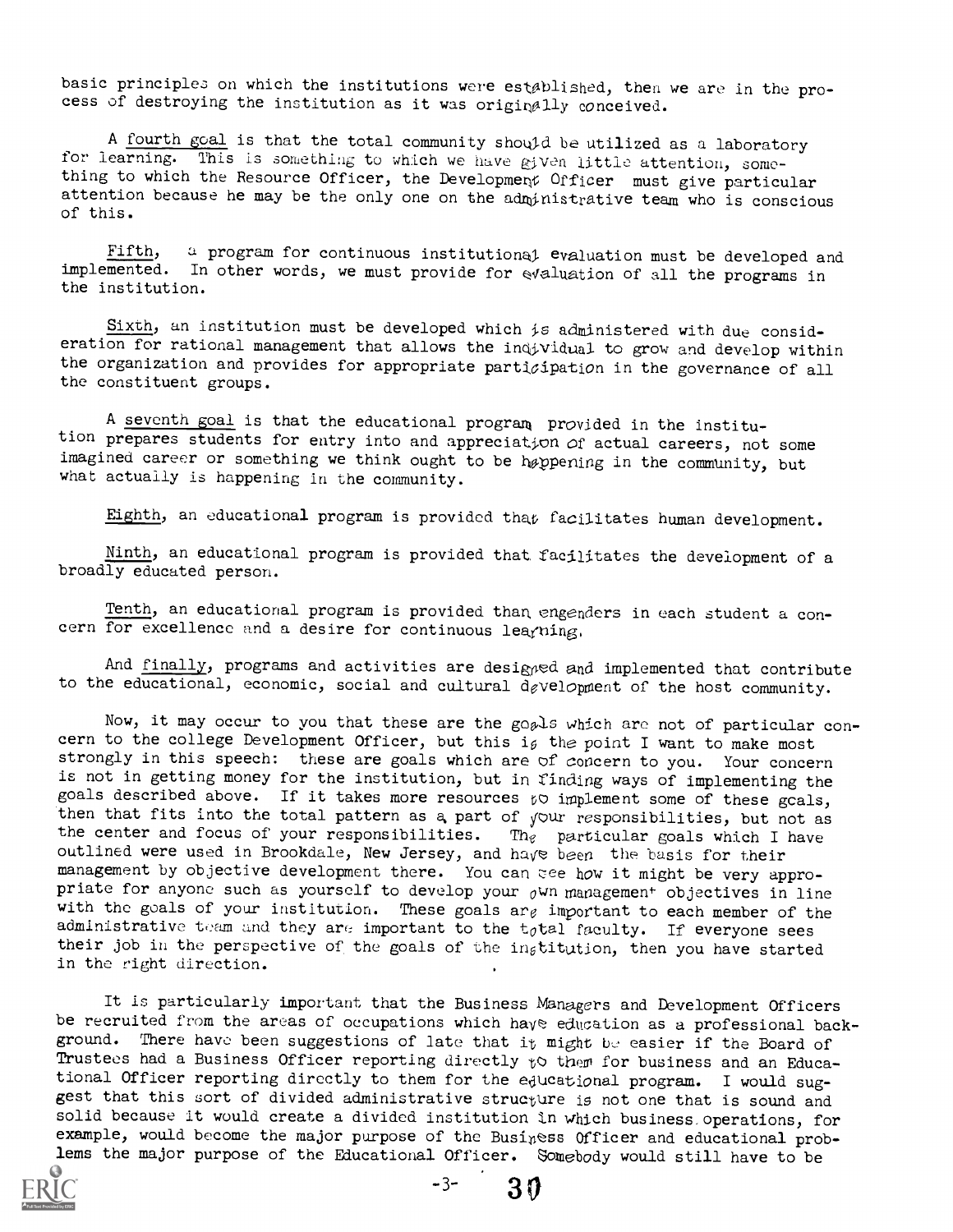basic principles on which the institutions were established, then we are in the process of destroying the institution as it was originally conceived.

A fourth goal is that the total community should be utilized as a laboratory for learning. This is something to which we have given little attention, something to which the Resource Officer, the Development Officer must give particular attention because he may be the only one on the administrative team who is conscious of this.

Fifth, a program for continuous institutional evaluation must be developed and implemented. In other words, we must provide for evaluation of all the programs in the institution.

Sixth, an institution must be developed which is administered with due consideration for rational management that allows the individual to grow and develop within the organization and provides for appropriate participation in the governance of all the constituent groups.

A seventh goal is that the educational program provided in the institution prepares students for entry into and appreciation of actual careers, not some imagined career or something we think ought to be happening in the community, but what actually is happening in the community.

Eighth, an educational program is provided that facilitates human development.

Ninth, an educational program is provided that facilitates the development of a broadly educated person.

Tenth, an educational program is provided than engenders in each student a concern for excellence and a desire for continuous learning.

And finally, programs and activities are designed and implemented that contribute to the educational, economic, social and cultural development of the host community.

Now, it may occur to you that these are the goals which are not of particular concern to the college Development Officer, but this is the point I want to make most strongly in this speech: these are goals which are of concern to you. Your concern is not in getting money for the institution, but in finding ways of implementing the goals described above. If it takes more resources to implement some of these goals, then that fits into the total pattern as a part of your responsibilities, but not as the center and focus of your responsibilities. The particular goals which I have outlined were used in Brookdale, New Jersey, and have been the basis for their management by objective development there. You can see how it might be very appropriate for anyone such as yourself to develop your own management objectives in line with the goals of your institution. These goals are important to each member of the administrative team and they are important to the total faculty. If everyone sees their job in the perspective of the goals of the institution, then you have started in the right direction.

It is particularly important that the Business Managers and Development Officers be recruited from the areas of occupations which have education as a professional background. There have been suggestions of late that it might be easier if the Board of Trustees had a Business Officer reporting directly to them for business and an Educational Officer reporting directly to them for the educational program. I would suggest that this sort of divided administrative structure is not one that is sound and solid because it would create a divided institution in which business operations, for example, would become the major purpose of the Business Officer and educational problems the major purpose of the Educational Officer. Somebody would still have to be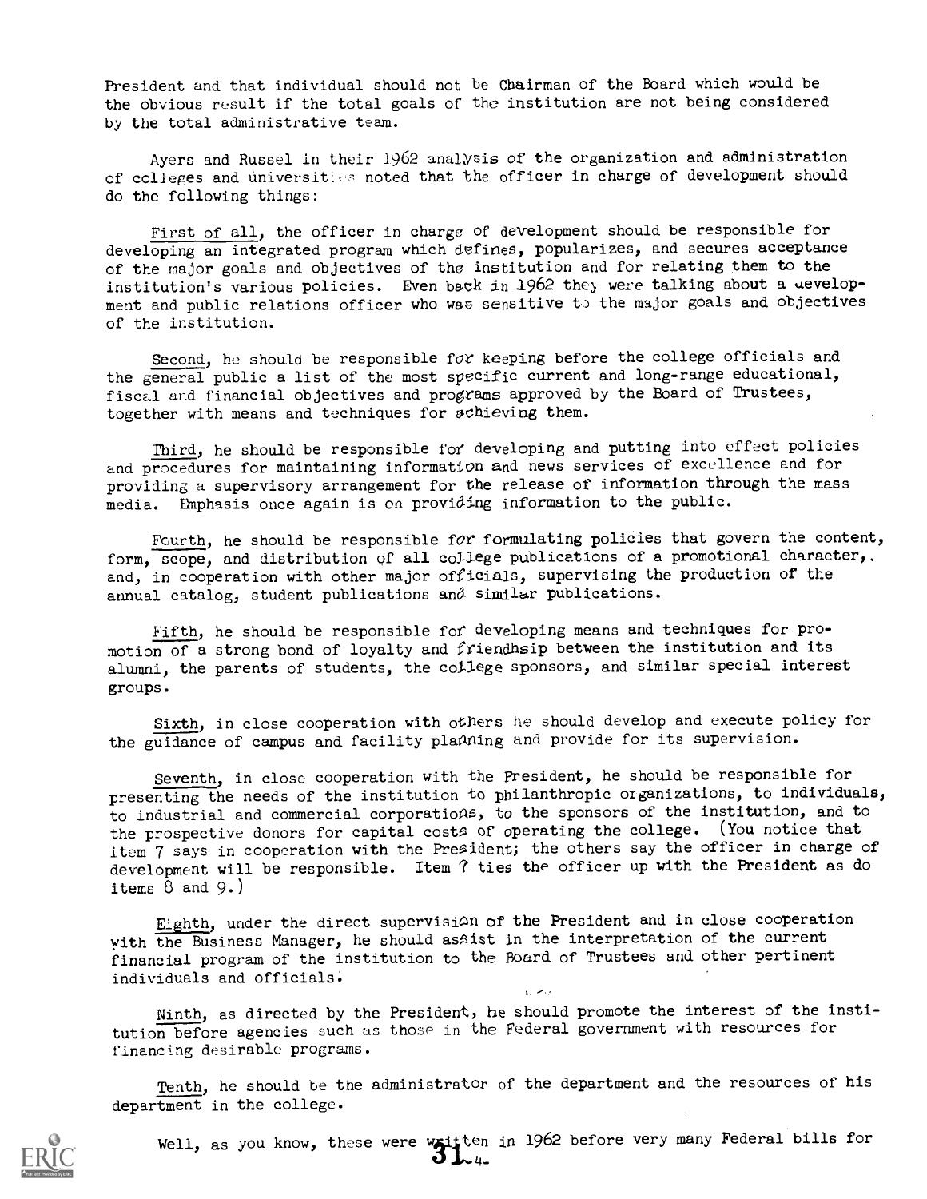President and that individual should not be Chairman of the Board which would be the obvious result if the total goals of the institution are not being considered by the total administrative team.

Ayers and Russel in their 1962 analysis of the organization and administration of colleges and universities noted that the officer in charge of development should do the following things:

First of all, the officer in charge of development should be responsible for developing an integrated program which defines, popularizes, and secures acceptance of the major goals and objectives of the institution and for relating them to the institution's various policies. Even back in 1962 they were talking about a development and public relations officer who was sensitive to the major goals and objectives of the institution.

Second, he should be responsible for keeping before the college officials and the general public a list of the most specific current and long-range educational, fiscal and financial objectives and programs approved by the Board of Trustees, together with means and techniques for achieving them.

Third, he should be responsible for developing and putting into effect policies and procedures for maintaining information and news services of excellence and for providing a supervisory arrangement for the release of information through the mass media. Emphasis once again is on providing information to the public.

Fourth, he should be responsible for formulating policies that govern the content, form, scope, and distribution of all college publications of a promotional character, and, in cooperation with other major officials, supervising the production of the annual catalog, student publications and similar publications.

Fifth, he should be responsible for developing means and techniques for promotion of a strong bond of loyalty and friendhsip between the institution and its alumni, the parents of students, the college sponsors, and similar special interest groups.

Sixth, in close cooperation with others he should develop and execute policy for the guidance of campus and facility planning and provide for its supervision.

Seventh, in close cooperation with the President, he should be responsible for presenting the needs of the institution to philanthropic organizations, to individuals, to industrial and commercial corporations, to the sponsors of the institution, and to the prospective donors for capital costs of operating the college. (You notice that item 7 says in cooperation with the President; the others say the officer in charge of development will be responsible. Item 7 ties the officer up with the President as do items 8 and 9.)

Eighth, under the direct supervision of the President and in close cooperation with the Business Manager, he should assist in the interpretation of the current financial program of the institution to the Board of Trustees and other pertinent individuals and officials.

Ninth, as directed by the President, he should promote the interest of the institution before agencies such as those in the Federal government with resources for financing desirable programs.

Tenth, he should be the administrator of the department and the resources of his department in the college.

Well, as you know, these were written in 1962 before very many Federal bills for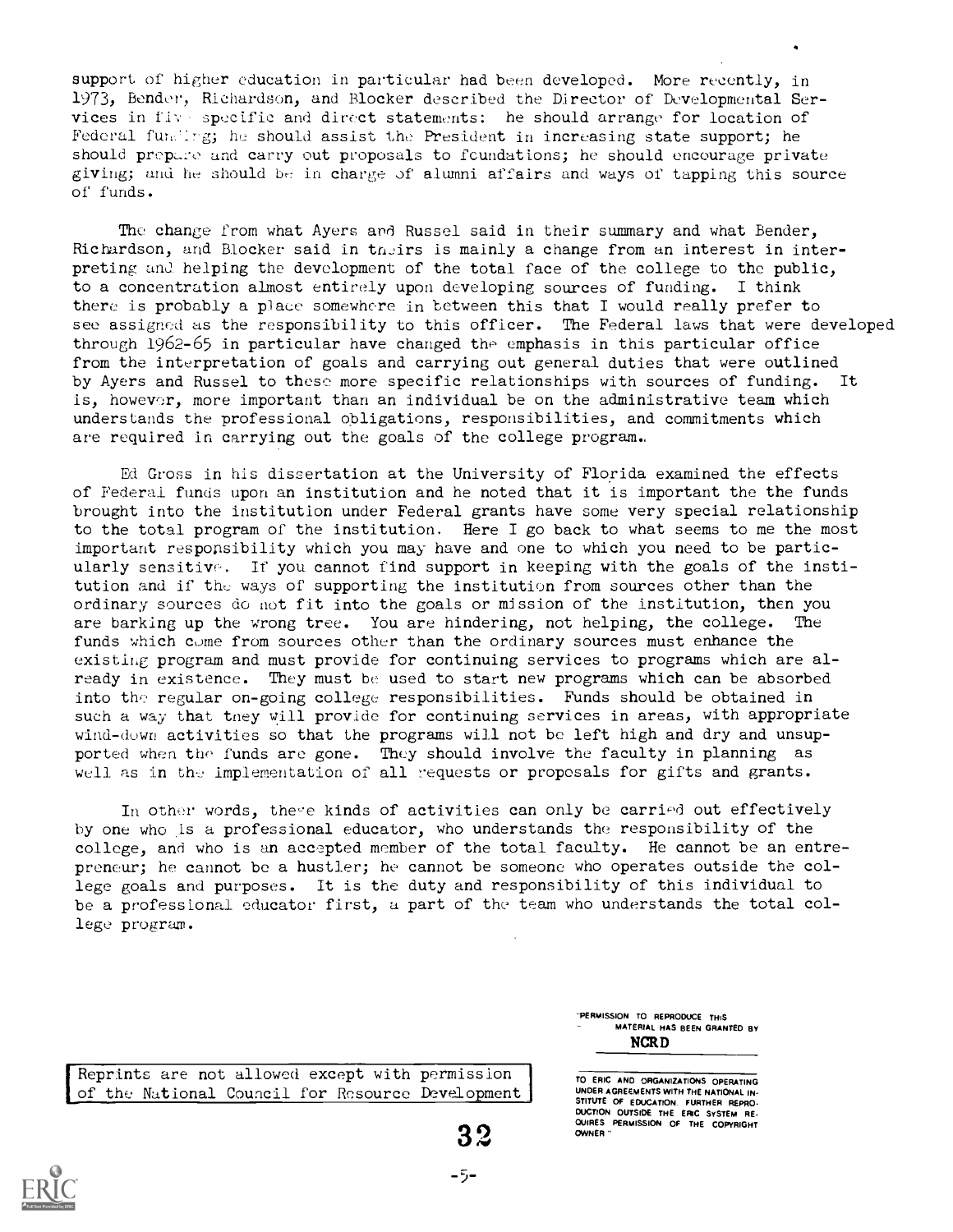support of higher education in particular had been developed. More recently, in 1973, Bender, Richardson, and Blocker described the Director of Developmental Services in five specific and direct statements: he should arrange for location of Federal funding; he should assist the President in increasing state support; he should prepare and carry out proposals to foundations; he should encourage private giving; and he should be in charge of alumni affairs and ways of tapping this source of funds.

The change from what Ayers and Russel said in their summary and what Bender, Richardson, and Blocker said in theirs is mainly a change from an interest in interpreting and helping the development of the total face of the college to the public, to a concentration almost entirely upon developing sources of funding. I think there is probably a place somewhere in between this that I would really prefer to see assigned as the responsibility to this officer. The Federal laws that were developed through 1962-65 in particular have changed the emphasis in this particular office from the interpretation of goals and carrying out general duties that were outlined by Ayers and Russel to these more specific relationships with sources of funding. It is, however, more important than an individual be on the administrative team which understands the professional obligations, responsibilities, and commitments which are required in carrying out the goals of the college program.

Ed Gross in his dissertation at the University of Florida examined the effects of Federal funds upon an institution and he noted that it is important the the funds brought into the institution under Federal grants have some very special relationship to the total program of the institution. Here I go back to what seems to me the most important responsibility which you may have and one to which you need to be particularly sensitive. If you cannot find support in keeping with the goals of the institution and if the ways of supporting the institution from sources other than the ordinary sources do not fit into the goals or mission of the institution, then you are barking up the wrong tree. You are hindering, not helping, the college. The funds which come from sources other than the ordinary sources must enhance the existing program and must provide for continuing services to programs which are already in existence. They must be used to start new programs which can be absorbed into the regular on-going college responsibilities. Funds should be obtained in such a way that they will provide for continuing services in areas, with appropriate wind-down activities so that the programs will not be left high and dry and unsupported when the funds are gone. They should involve the faculty in planning as well as in the implementation of all requests or proposals for gifts and grants.

In other words, these kinds of activities can only be carried out effectively by one who is a professional educator, who understands the responsibility of the college, and who is an accepted member of the total faculty. He cannot be an entrepreneur; he cannot be a hustler; he cannot be someone who operates outside the college goals and purposes. It is the duty and responsibility of this individual to be a professional educator first, a part of the team who understands the total college program.

Reprints are not allowed except with permission of the National Council for Resource Development

"PERMISSION TO REPRODUCE THIS MATERIAL HAS BEEN GRANTED BY NCRD TO ERIC AND ORGANIZATIONS OPERATING UNDER AGREEMENTS WITH THE NATIONAL INSTITUTE OF EDUCATION. FURTHER REPRODUCTION OUTSIDE THE ERIC SYSTEM REQUIRES PERMISSION OF THE COPYRIGHT OWNER."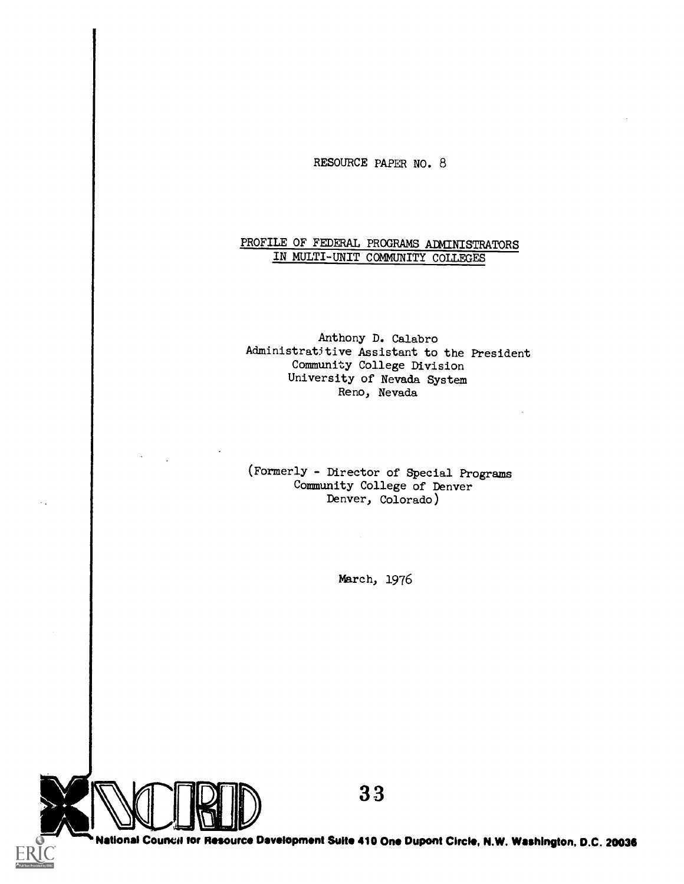RESOURCE PAPER NO. 8

# PROFILE OF FEDERAL PROGRAMS ADMINISTRATORS IN MULTI-UNIT COMMUNITY COLLEGES

Anthony D. Calabro
Administratitive Assistant to the President
Community College Division
University of Nevada System
Reno, Nevada

(Formerly - Director of Special Programs
Community College of Denver
Denver, Colorado)

March, 1976

National Council for Resource Development Suite 410 One Dupont Circle, N.W. Washington, D.C. 20036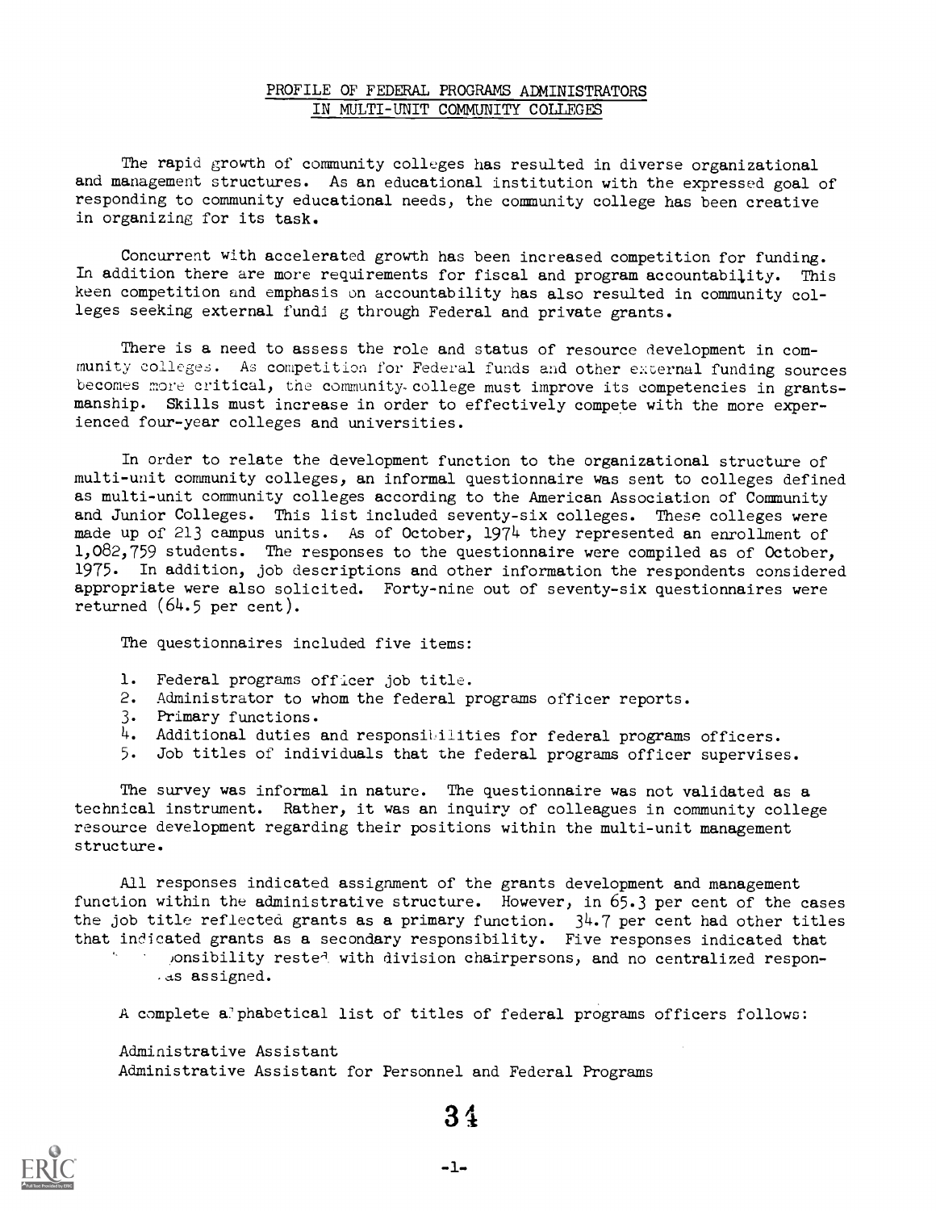# PROFILE OF FEDERAL PROGRAMS ADMINISTRATORS IN MULTI-UNIT COMMUNITY COLLEGES

The rapid growth of community colleges has resulted in diverse organizational and management structures. As an educational institution with the expressed goal of responding to community educational needs, the community college has been creative in organizing for its task.

Concurrent with accelerated growth has been increased competition for funding. In addition there are more requirements for fiscal and program accountability. This keen competition and emphasis on accountability has also resulted in community colleges seeking external fundi g through Federal and private grants.

There is a need to assess the role and status of resource development in community colleges. As competition for Federal funds and other external funding sources becomes more critical, the community college must improve its competencies in grantsmanship. Skills must increase in order to effectively compete with the more experienced four-year colleges and universities.

In order to relate the development function to the organizational structure of multi-unit community colleges, an informal questionnaire was sent to colleges defined as multi-unit community colleges according to the American Association of Community and Junior Colleges. This list included seventy-six colleges. These colleges were made up of 213 campus units. As of October, 1974 they represented an enrollment of 1,082,759 students. The responses to the questionnaire were compiled as of October, 1975. In addition, job descriptions and other information the respondents considered appropriate were also solicited. Forty-nine out of seventy-six questionnaires were returned (64.5 per cent).

The questionnaires included five items:

1. Federal programs officer job title.
2. Administrator to whom the federal programs officer reports.
3. Primary functions.
4. Additional duties and responsibilities for federal programs officers.
5. Job titles of individuals that the federal programs officer supervises.

The survey was informal in nature. The questionnaire was not validated as a technical instrument. Rather, it was an inquiry of colleagues in community college resource development regarding their positions within the multi-unit management structure.

All responses indicated assignment of the grants development and management function within the administrative structure. However, in 65.3 per cent of the cases the job title reflected grants as a primary function. 34.7 per cent had other titles that indicated grants as a secondary responsibility. Five responses indicated that ponsibility rested with division chairpersons, and no centralized respon- as assigned.

A complete alphabetical list of titles of federal programs officers follows:

Administrative Assistant
Administrative Assistant for Personnel and Federal Programs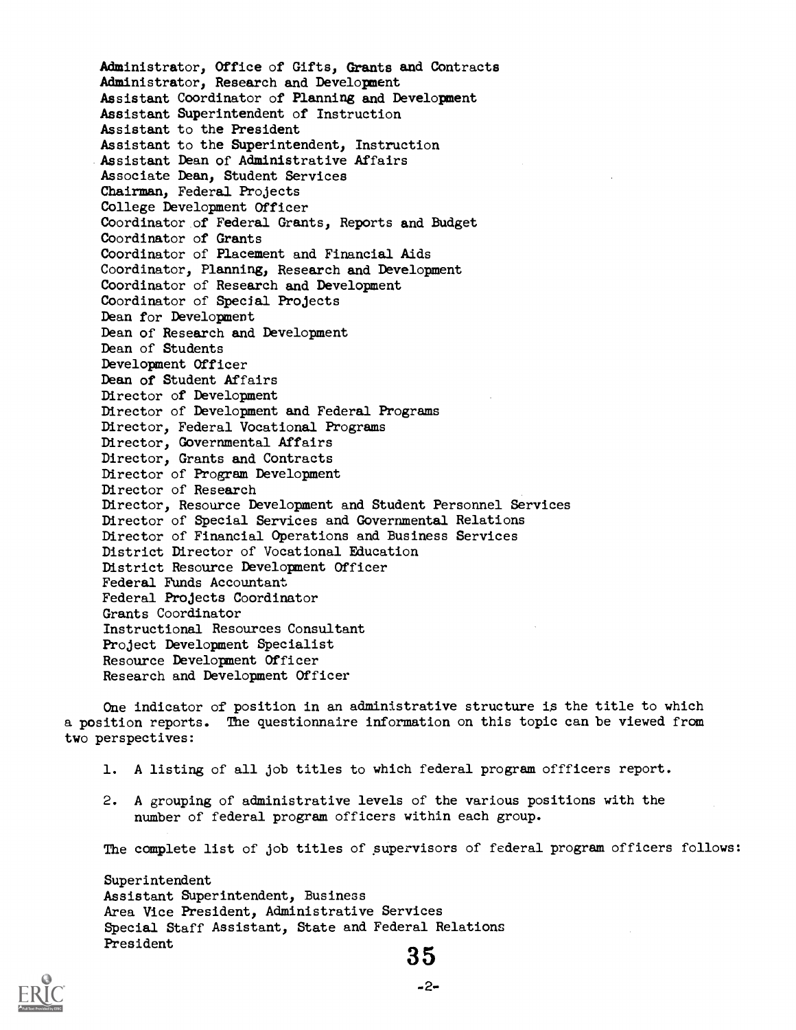Administrator, Office of Gifts, Grants and Contracts
Administrator, Research and Development
Assistant Coordinator of Planning and Development
Assistant Superintendent of Instruction
Assistant to the President
Assistant to the Superintendent, Instruction
Assistant Dean of Administrative Affairs
Associate Dean, Student Services
Chairman, Federal Projects
College Development Officer
Coordinator of Federal Grants, Reports and Budget
Coordinator of Grants
Coordinator of Placement and Financial Aids
Coordinator, Planning, Research and Development
Coordinator of Research and Development
Coordinator of Special Projects
Dean for Development
Dean of Research and Development
Dean of Students
Development Officer
Dean of Student Affairs
Director of Development
Director of Development and Federal Programs
Director, Federal Vocational Programs
Director, Governmental Affairs
Director, Grants and Contracts
Director of Program Development
Director of Research
Director, Resource Development and Student Personnel Services
Director of Special Services and Governmental Relations
Director of Financial Operations and Business Services
District Director of Vocational Education
District Resource Development Officer
Federal Funds Accountant
Federal Projects Coordinator
Grants Coordinator
Instructional Resources Consultant
Project Development Specialist
Resource Development Officer
Research and Development Officer

One indicator of position in an administrative structure is the title to which a position reports. The questionnaire information on this topic can be viewed from two perspectives:

1. A listing of all job titles to which federal program offficers report.
2. A grouping of administrative levels of the various positions with the number of federal program officers within each group.

The complete list of job titles of supervisors of federal program officers follows:

Superintendent
Assistant Superintendent, Business
Area Vice President, Administrative Services
Special Staff Assistant, State and Federal Relations
President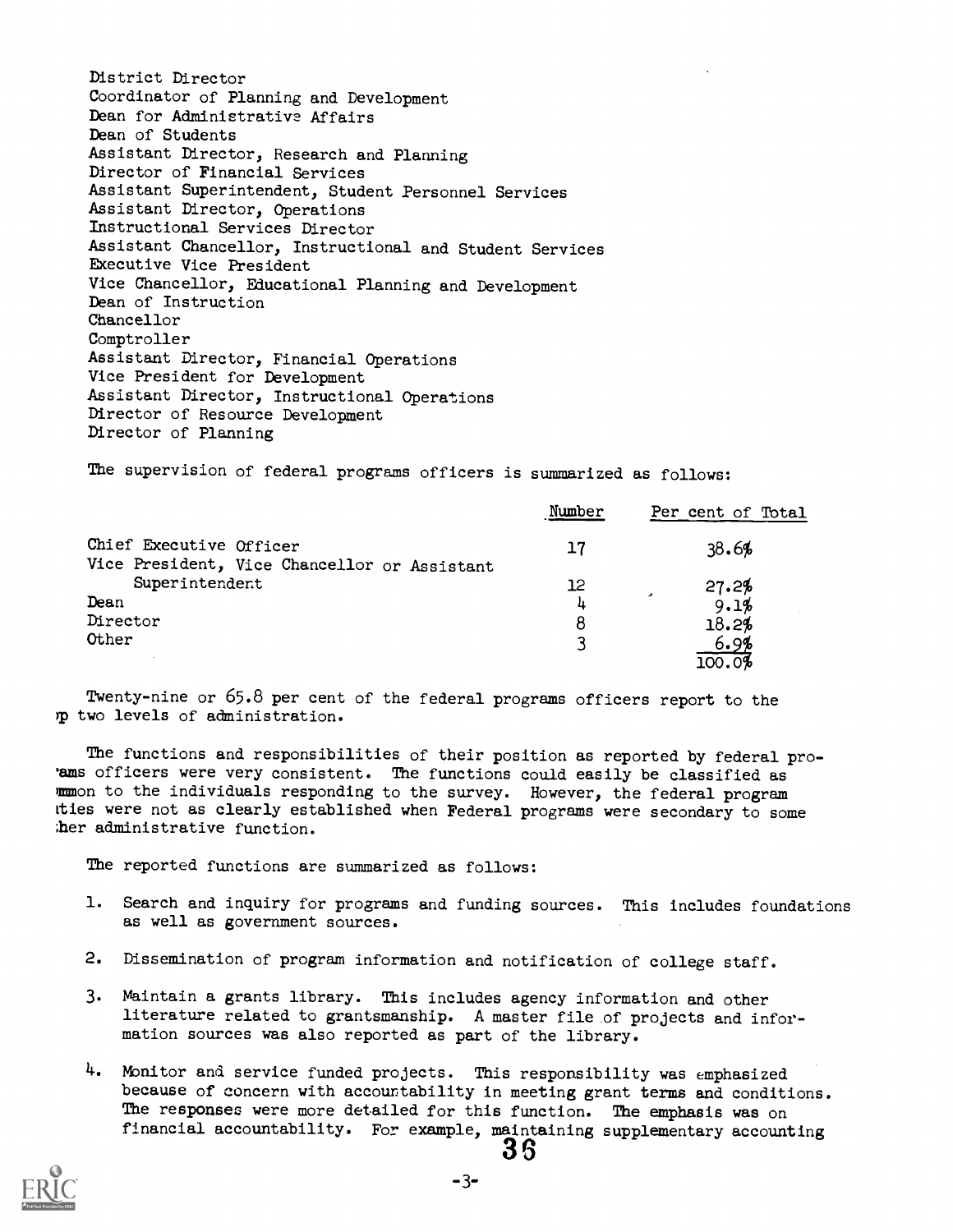District Director
Coordinator of Planning and Development
Dean for Administrative Affairs
Dean of Students
Assistant Director, Research and Planning
Director of Financial Services
Assistant Superintendent, Student Personnel Services
Assistant Director, Operations
Instructional Services Director
Assistant Chancellor, Instructional and Student Services
Executive Vice President
Vice Chancellor, Educational Planning and Development
Dean of Instruction
Chancellor
Comptroller
Assistant Director, Financial Operations
Vice President for Development
Assistant Director, Instructional Operations
Director of Resource Development
Director of Planning

The supervision of federal programs officers is summarized as follows:

| | Number | Per cent of Total |
|---|---|---|
| Chief Executive Officer | 17 | 38.6% |
| Vice President, Vice Chancellor or Assistant Superintendent | 12 | 27.2% |
| Dean | 4 | 9.1% |
| Director | 8 | 18.2% |
| Other | 3 | 6.9% |
| | | 100.0% |

Twenty-nine or 65.8 per cent of the federal programs officers report to the top two levels of administration.

The functions and responsibilities of their position as reported by federal programs officers were very consistent. The functions could easily be classified as common to the individuals responding to the survey. However, the federal program activities were not as clearly established when Federal programs were secondary to some other administrative function.

The reported functions are summarized as follows:

1. Search and inquiry for programs and funding sources. This includes foundations as well as government sources.

2. Dissemination of program information and notification of college staff.

3. Maintain a grants library. This includes agency information and other literature related to grantsmanship. A master file of projects and information sources was also reported as part of the library.

4. Monitor and service funded projects. This responsibility was emphasized because of concern with accountability in meeting grant terms and conditions. The responses were more detailed for this function. The emphasis was on financial accountability. For example, maintaining supplementary accounting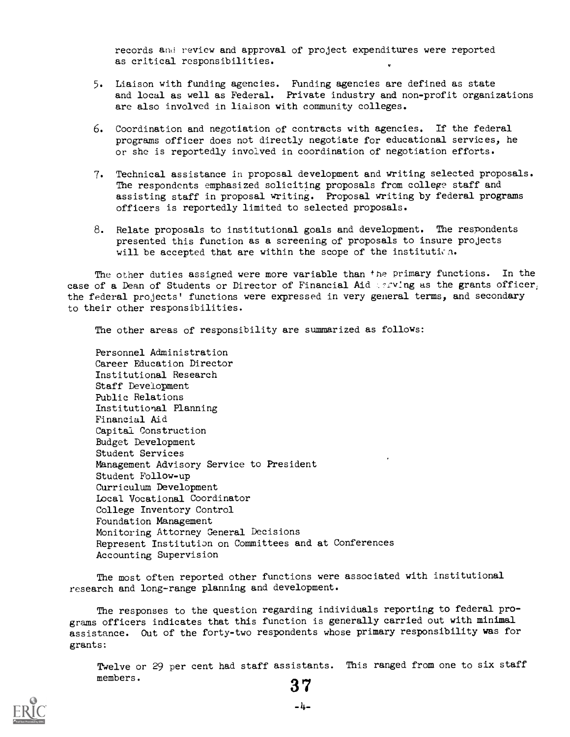records and review and approval of project expenditures were reported as critical responsibilities.

5. Liaison with funding agencies. Funding agencies are defined as state and local as well as Federal. Private industry and non-profit organizations are also involved in liaison with community colleges.

6. Coordination and negotiation of contracts with agencies. If the federal programs officer does not directly negotiate for educational services, he or she is reportedly involved in coordination of negotiation efforts.

7. Technical assistance in proposal development and writing selected proposals. The respondents emphasized soliciting proposals from college staff and assisting staff in proposal writing. Proposal writing by federal programs officers is reportedly limited to selected proposals.

8. Relate proposals to institutional goals and development. The respondents presented this function as a screening of proposals to insure projects will be accepted that are within the scope of the institution.

The other duties assigned were more variable than the primary functions. In the case of a Dean of Students or Director of Financial Aid serving as the grants officer, the federal projects' functions were expressed in very general terms, and secondary to their other responsibilities.

The other areas of responsibility are summarized as follows:

Personnel Administration
Career Education Director
Institutional Research
Staff Development
Public Relations
Institutional Planning
Financial Aid
Capital Construction
Budget Development
Student Services
Management Advisory Service to President
Student Follow-up
Curriculum Development
Local Vocational Coordinator
College Inventory Control
Foundation Management
Monitoring Attorney General Decisions
Represent Institution on Committees and at Conferences
Accounting Supervision

The most often reported other functions were associated with institutional research and long-range planning and development.

The responses to the question regarding individuals reporting to federal programs officers indicates that this function is generally carried out with minimal assistance. Out of the forty-two respondents whose primary responsibility was for grants:

Twelve or 29 per cent had staff assistants. This ranged from one to six staff members.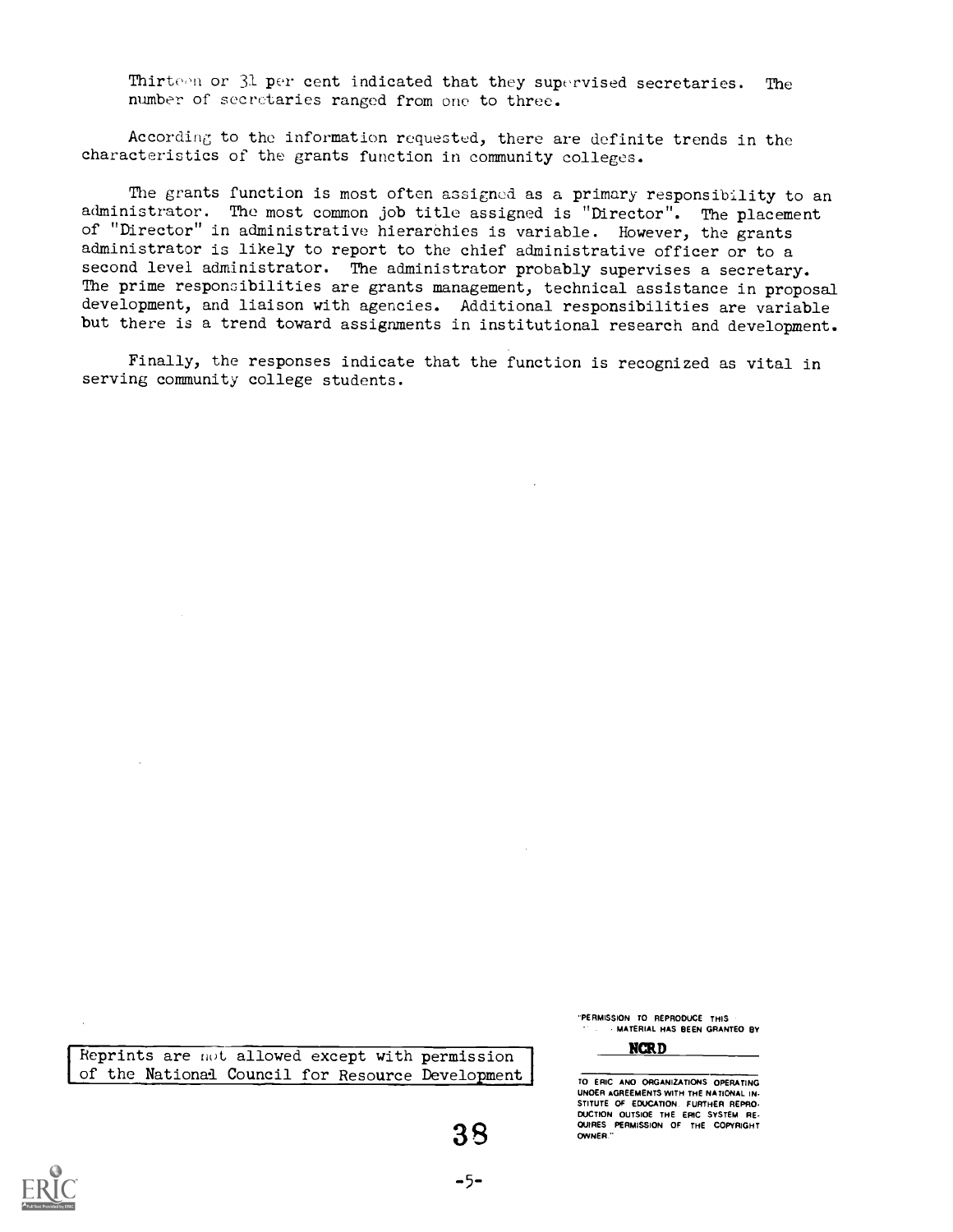Thirteen or 31 per cent indicated that they supervised secretaries. The number of secretaries ranged from one to three.

According to the information requested, there are definite trends in the characteristics of the grants function in community colleges.

The grants function is most often assigned as a primary responsibility to an administrator. The most common job title assigned is "Director". The placement of "Director" in administrative hierarchies is variable. However, the grants administrator is likely to report to the chief administrative officer or to a second level administrator. The administrator probably supervises a secretary. The prime responsibilities are grants management, technical assistance in proposal development, and liaison with agencies. Additional responsibilities are variable but there is a trend toward assignments in institutional research and development.

Finally, the responses indicate that the function is recognized as vital in serving community college students.

Reprints are not allowed except with permission of the National Council for Resource Development

"PERMISSION TO REPRODUCE THIS MATERIAL HAS BEEN GRANTED BY

**NCRD**

TO ERIC AND ORGANIZATIONS OPERATING UNDER AGREEMENTS WITH THE NATIONAL INSTITUTE OF EDUCATION. FURTHER REPRODUCTION OUTSIDE THE ERIC SYSTEM REQUIRES PERMISSION OF THE COPYRIGHT OWNER."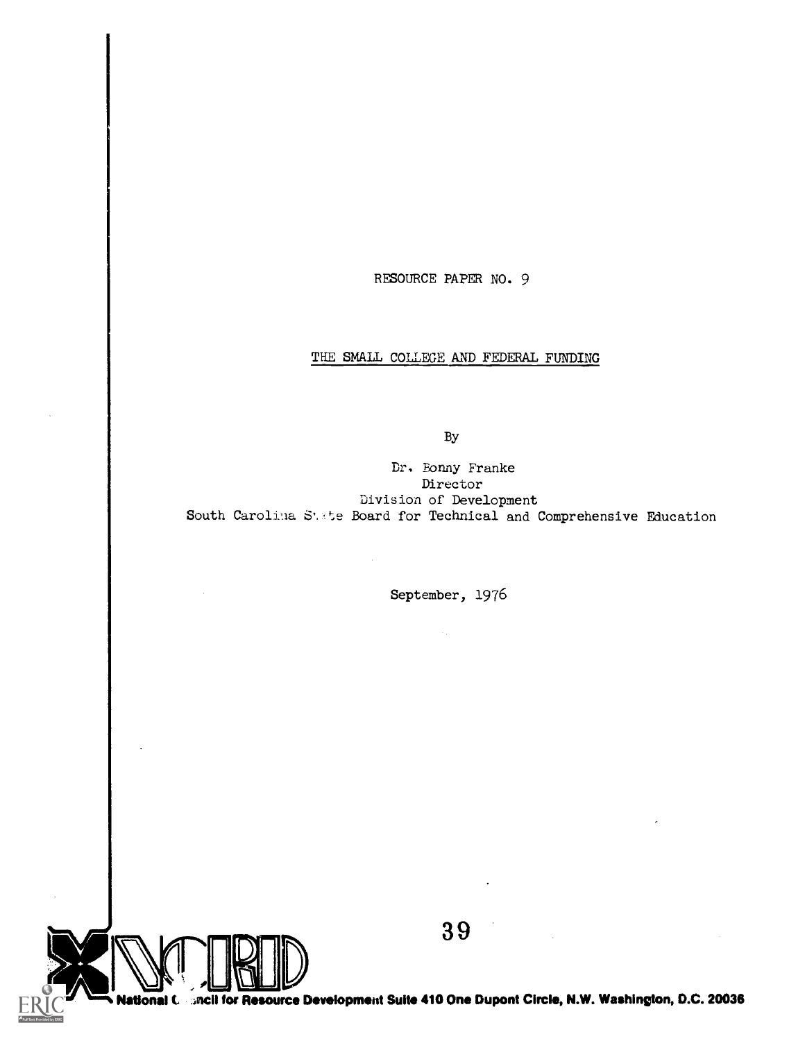RESOURCE PAPER NO. 9

THE SMALL COLLEGE AND FEDERAL FUNDING

By

Dr. Bonny Franke
Director
Division of Development
South Carolina State Board for Technical and Comprehensive Education

September, 1976

National Council for Resource Development Suite 410 One Dupont Circle, N.W. Washington, D.C. 20036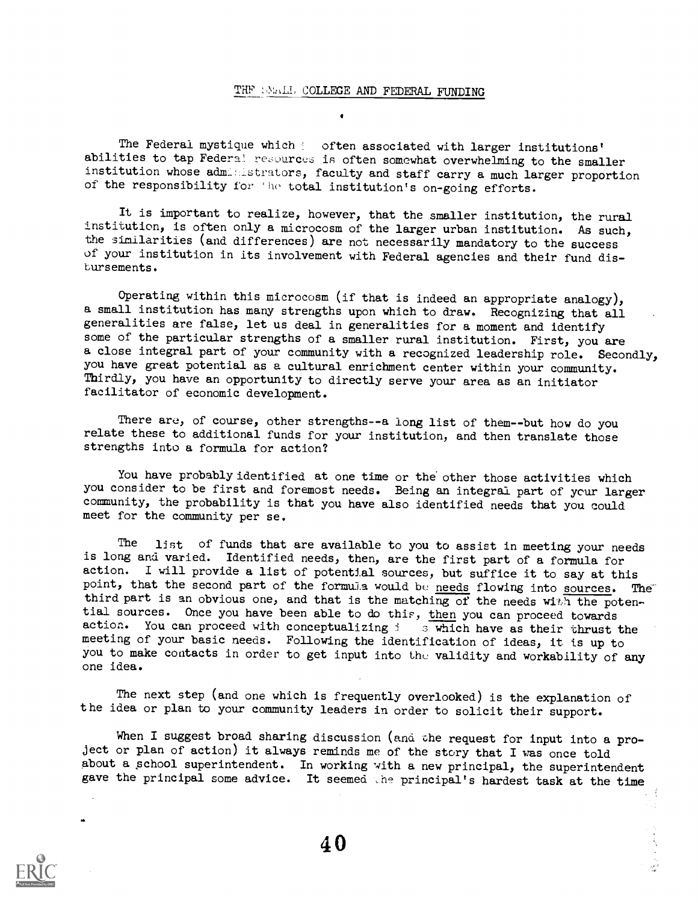## THE SMALL COLLEGE AND FEDERAL FUNDING

The Federal mystique which is often associated with larger institutions' abilities to tap Federal resources is often somewhat overwhelming to the smaller institution whose administrators, faculty and staff carry a much larger proportion of the responsibility for the total institution's on-going efforts.

It is important to realize, however, that the smaller institution, the rural institution, is often only a microcosm of the larger urban institution. As such, the similarities (and differences) are not necessarily mandatory to the success of your institution in its involvement with Federal agencies and their fund disbursements.

Operating within this microcosm (if that is indeed an appropriate analogy), a small institution has many strengths upon which to draw. Recognizing that all generalities are false, let us deal in generalities for a moment and identify some of the particular strengths of a smaller rural institution. First, you are a close integral part of your community with a recognized leadership role. Secondly, you have great potential as a cultural enrichment center within your community. Thirdly, you have an opportunity to directly serve your area as an initiator facilitator of economic development.

There are, of course, other strengths--a long list of them--but how do you relate these to additional funds for your institution, and then translate those strengths into a formula for action?

You have probably identified at one time or the other those activities which you consider to be first and foremost needs. Being an integral part of your larger community, the probability is that you have also identified needs that you could meet for the community per se.

The list of funds that are available to you to assist in meeting your needs is long and varied. Identified needs, then, are the first part of a formula for action. I will provide a list of potential sources, but suffice it to say at this point, that the second part of the formula would be <u>needs</u> flowing into <u>sources</u>. The third part is an obvious one, and that is the matching of the needs with the potential sources. Once you have been able to do this, <u>then</u> you can proceed towards action. You can proceed with conceptualizing ideas which have as their thrust the meeting of your basic needs. Following the identification of ideas, it is up to you to make contacts in order to get input into the validity and workability of any one idea.

The next step (and one which is frequently overlooked) is the explanation of the idea or plan to your community leaders in order to solicit their support.

When I suggest broad sharing discussion (and the request for input into a project or plan of action) it always reminds me of the story that I was once told about a school superintendent. In working with a new principal, the superintendent gave the principal some advice. It seemed the principal's hardest task at the time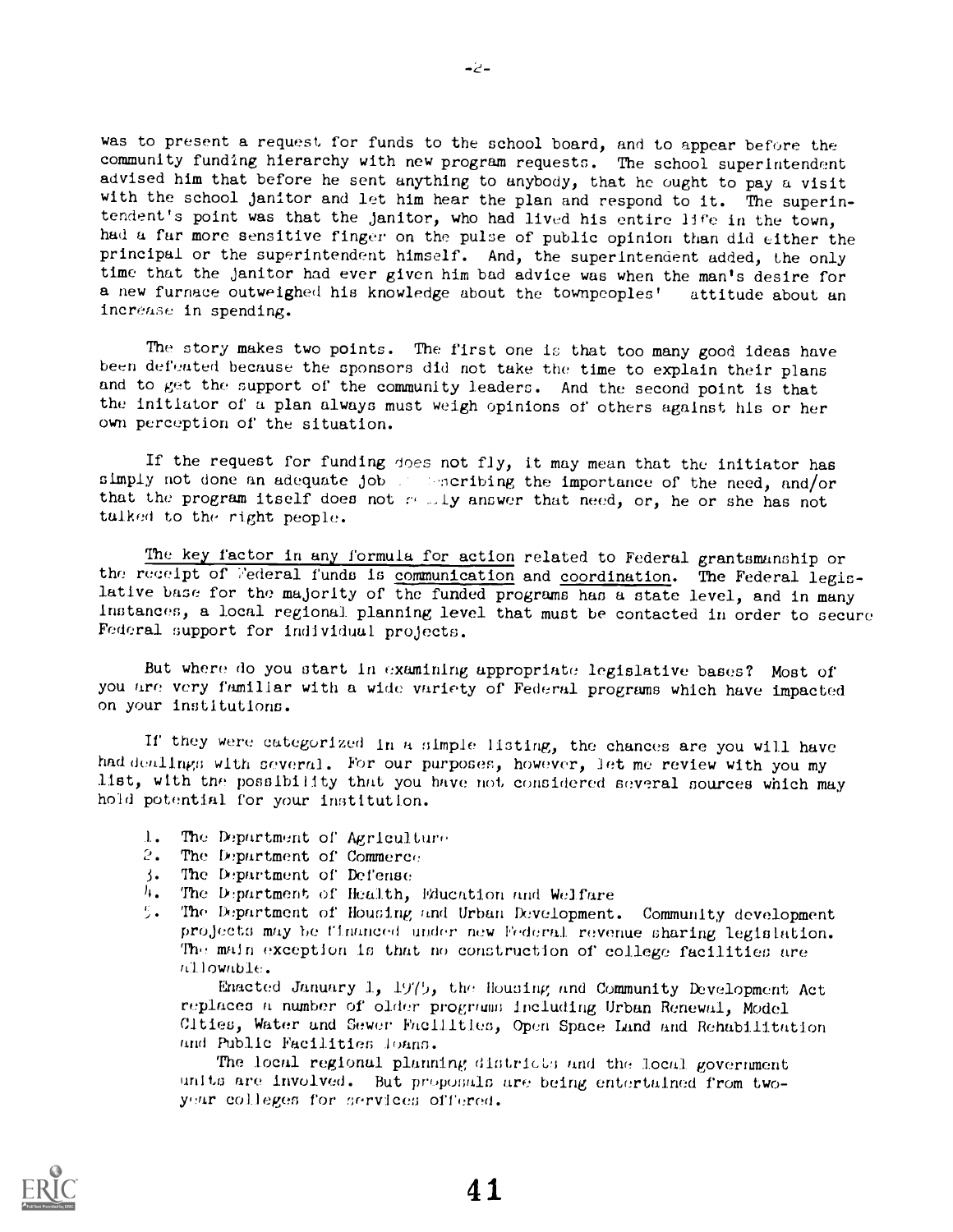was to present a request for funds to the school board, and to appear before the community funding hierarchy with new program requests. The school superintendent advised him that before he sent anything to anybody, that he ought to pay a visit with the school janitor and let him hear the plan and respond to it. The superintendent's point was that the janitor, who had lived his entire life in the town, had a far more sensitive finger on the pulse of public opinion than did either the principal or the superintendent himself. And, the superintendent added, the only time that the janitor had ever given him bad advice was when the man's desire for a new furnace outweighed his knowledge about the townpeoples' attitude about an increase in spending.

The story makes two points. The first one is that too many good ideas have been defeated because the sponsors did not take the time to explain their plans and to get the support of the community leaders. And the second point is that the initiator of a plan always must weigh opinions of others against his or her own perception of the situation.

If the request for funding does not fly, it may mean that the initiator has simply not done an adequate job describing the importance of the need, and/or that the program itself does not really answer that need, or, he or she has not talked to the right people.

<u>The key factor in any formula for action</u> related to Federal grantsmanship or the receipt of Federal funds is <u>communication</u> and <u>coordination</u>. The Federal legislative base for the majority of the funded programs has a state level, and in many instances, a local regional planning level that must be contacted in order to secure Federal support for individual projects.

But where do you start in examining appropriate legislative bases? Most of you are very familiar with a wide variety of Federal programs which have impacted on your institutions.

If they were categorized in a simple listing, the chances are you will have had dealings with several. For our purposes, however, let me review with you my list, with the possibility that you have not considered several sources which may hold potential for your institution.

1. The Department of Agriculture
2. The Department of Commerce
3. The Department of Defense
4. The Department of Health, Education and Welfare
5. The Department of Housing and Urban Development. Community development projects may be financed under new Federal revenue sharing legislation. The main exception is that no construction of college facilities are allowable.

   Enacted January 1, 1975, the Housing and Community Development Act replaces a number of older programs including Urban Renewal, Model Cities, Water and Sewer Facilities, Open Space Land and Rehabilitation and Public Facilities loans.

   The local regional planning districts and the local government units are involved. But proposals are being entertained from two-year colleges for services offered.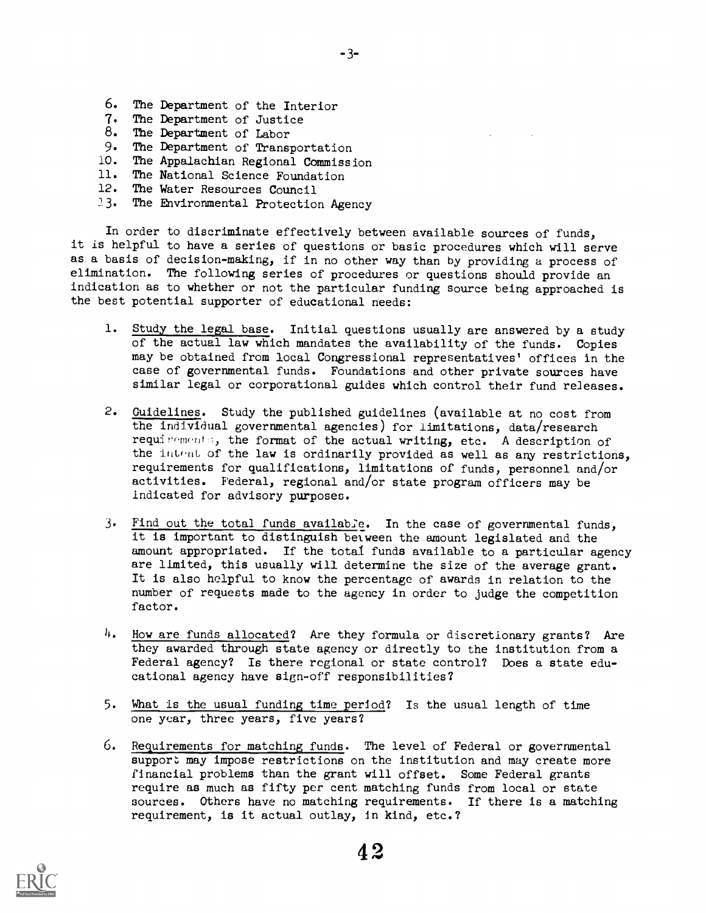6. The Department of the Interior
7. The Department of Justice
8. The Department of Labor
9. The Department of Transportation
10. The Appalachian Regional Commission
11. The National Science Foundation
12. The Water Resources Council
13. The Environmental Protection Agency

In order to discriminate effectively between available sources of funds, it is helpful to have a series of questions or basic procedures which will serve as a basis of decision-making, if in no other way than by providing a process of elimination. The following series of procedures or questions should provide an indication as to whether or not the particular funding source being approached is the best potential supporter of educational needs:

1. Study the legal base. Initial questions usually are answered by a study of the actual law which mandates the availability of the funds. Copies may be obtained from local Congressional representatives' offices in the case of governmental funds. Foundations and other private sources have similar legal or corporational guides which control their fund releases.

2. Guidelines. Study the published guidelines (available at no cost from the individual governmental agencies) for limitations, data/research requirements, the format of the actual writing, etc. A description of the intent of the law is ordinarily provided as well as any restrictions, requirements for qualifications, limitations of funds, personnel and/or activities. Federal, regional and/or state program officers may be indicated for advisory purposes.

3. Find out the total funds available. In the case of governmental funds, it is important to distinguish between the amount legislated and the amount appropriated. If the total funds available to a particular agency are limited, this usually will determine the size of the average grant. It is also helpful to know the percentage of awards in relation to the number of requests made to the agency in order to judge the competition factor.

4. How are funds allocated? Are they formula or discretionary grants? Are they awarded through state agency or directly to the institution from a Federal agency? Is there regional or state control? Does a state educational agency have sign-off responsibilities?

5. What is the usual funding time period? Is the usual length of time one year, three years, five years?

6. Requirements for matching funds. The level of Federal or governmental support may impose restrictions on the institution and may create more financial problems than the grant will offset. Some Federal grants require as much as fifty per cent matching funds from local or state sources. Others have no matching requirements. If there is a matching requirement, is it actual outlay, in kind, etc.?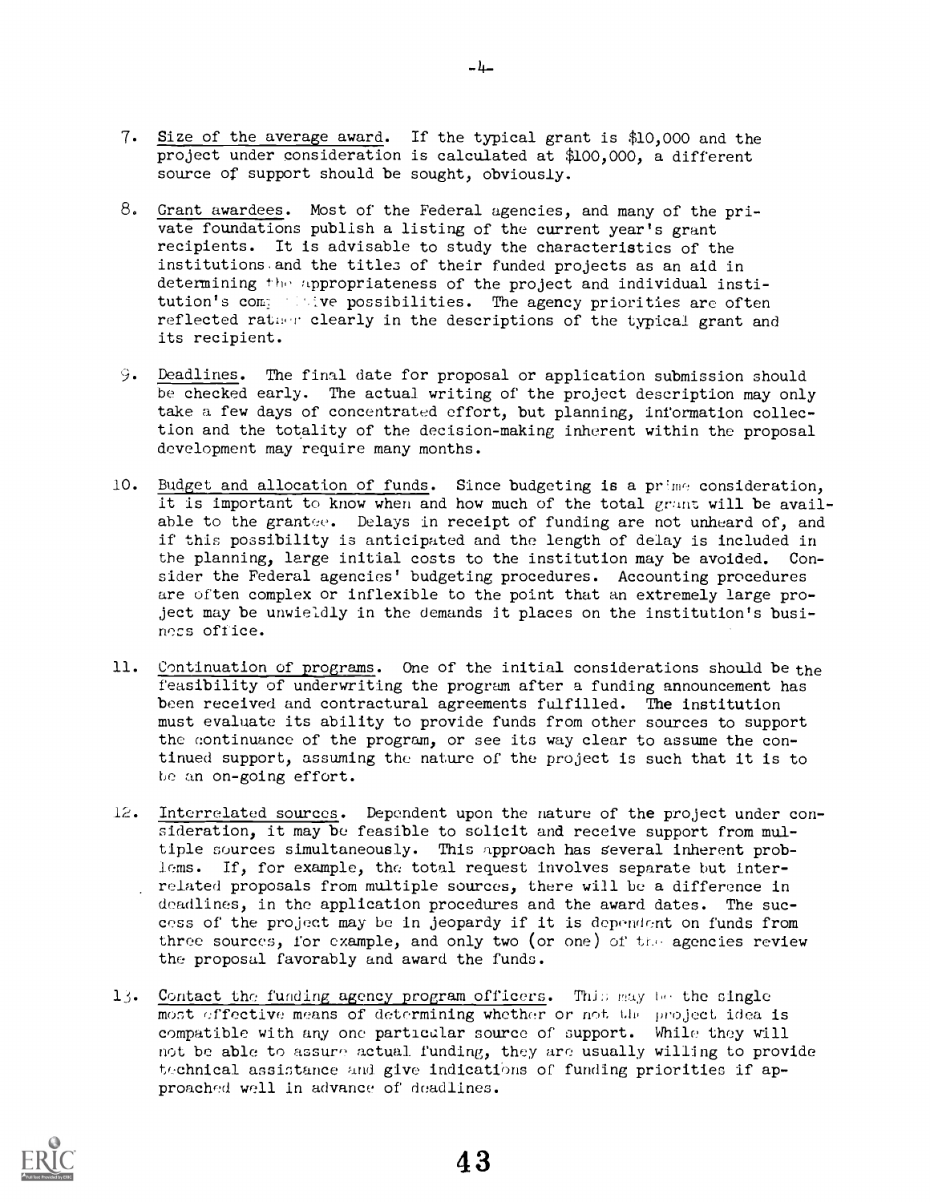7. Size of the average award. If the typical grant is $10,000 and the project under consideration is calculated at $100,000, a different source of support should be sought, obviously.

8. Grant awardees. Most of the Federal agencies, and many of the private foundations publish a listing of the current year's grant recipients. It is advisable to study the characteristics of the institutions and the titles of their funded projects as an aid in determining the appropriateness of the project and individual institution's competitive possibilities. The agency priorities are often reflected rather clearly in the descriptions of the typical grant and its recipient.

9. Deadlines. The final date for proposal or application submission should be checked early. The actual writing of the project description may only take a few days of concentrated effort, but planning, information collection and the totality of the decision-making inherent within the proposal development may require many months.

10. Budget and allocation of funds. Since budgeting is a prime consideration, it is important to know when and how much of the total grant will be available to the grantee. Delays in receipt of funding are not unheard of, and if this possibility is anticipated and the length of delay is included in the planning, large initial costs to the institution may be avoided. Consider the Federal agencies' budgeting procedures. Accounting procedures are often complex or inflexible to the point that an extremely large project may be unwieldly in the demands it places on the institution's business office.

11. Continuation of programs. One of the initial considerations should be the feasibility of underwriting the program after a funding announcement has been received and contractural agreements fulfilled. The institution must evaluate its ability to provide funds from other sources to support the continuance of the program, or see its way clear to assume the continued support, assuming the nature of the project is such that it is to be an on-going effort.

12. Interrelated sources. Dependent upon the nature of the project under consideration, it may be feasible to solicit and receive support from multiple sources simultaneously. This approach has several inherent problems. If, for example, the total request involves separate but interrelated proposals from multiple sources, there will be a difference in deadlines, in the application procedures and the award dates. The success of the project may be in jeopardy if it is dependent on funds from three sources, for example, and only two (or one) of the agencies review the proposal favorably and award the funds.

13. Contact the funding agency program officers. This may be the single most effective means of determining whether or not the project idea is compatible with any one particular source of support. While they will not be able to assure actual funding, they are usually willing to provide technical assistance and give indications of funding priorities if approached well in advance of deadlines.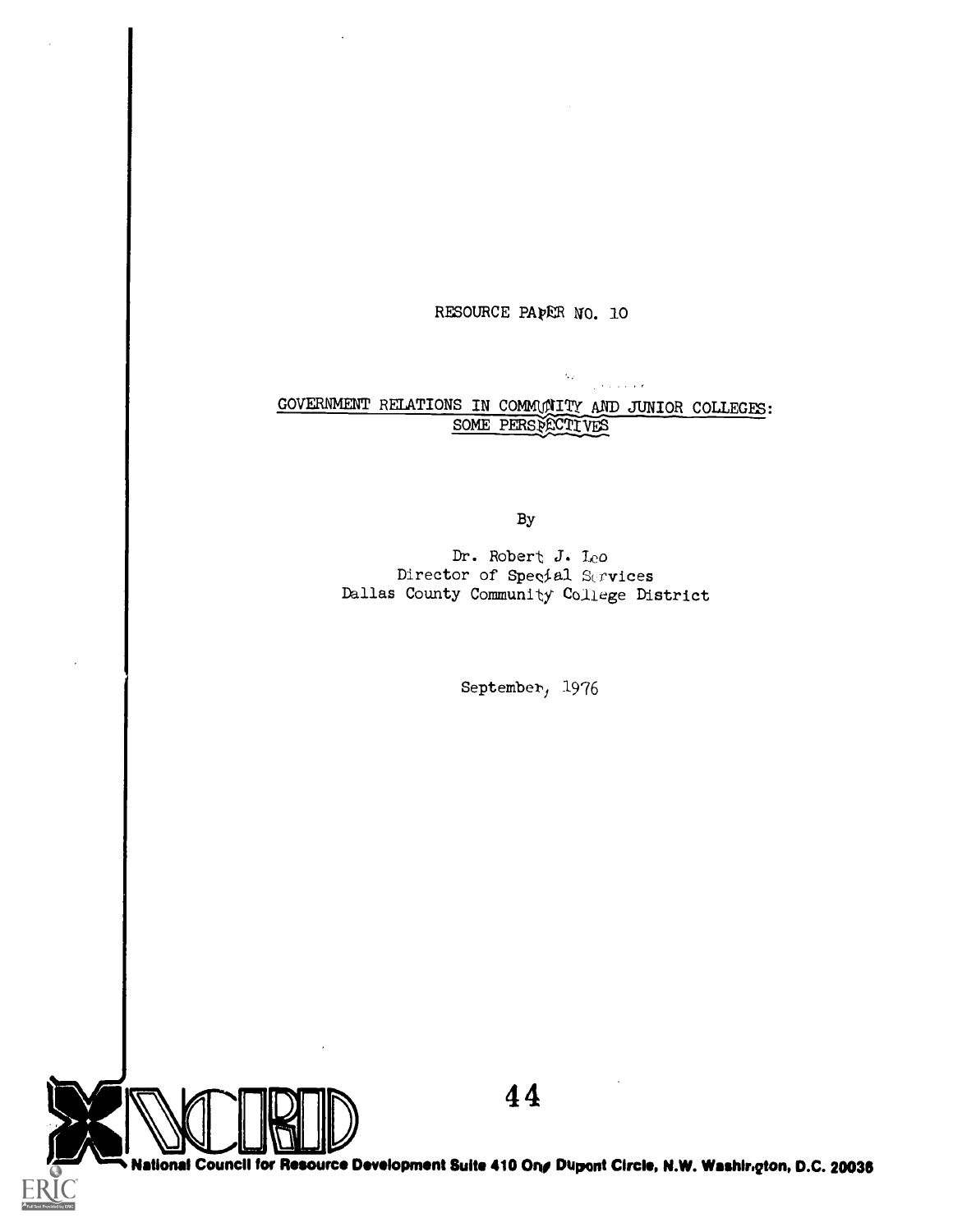RESOURCE PAPER NO. 10

GOVERNMENT RELATIONS IN COMMUNITY AND JUNIOR COLLEGES: SOME PERSPECTIVES

By

Dr. Robert J. Leo
Director of Special Services
Dallas County Community College District

September, 1976

National Council for Resource Development Suite 410 One Dupont Circle, N.W. Washington, D.C. 20036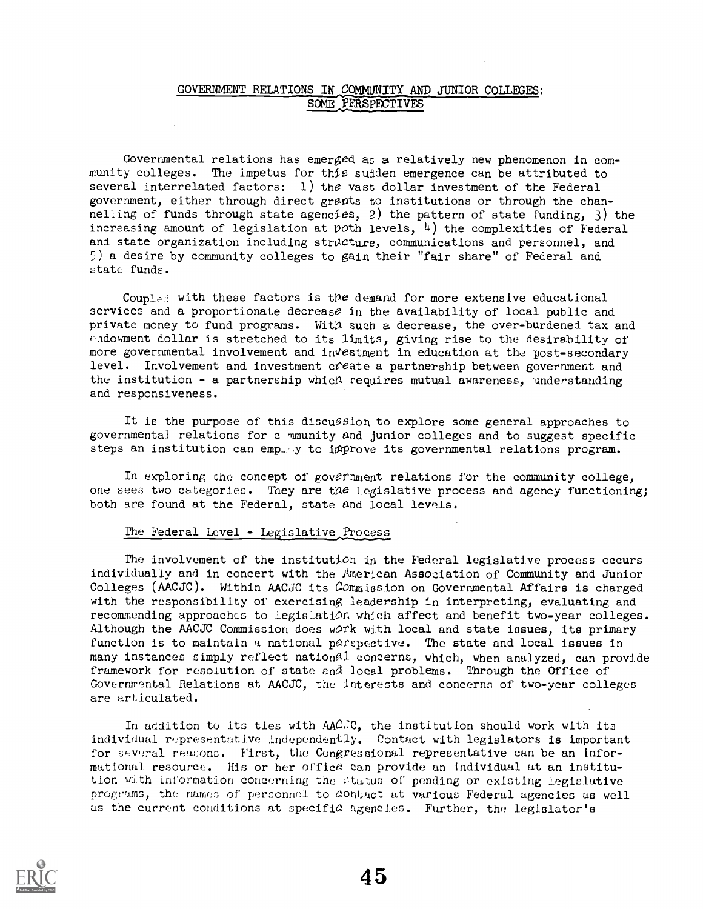## GOVERNMENT RELATIONS IN COMMUNITY AND JUNIOR COLLEGES: SOME PERSPECTIVES

Governmental relations has emerged as a relatively new phenomenon in community colleges. The impetus for this sudden emergence can be attributed to several interrelated factors: 1) the vast dollar investment of the Federal government, either through direct grants to institutions or through the channelling of funds through state agencies, 2) the pattern of state funding, 3) the increasing amount of legislation at both levels, 4) the complexities of Federal and state organization including structure, communications and personnel, and 5) a desire by community colleges to gain their "fair share" of Federal and state funds.

Coupled with these factors is the demand for more extensive educational services and a proportionate decrease in the availability of local public and private money to fund programs. With such a decrease, the over-burdened tax and endowment dollar is stretched to its limits, giving rise to the desirability of more governmental involvement and investment in education at the post-secondary level. Involvement and investment create a partnership between government and the institution - a partnership which requires mutual awareness, understanding and responsiveness.

It is the purpose of this discussion to explore some general approaches to governmental relations for community and junior colleges and to suggest specific steps an institution can employ to improve its governmental relations program.

In exploring the concept of government relations for the community college, one sees two categories. They are the legislative process and agency functioning; both are found at the Federal, state and local levels.

### The Federal Level - Legislative Process

The involvement of the institution in the Federal legislative process occurs individually and in concert with the American Association of Community and Junior Colleges (AACJC). Within AACJC its Commission on Governmental Affairs is charged with the responsibility of exercising leadership in interpreting, evaluating and recommending approaches to legislation which affect and benefit two-year colleges. Although the AACJC Commission does work with local and state issues, its primary function is to maintain a national perspective. The state and local issues in many instances simply reflect national concerns, which, when analyzed, can provide framework for resolution of state and local problems. Through the Office of Governmental Relations at AACJC, the interests and concerns of two-year colleges are articulated.

In addition to its ties with AACJC, the institution should work with its individual representative independently. Contact with legislators is important for several reasons. First, the Congressional representative can be an informational resource. His or her office can provide an individual at an institution with information concerning the status of pending or existing legislative programs, the names of personnel to contact at various Federal agencies as well as the current conditions at specific agencies. Further, the legislator's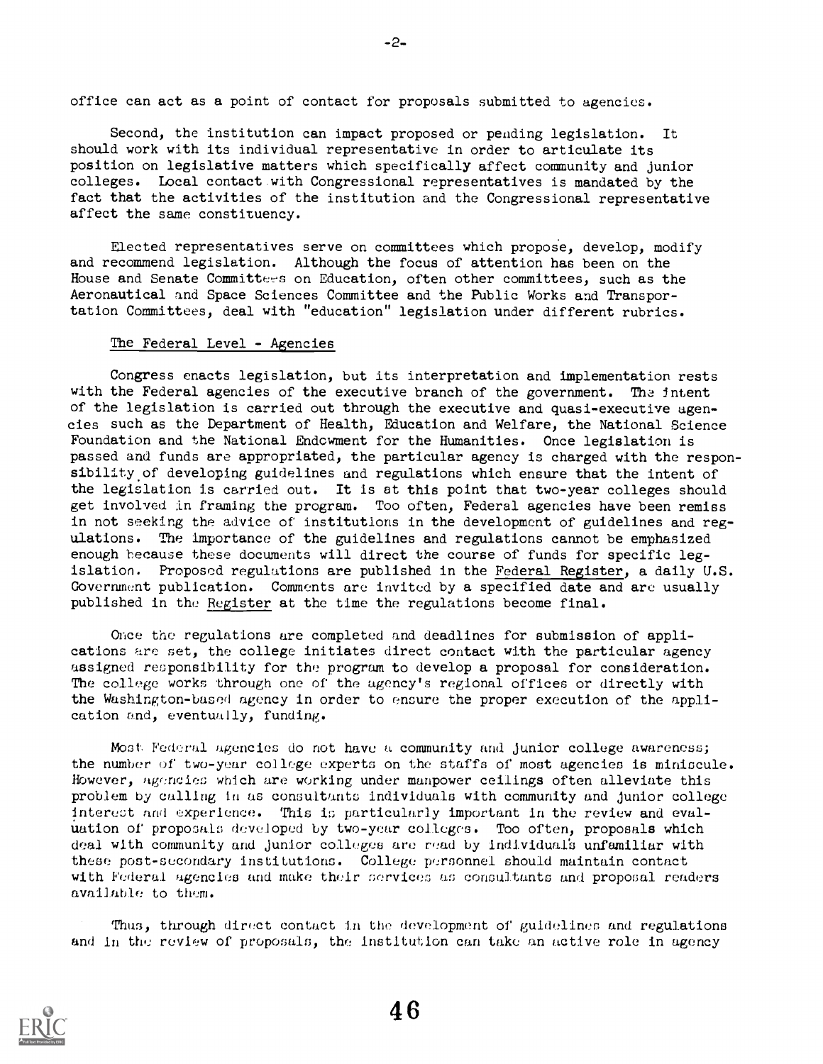office can act as a point of contact for proposals submitted to agencies.

Second, the institution can impact proposed or pending legislation. It should work with its individual representative in order to articulate its position on legislative matters which specifically affect community and junior colleges. Local contact with Congressional representatives is mandated by the fact that the activities of the institution and the Congressional representative affect the same constituency.

Elected representatives serve on committees which propose, develop, modify and recommend legislation. Although the focus of attention has been on the House and Senate Committees on Education, often other committees, such as the Aeronautical and Space Sciences Committee and the Public Works and Transportation Committees, deal with "education" legislation under different rubrics.

### The Federal Level - Agencies

Congress enacts legislation, but its interpretation and implementation rests with the Federal agencies of the executive branch of the government. The intent of the legislation is carried out through the executive and quasi-executive agencies such as the Department of Health, Education and Welfare, the National Science Foundation and the National Endowment for the Humanities. Once legislation is passed and funds are appropriated, the particular agency is charged with the responsibility of developing guidelines and regulations which ensure that the intent of the legislation is carried out. It is at this point that two-year colleges should get involved in framing the program. Too often, Federal agencies have been remiss in not seeking the advice of institutions in the development of guidelines and regulations. The importance of the guidelines and regulations cannot be emphasized enough because these documents will direct the course of funds for specific legislation. Proposed regulations are published in the Federal Register, a daily U.S. Government publication. Comments are invited by a specified date and are usually published in the Register at the time the regulations become final.

Once the regulations are completed and deadlines for submission of applications are set, the college initiates direct contact with the particular agency assigned responsibility for the program to develop a proposal for consideration. The college works through one of the agency's regional offices or directly with the Washington-based agency in order to ensure the proper execution of the application and, eventually, funding.

Most Federal agencies do not have a community and junior college awareness; the number of two-year college experts on the staffs of most agencies is miniscule. However, agencies which are working under manpower ceilings often alleviate this problem by calling in as consultants individuals with community and junior college interest and experience. This is particularly important in the review and evaluation of proposals developed by two-year colleges. Too often, proposals which deal with community and junior colleges are read by individuals unfamiliar with these post-secondary institutions. College personnel should maintain contact with Federal agencies and make their services as consultants and proposal readers available to them.

Thus, through direct contact in the development of guidelines and regulations and in the review of proposals, the institution can take an active role in agency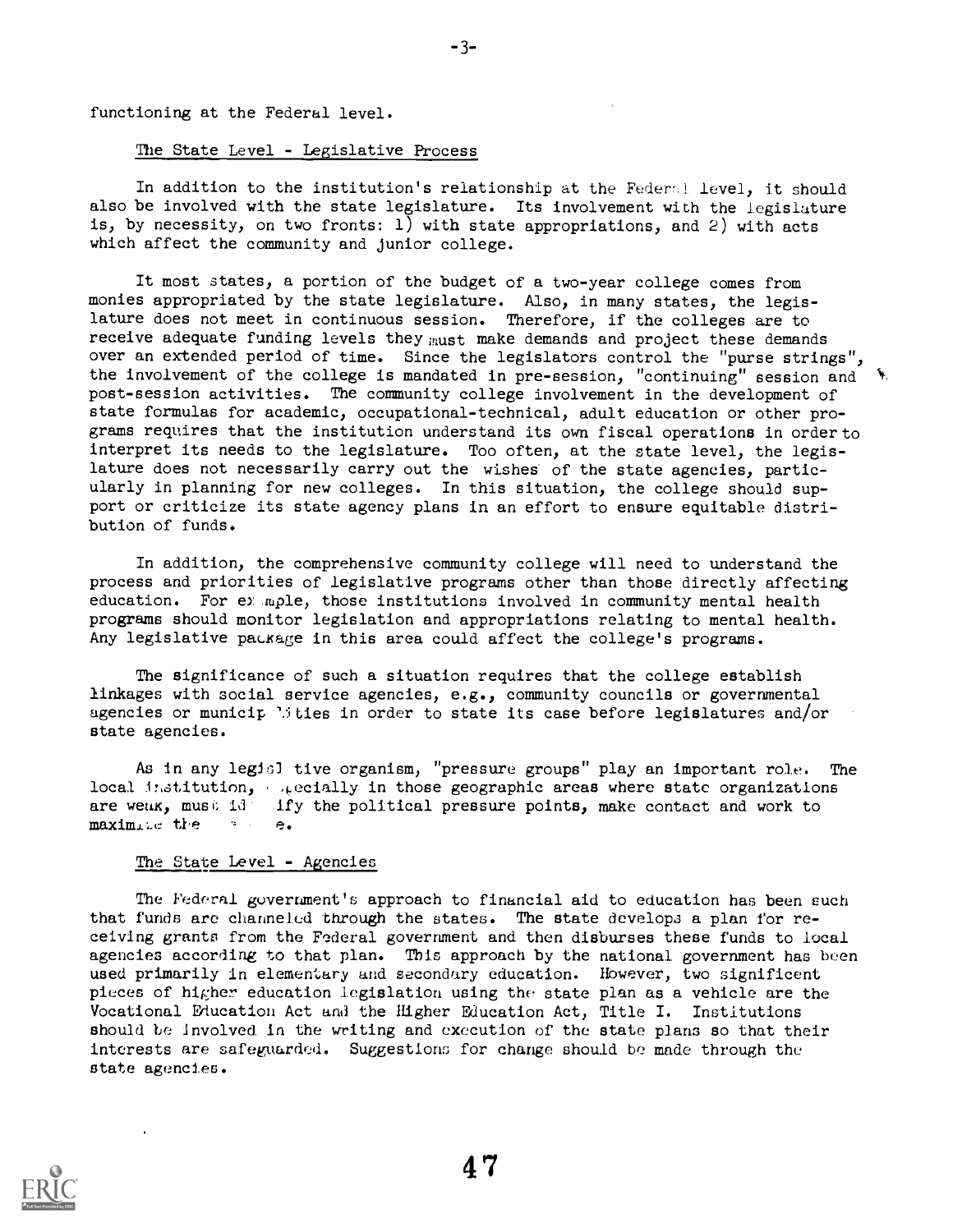functioning at the Federal level.

### The State Level - Legislative Process

In addition to the institution's relationship at the Federal level, it should also be involved with the state legislature. Its involvement with the legislature is, by necessity, on two fronts: 1) with state appropriations, and 2) with acts which affect the community and junior college.

It most states, a portion of the budget of a two-year college comes from monies appropriated by the state legislature. Also, in many states, the legislature does not meet in continuous session. Therefore, if the colleges are to receive adequate funding levels they must make demands and project these demands over an extended period of time. Since the legislators control the "purse strings", the involvement of the college is mandated in pre-session, "continuing" session and post-session activities. The community college involvement in the development of state formulas for academic, occupational-technical, adult education or other programs requires that the institution understand its own fiscal operations in order to interpret its needs to the legislature. Too often, at the state level, the legislature does not necessarily carry out the wishes of the state agencies, particularly in planning for new colleges. In this situation, the college should support or criticize its state agency plans in an effort to ensure equitable distribution of funds.

In addition, the comprehensive community college will need to understand the process and priorities of legislative programs other than those directly affecting education. For example, those institutions involved in community mental health programs should monitor legislation and appropriations relating to mental health. Any legislative package in this area could affect the college's programs.

The significance of such a situation requires that the college establish linkages with social service agencies, e.g., community councils or governmental agencies or municipalities in order to state its case before legislatures and/or state agencies.

As in any legislative organism, "pressure groups" play an important role. The local institution, especially in those geographic areas where state organizations are weak, must identify the political pressure points, make contact and work to maximize the ... e.

### The State Level - Agencies

The Federal government's approach to financial aid to education has been such that funds are channeled through the states. The state develops a plan for receiving grants from the Federal government and then disburses these funds to local agencies according to that plan. This approach by the national government has been used primarily in elementary and secondary education. However, two significant pieces of higher education legislation using the state plan as a vehicle are the Vocational Education Act and the Higher Education Act, Title I. Institutions should be involved in the writing and execution of the state plans so that their interests are safeguarded. Suggestions for change should be made through the state agencies.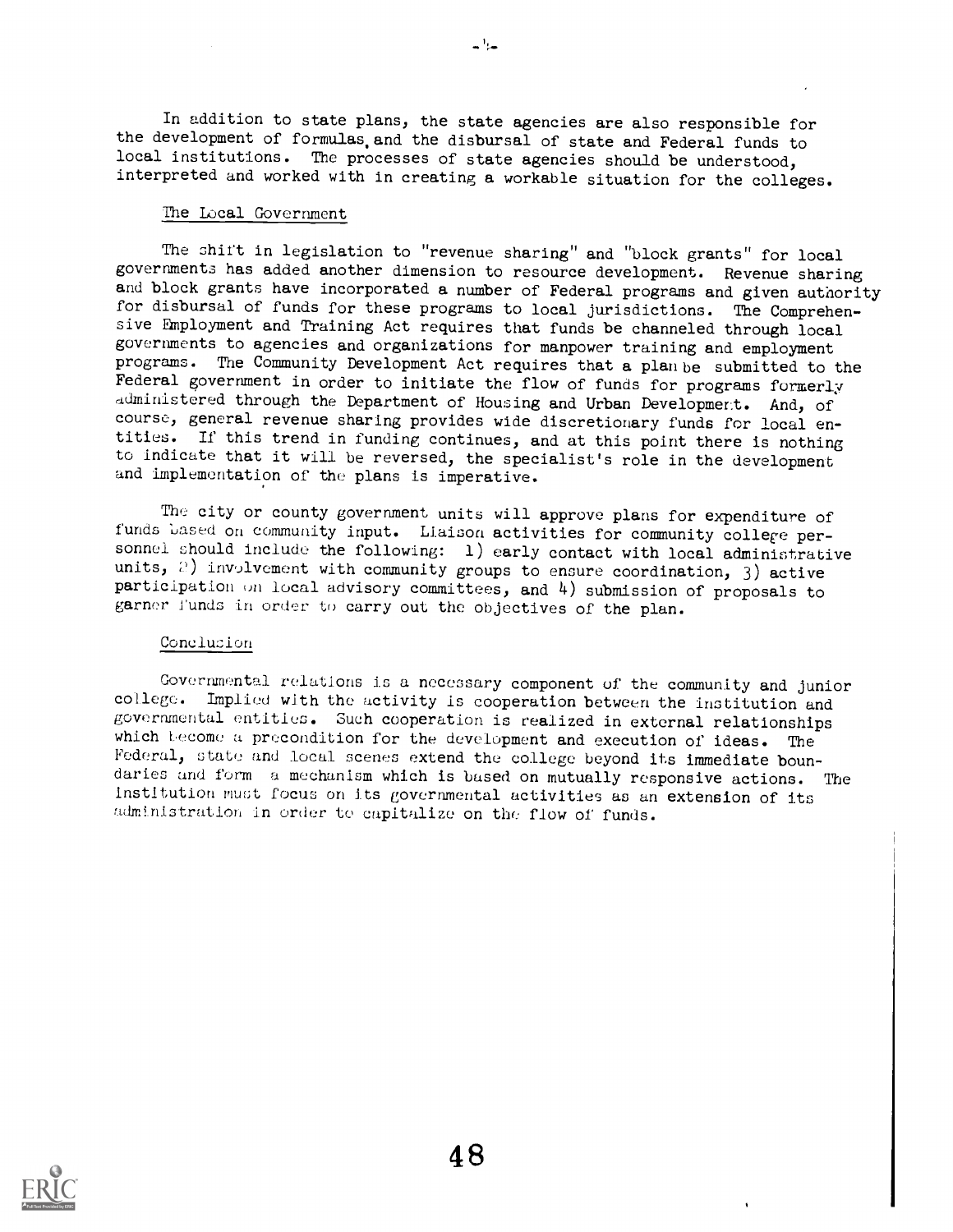In addition to state plans, the state agencies are also responsible for the development of formulas and the disbursal of state and Federal funds to local institutions. The processes of state agencies should be understood, interpreted and worked with in creating a workable situation for the colleges.

### The Local Government

The shift in legislation to "revenue sharing" and "block grants" for local governments has added another dimension to resource development. Revenue sharing and block grants have incorporated a number of Federal programs and given authority for disbursal of funds for these programs to local jurisdictions. The Comprehensive Employment and Training Act requires that funds be channeled through local governments to agencies and organizations for manpower training and employment programs. The Community Development Act requires that a plan be submitted to the Federal government in order to initiate the flow of funds for programs formerly administered through the Department of Housing and Urban Development. And, of course, general revenue sharing provides wide discretionary funds for local entities. If this trend in funding continues, and at this point there is nothing to indicate that it will be reversed, the specialist's role in the development and implementation of the plans is imperative.

The city or county government units will approve plans for expenditure of funds based on community input. Liaison activities for community college personnel should include the following: 1) early contact with local administrative units, 2) involvement with community groups to ensure coordination, 3) active participation on local advisory committees, and 4) submission of proposals to garner funds in order to carry out the objectives of the plan.

### Conclusion

Governmental relations is a necessary component of the community and junior college. Implied with the activity is cooperation between the institution and governmental entities. Such cooperation is realized in external relationships which become a precondition for the development and execution of ideas. The Federal, state and local scenes extend the college beyond its immediate boundaries and form a mechanism which is based on mutually responsive actions. The institution must focus on its governmental activities as an extension of its administration in order to capitalize on the flow of funds.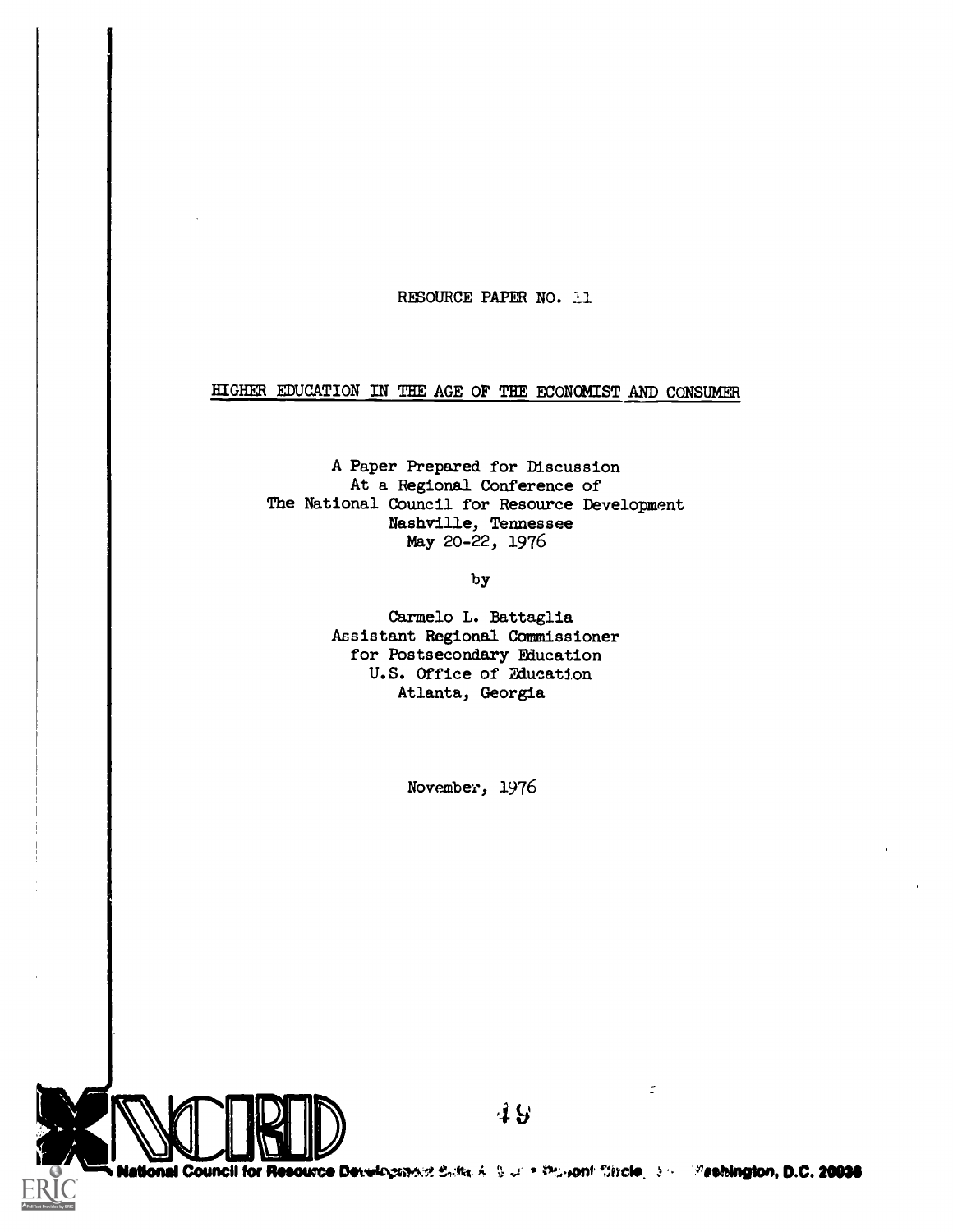RESOURCE PAPER NO. 11

HIGHER EDUCATION IN THE AGE OF THE ECONOMIST AND CONSUMER

A Paper Prepared for Discussion
At a Regional Conference of
The National Council for Resource Development
Nashville, Tennessee
May 20-22, 1976

by

Carmelo L. Battaglia
Assistant Regional Commissioner
for Postsecondary Education
U.S. Office of Education
Atlanta, Georgia

November, 1976

National Council for Resource Development Suite ... Dupont Circle ... Washington, D.C. 20036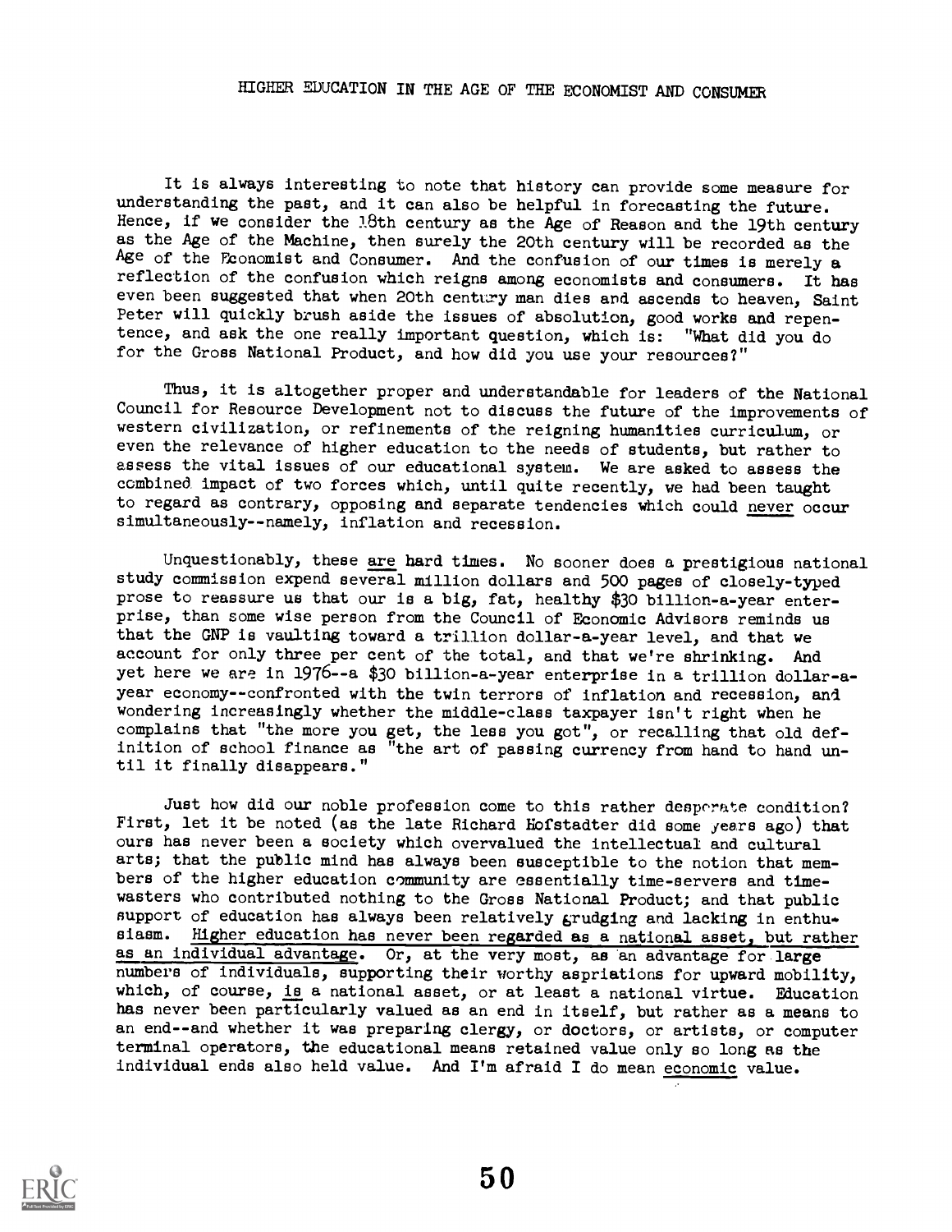# HIGHER EDUCATION IN THE AGE OF THE ECONOMIST AND CONSUMER

It is always interesting to note that history can provide some measure for understanding the past, and it can also be helpful in forecasting the future. Hence, if we consider the 18th century as the Age of Reason and the 19th century as the Age of the Machine, then surely the 20th century will be recorded as the Age of the Economist and Consumer. And the confusion of our times is merely a reflection of the confusion which reigns among economists and consumers. It has even been suggested that when 20th century man dies and ascends to heaven, Saint Peter will quickly brush aside the issues of absolution, good works and repentence, and ask the one really important question, which is: "What did you do for the Gross National Product, and how did you use your resources?"

Thus, it is altogether proper and understandable for leaders of the National Council for Resource Development not to discuss the future of the improvements of western civilization, or refinements of the reigning humanities curriculum, or even the relevance of higher education to the needs of students, but rather to assess the vital issues of our educational system. We are asked to assess the combined impact of two forces which, until quite recently, we had been taught to regard as contrary, opposing and separate tendencies which could <u>never</u> occur simultaneously--namely, inflation and recession.

Unquestionably, these <u>are</u> hard times. No sooner does a prestigious national study commission expend several million dollars and 500 pages of closely-typed prose to reassure us that our is a big, fat, healthy $30 billion-a-year enterprise, than some wise person from the Council of Economic Advisors reminds us that the GNP is vaulting toward a trillion dollar-a-year level, and that we account for only three per cent of the total, and that we're shrinking. And yet here we are in 1976--a $30 billion-a-year enterprise in a trillion dollar-a-year economy--confronted with the twin terrors of inflation and recession, and wondering increasingly whether the middle-class taxpayer isn't right when he complains that "the more you get, the less you got", or recalling that old definition of school finance as "the art of passing currency from hand to hand until it finally disappears."

Just how did our noble profession come to this rather desperate condition? First, let it be noted (as the late Richard Hofstadter did some years ago) that ours has never been a society which overvalued the intellectual and cultural arts; that the public mind has always been susceptible to the notion that members of the higher education community are essentially time-servers and time-wasters who contributed nothing to the Gross National Product; and that public support of education has always been relatively grudging and lacking in enthusiasm. <u>Higher education has never been regarded as a national asset, but rather as an individual advantage</u>. Or, at the very most, as an advantage for large numbers of individuals, supporting their worthy aspriations for upward mobility, which, of course, <u>is</u> a national asset, or at least a national virtue. Education has never been particularly valued as an end in itself, but rather as a means to an end--and whether it was preparing clergy, or doctors, or artists, or computer terminal operators, the educational means retained value only so long as the individual ends also held value. And I'm afraid I do mean <u>economic</u> value.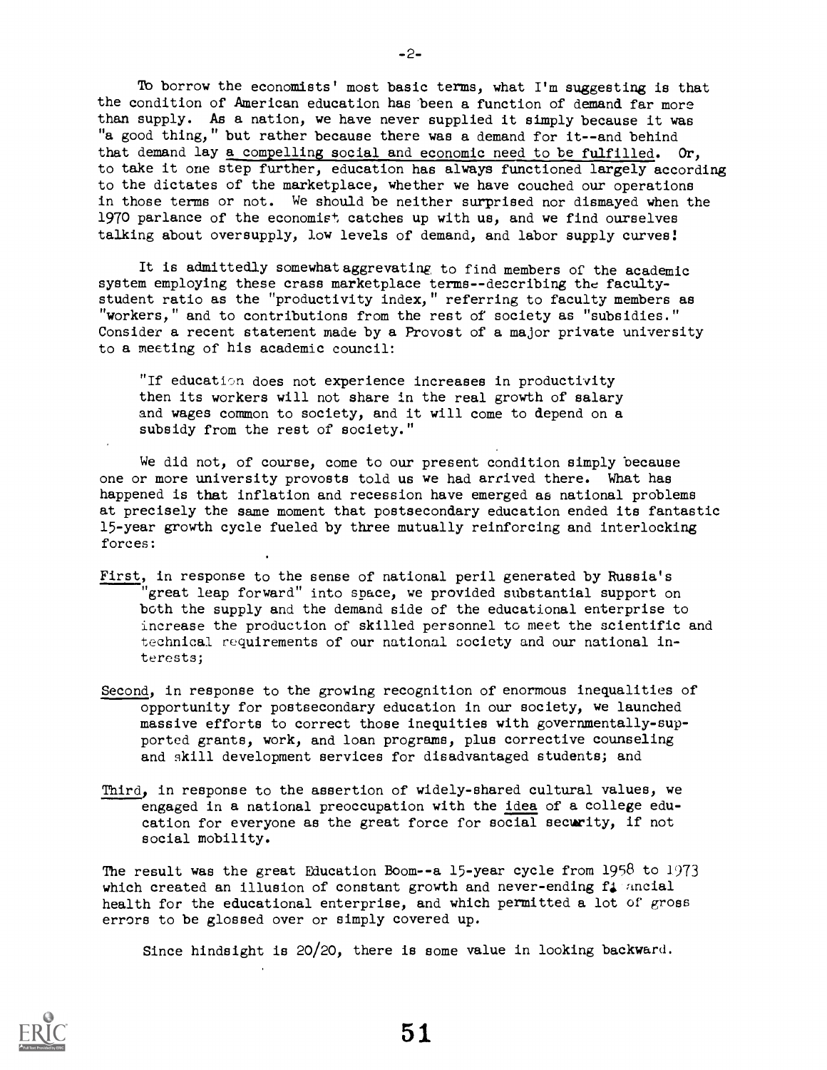To borrow the economists' most basic terms, what I'm suggesting is that the condition of American education has been a function of demand far more than supply. As a nation, we have never supplied it simply because it was "a good thing," but rather because there was a demand for it--and behind that demand lay a compelling social and economic need to be fulfilled. Or, to take it one step further, education has always functioned largely according to the dictates of the marketplace, whether we have couched our operations in those terms or not. We should be neither surprised nor dismayed when the 1970 parlance of the economist catches up with us, and we find ourselves talking about oversupply, low levels of demand, and labor supply curves!

It is admittedly somewhat aggrevating to find members of the academic system employing these crass marketplace terms--describing the faculty-student ratio as the "productivity index," referring to faculty members as "workers," and to contributions from the rest of society as "subsidies." Consider a recent statement made by a Provost of a major private university to a meeting of his academic council:

> "If education does not experience increases in productivity then its workers will not share in the real growth of salary and wages common to society, and it will come to depend on a subsidy from the rest of society."

We did not, of course, come to our present condition simply because one or more university provosts told us we had arrived there. What has happened is that inflation and recession have emerged as national problems at precisely the same moment that postsecondary education ended its fantastic 15-year growth cycle fueled by three mutually reinforcing and interlocking forces:

First, in response to the sense of national peril generated by Russia's "great leap forward" into space, we provided substantial support on both the supply and the demand side of the educational enterprise to increase the production of skilled personnel to meet the scientific and technical requirements of our national society and our national interests;

Second, in response to the growing recognition of enormous inequalities of opportunity for postsecondary education in our society, we launched massive efforts to correct those inequities with governmentally-supported grants, work, and loan programs, plus corrective counseling and skill development services for disadvantaged students; and

Third, in response to the assertion of widely-shared cultural values, we engaged in a national preoccupation with the *idea* of a college education for everyone as the great force for social security, if not social mobility.

The result was the great Education Boom--a 15-year cycle from 1958 to 1973 which created an illusion of constant growth and never-ending financial health for the educational enterprise, and which permitted a lot of gross errors to be glossed over or simply covered up.

Since hindsight is 20/20, there is some value in looking backward.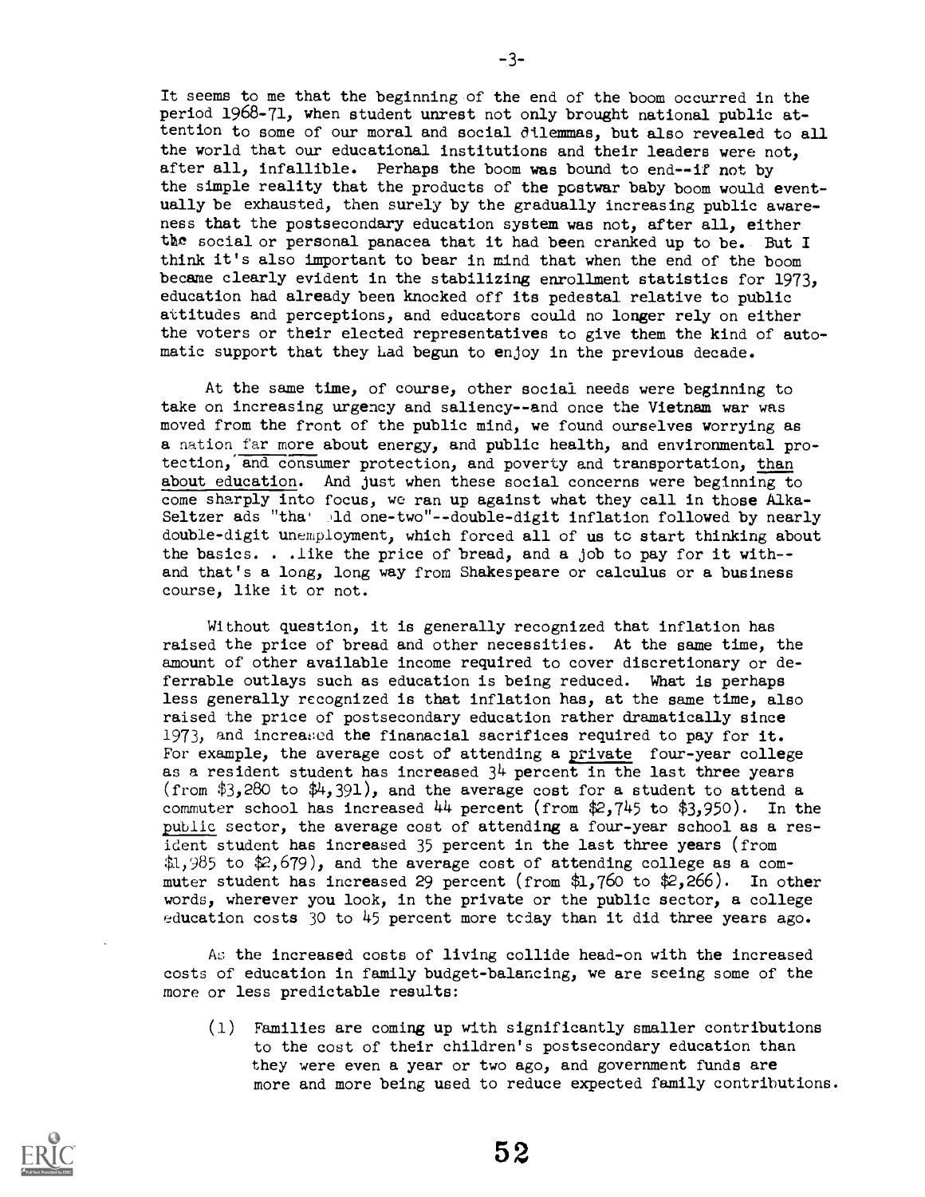It seems to me that the beginning of the end of the boom occurred in the period 1968-71, when student unrest not only brought national public attention to some of our moral and social dilemmas, but also revealed to all the world that our educational institutions and their leaders were not, after all, infallible. Perhaps the boom was bound to end--if not by the simple reality that the products of the postwar baby boom would eventually be exhausted, then surely by the gradually increasing public awareness that the postsecondary education system was not, after all, either the social or personal panacea that it had been cranked up to be. But I think it's also important to bear in mind that when the end of the boom became clearly evident in the stabilizing enrollment statistics for 1973, education had already been knocked off its pedestal relative to public attitudes and perceptions, and educators could no longer rely on either the voters or their elected representatives to give them the kind of automatic support that they had begun to enjoy in the previous decade.

At the same time, of course, other social needs were beginning to take on increasing urgency and saliency--and once the Vietnam war was moved from the front of the public mind, we found ourselves worrying as a nation far more about energy, and public health, and environmental protection, and consumer protection, and poverty and transportation, than about education. And just when these social concerns were beginning to come sharply into focus, we ran up against what they call in those Alka-Seltzer ads "that old one-two"--double-digit inflation followed by nearly double-digit unemployment, which forced all of us to start thinking about the basics. . .like the price of bread, and a job to pay for it with--and that's a long, long way from Shakespeare or calculus or a business course, like it or not.

Without question, it is generally recognized that inflation has raised the price of bread and other necessities. At the same time, the amount of other available income required to cover discretionary or deferrable outlays such as education is being reduced. What is perhaps less generally recognized is that inflation has, at the same time, also raised the price of postsecondary education rather dramatically since 1973, and increased the finanacial sacrifices required to pay for it. For example, the average cost of attending a private four-year college as a resident student has increased 34 percent in the last three years (from $3,280 to $4,391), and the average cost for a student to attend a commuter school has increased 44 percent (from $2,745 to $3,950). In the public sector, the average cost of attending a four-year school as a resident student has increased 35 percent in the last three years (from $1,985 to $2,679), and the average cost of attending college as a commuter student has increased 29 percent (from $1,760 to $2,266). In other words, wherever you look, in the private or the public sector, a college education costs 30 to 45 percent more today than it did three years ago.

As the increased costs of living collide head-on with the increased costs of education in family budget-balancing, we are seeing some of the more or less predictable results:

(1) Families are coming up with significantly smaller contributions to the cost of their children's postsecondary education than they were even a year or two ago, and government funds are more and more being used to reduce expected family contributions.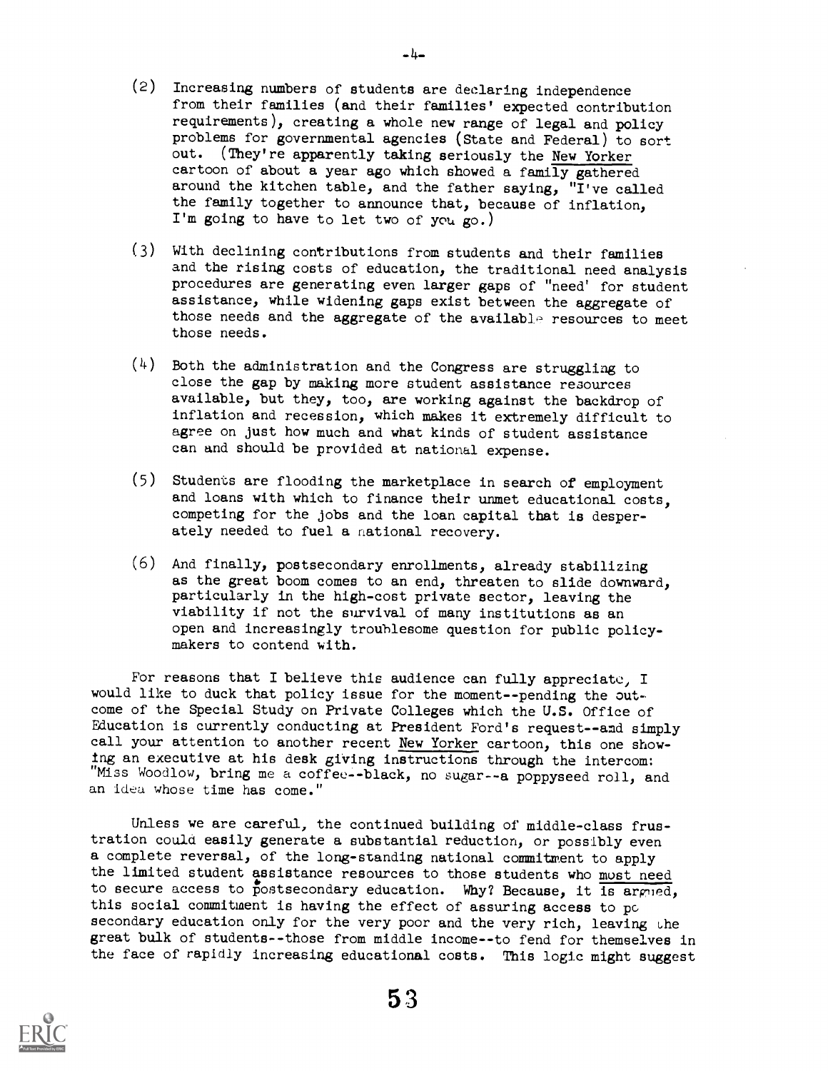(2) Increasing numbers of students are declaring independence from their families (and their families' expected contribution requirements), creating a whole new range of legal and policy problems for governmental agencies (State and Federal) to sort out. (They're apparently taking seriously the New Yorker cartoon of about a year ago which showed a family gathered around the kitchen table, and the father saying, "I've called the family together to announce that, because of inflation, I'm going to have to let two of you go.)

(3) With declining contributions from students and their families and the rising costs of education, the traditional need analysis procedures are generating even larger gaps of "need' for student assistance, while widening gaps exist between the aggregate of those needs and the aggregate of the available resources to meet those needs.

(4) Both the administration and the Congress are struggling to close the gap by making more student assistance resources available, but they, too, are working against the backdrop of inflation and recession, which makes it extremely difficult to agree on just how much and what kinds of student assistance can and should be provided at national expense.

(5) Students are flooding the marketplace in search of employment and loans with which to finance their unmet educational costs, competing for the jobs and the loan capital that is desperately needed to fuel a national recovery.

(6) And finally, postsecondary enrollments, already stabilizing as the great boom comes to an end, threaten to slide downward, particularly in the high-cost private sector, leaving the viability if not the survival of many institutions as an open and increasingly troublesome question for public policymakers to contend with.

For reasons that I believe this audience can fully appreciate, I would like to duck that policy issue for the moment--pending the outcome of the Special Study on Private Colleges which the U.S. Office of Education is currently conducting at President Ford's request--and simply call your attention to another recent New Yorker cartoon, this one showing an executive at his desk giving instructions through the intercom: "Miss Woodlow, bring me a coffee--black, no sugar--a poppyseed roll, and an idea whose time has come."

Unless we are careful, the continued building of middle-class frustration could easily generate a substantial reduction, or possibly even a complete reversal, of the long-standing national commitment to apply the limited student assistance resources to those students who most need to secure access to postsecondary education. Why? Because, it is argued, this social commitment is having the effect of assuring access to postsecondary education only for the very poor and the very rich, leaving the great bulk of students--those from middle income--to fend for themselves in the face of rapidly increasing educational costs. This logic might suggest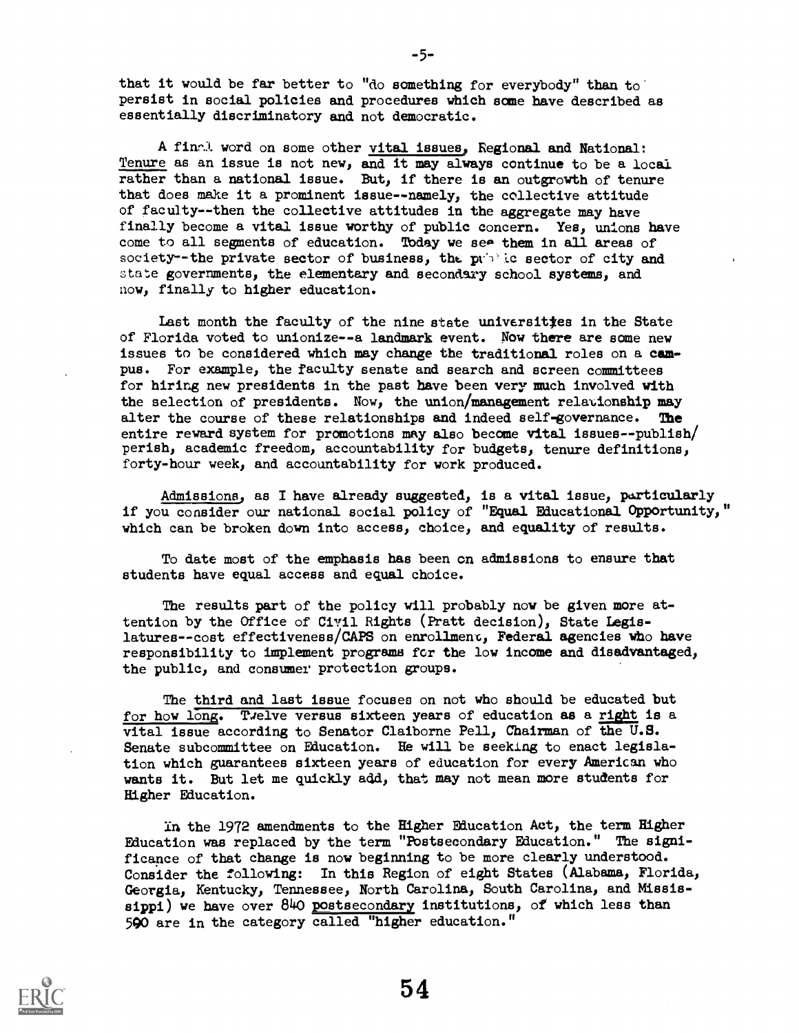that it would be far better to "do something for everybody" than to persist in social policies and procedures which some have described as essentially discriminatory and not democratic.

A final word on some other vital issues, Regional and National: Tenure as an issue is not new, and it may always continue to be a local rather than a national issue. But, if there is an outgrowth of tenure that does make it a prominent issue--namely, the collective attitude of faculty--then the collective attitudes in the aggregate may have finally become a vital issue worthy of public concern. Yes, unions have come to all segments of education. Today we see them in all areas of society--the private sector of business, the public sector of city and state governments, the elementary and secondary school systems, and now, finally to higher education.

Last month the faculty of the nine state universities in the State of Florida voted to unionize--a landmark event. Now there are some new issues to be considered which may change the traditional roles on a campus. For example, the faculty senate and search and screen committees for hiring new presidents in the past have been very much involved with the selection of presidents. Now, the union/management relationship may alter the course of these relationships and indeed self-governance. The entire reward system for promotions may also become vital issues--publish/perish, academic freedom, accountability for budgets, tenure definitions, forty-hour week, and accountability for work produced.

Admissions, as I have already suggested, is a vital issue, particularly if you consider our national social policy of "Equal Educational Opportunity," which can be broken down into access, choice, and equality of results.

To date most of the emphasis has been on admissions to ensure that students have equal access and equal choice.

The results part of the policy will probably now be given more attention by the Office of Civil Rights (Pratt decision), State Legislatures--cost effectiveness/CAPS on enrollment, Federal agencies who have responsibility to implement programs for the low income and disadvantaged, the public, and consumer protection groups.

The third and last issue focuses on not who should be educated but for how long. Twelve versus sixteen years of education as a right is a vital issue according to Senator Claiborne Pell, Chairman of the U.S. Senate subcommittee on Education. He will be seeking to enact legislation which guarantees sixteen years of education for every American who wants it. But let me quickly add, that may not mean more students for Higher Education.

In the 1972 amendments to the Higher Education Act, the term Higher Education was replaced by the term "Postsecondary Education." The significance of that change is now beginning to be more clearly understood. Consider the following: In this Region of eight States (Alabama, Florida, Georgia, Kentucky, Tennessee, North Carolina, South Carolina, and Mississippi) we have over 840 postsecondary institutions, of which less than 500 are in the category called "higher education."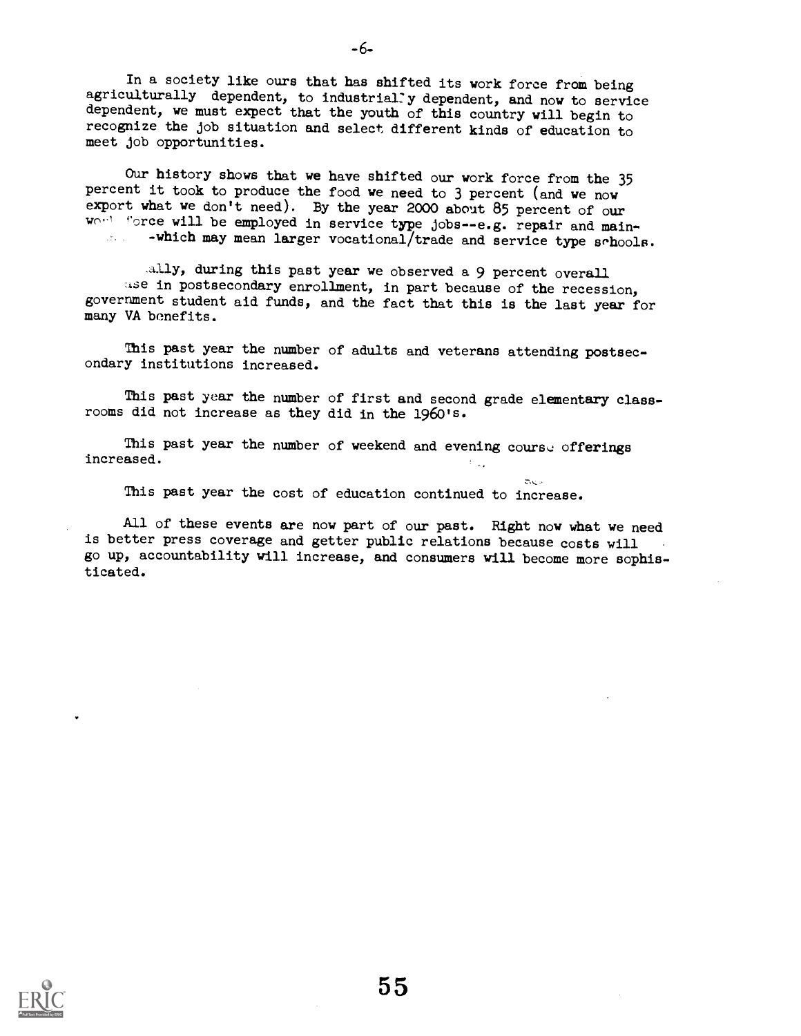In a society like ours that has shifted its work force from being agriculturally dependent, to industrially dependent, and now to service dependent, we must expect that the youth of this country will begin to recognize the job situation and select different kinds of education to meet job opportunities.

Our history shows that we have shifted our work force from the 35 percent it took to produce the food we need to 3 percent (and we now export what we don't need). By the year 2000 about 85 percent of our work force will be employed in service type jobs--e.g. repair and main- -which may mean larger vocational/trade and service type schools.

ally, during this past year we observed a 9 percent overall ase in postsecondary enrollment, in part because of the recession, government student aid funds, and the fact that this is the last year for many VA benefits.

This past year the number of adults and veterans attending postsecondary institutions increased.

This past year the number of first and second grade elementary classrooms did not increase as they did in the 1960's.

This past year the number of weekend and evening course offerings increased.

This past year the cost of education continued to increase.

All of these events are now part of our past. Right now what we need is better press coverage and getter public relations because costs will go up, accountability will increase, and consumers will become more sophisticated.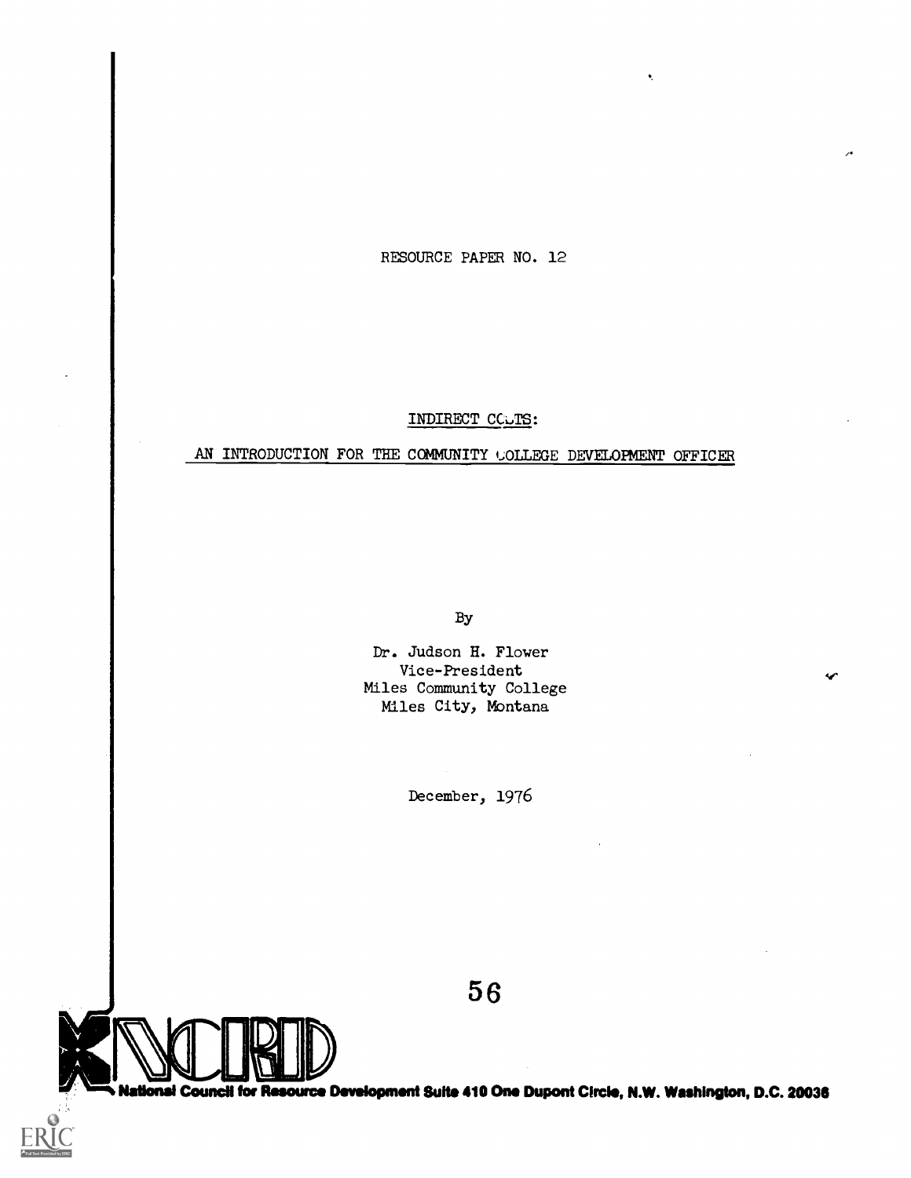RESOURCE PAPER NO. 12

INDIRECT COSTS:

AN INTRODUCTION FOR THE COMMUNITY COLLEGE DEVELOPMENT OFFICER

By

Dr. Judson H. Flower
Vice-President
Miles Community College
Miles City, Montana

December, 1976

National Council for Resource Development Suite 410 One Dupont Circle, N.W. Washington, D.C. 20036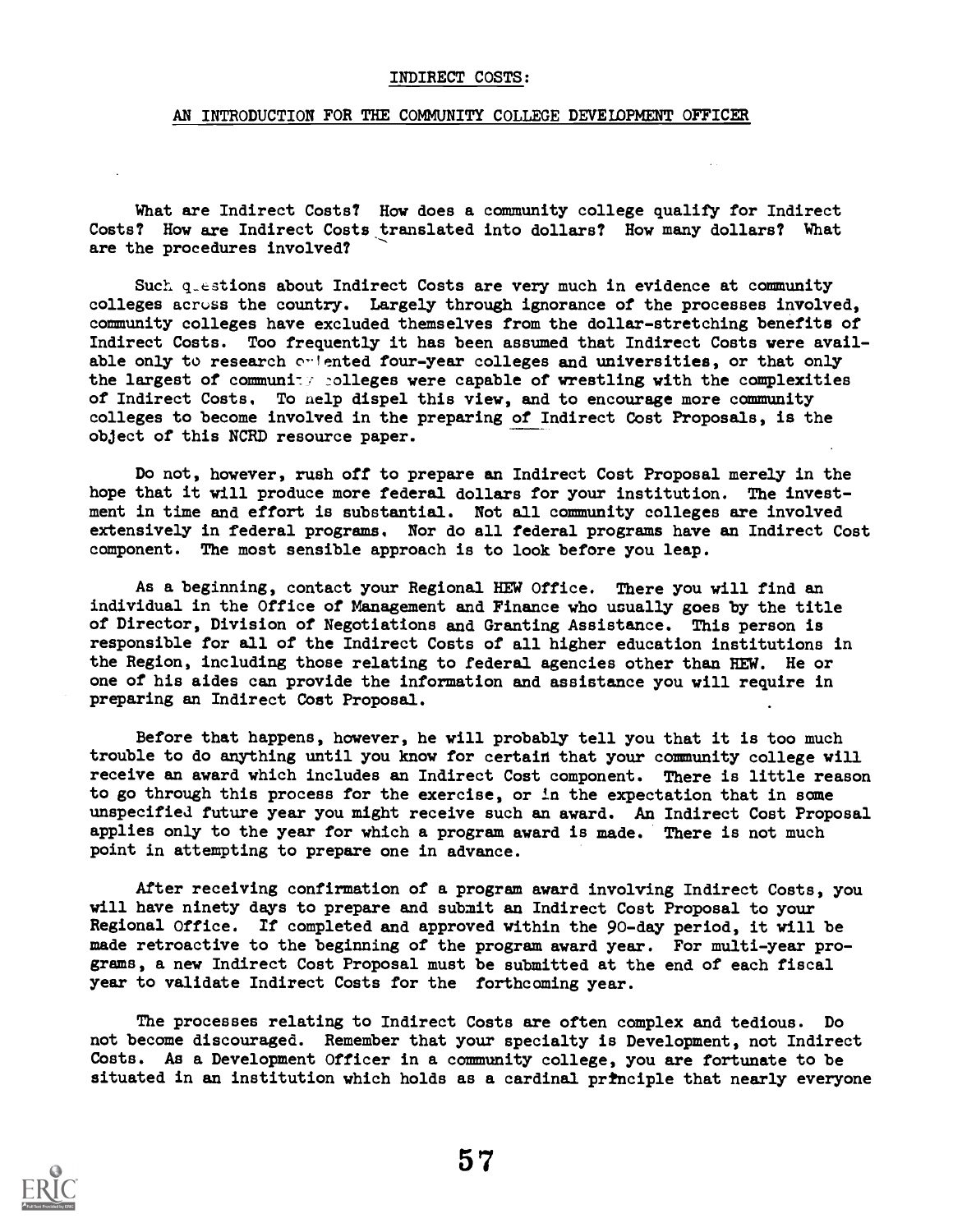INDIRECT COSTS:

## AN INTRODUCTION FOR THE COMMUNITY COLLEGE DEVELOPMENT OFFICER

What are Indirect Costs? How does a community college qualify for Indirect Costs? How are Indirect Costs translated into dollars? How many dollars? What are the procedures involved?

Such questions about Indirect Costs are very much in evidence at community colleges across the country. Largely through ignorance of the processes involved, community colleges have excluded themselves from the dollar-stretching benefits of Indirect Costs. Too frequently it has been assumed that Indirect Costs were available only to research oriented four-year colleges and universities, or that only the largest of community colleges were capable of wrestling with the complexities of Indirect Costs. To help dispel this view, and to encourage more community colleges to become involved in the preparing of Indirect Cost Proposals, is the object of this NCRD resource paper.

Do not, however, rush off to prepare an Indirect Cost Proposal merely in the hope that it will produce more federal dollars for your institution. The investment in time and effort is substantial. Not all community colleges are involved extensively in federal programs. Nor do all federal programs have an Indirect Cost component. The most sensible approach is to look before you leap.

As a beginning, contact your Regional HEW Office. There you will find an individual in the Office of Management and Finance who usually goes by the title of Director, Division of Negotiations and Granting Assistance. This person is responsible for all of the Indirect Costs of all higher education institutions in the Region, including those relating to federal agencies other than HEW. He or one of his aides can provide the information and assistance you will require in preparing an Indirect Cost Proposal.

Before that happens, however, he will probably tell you that it is too much trouble to do anything until you know for certain that your community college will receive an award which includes an Indirect Cost component. There is little reason to go through this process for the exercise, or in the expectation that in some unspecified future year you might receive such an award. An Indirect Cost Proposal applies only to the year for which a program award is made. There is not much point in attempting to prepare one in advance.

After receiving confirmation of a program award involving Indirect Costs, you will have ninety days to prepare and submit an Indirect Cost Proposal to your Regional Office. If completed and approved within the 90-day period, it will be made retroactive to the beginning of the program award year. For multi-year programs, a new Indirect Cost Proposal must be submitted at the end of each fiscal year to validate Indirect Costs for the forthcoming year.

The processes relating to Indirect Costs are often complex and tedious. Do not become discouraged. Remember that your specialty is Development, not Indirect Costs. As a Development Officer in a community college, you are fortunate to be situated in an institution which holds as a cardinal principle that nearly everyone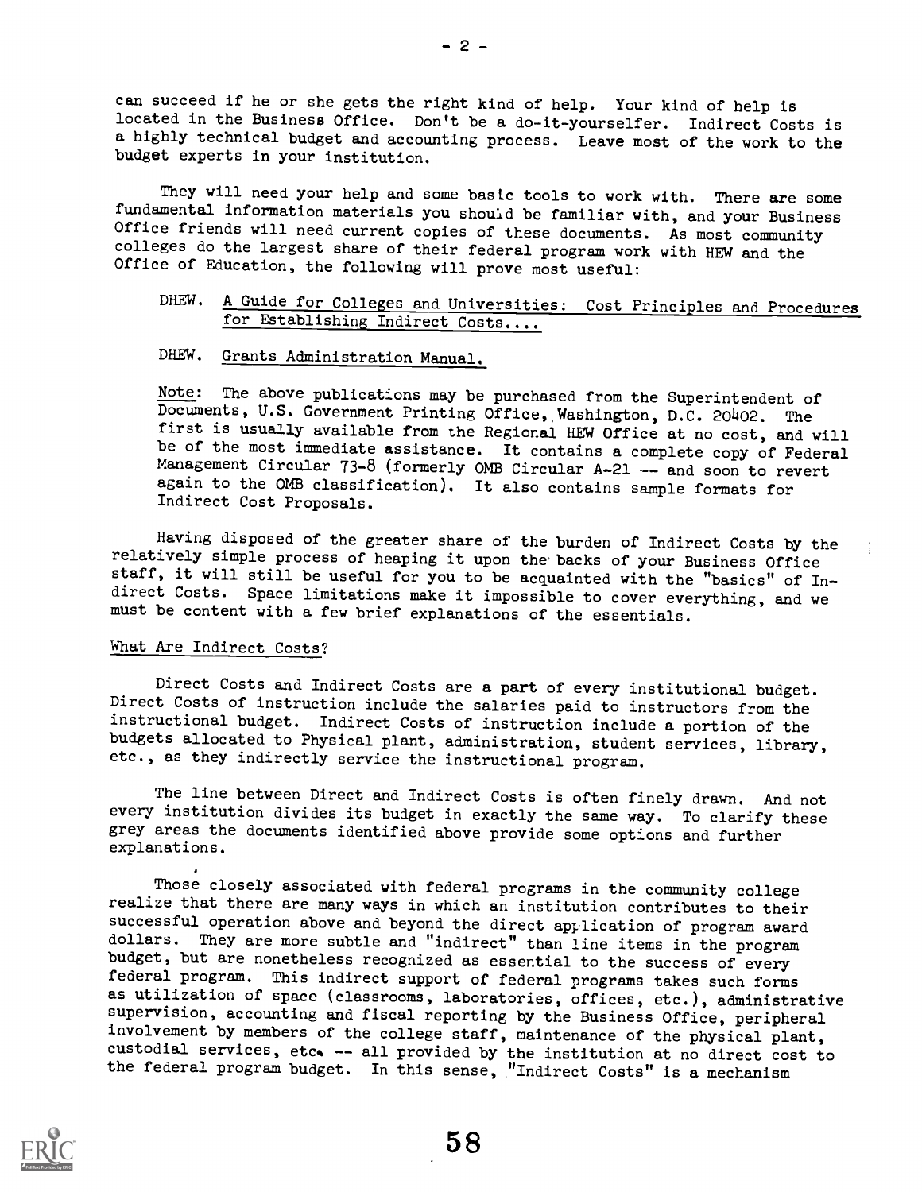can succeed if he or she gets the right kind of help. Your kind of help is located in the Business Office. Don't be a do-it-yourselfer. Indirect Costs is a highly technical budget and accounting process. Leave most of the work to the budget experts in your institution.

They will need your help and some basic tools to work with. There are some fundamental information materials you should be familiar with, and your Business Office friends will need current copies of these documents. As most community colleges do the largest share of their federal program work with HEW and the Office of Education, the following will prove most useful:

DHEW. A Guide for Colleges and Universities: Cost Principles and Procedures for Establishing Indirect Costs....

DHEW. Grants Administration Manual.

Note: The above publications may be purchased from the Superintendent of Documents, U.S. Government Printing Office, Washington, D.C. 20402. The first is usually available from the Regional HEW Office at no cost, and will be of the most immediate assistance. It contains a complete copy of Federal Management Circular 73-8 (formerly OMB Circular A-21 -- and soon to revert again to the OMB classification). It also contains sample formats for Indirect Cost Proposals.

Having disposed of the greater share of the burden of Indirect Costs by the relatively simple process of heaping it upon the backs of your Business Office staff, it will still be useful for you to be acquainted with the "basics" of Indirect Costs. Space limitations make it impossible to cover everything, and we must be content with a few brief explanations of the essentials.

## What Are Indirect Costs?

Direct Costs and Indirect Costs are a part of every institutional budget. Direct Costs of instruction include the salaries paid to instructors from the instructional budget. Indirect Costs of instruction include a portion of the budgets allocated to Physical plant, administration, student services, library, etc., as they indirectly service the instructional program.

The line between Direct and Indirect Costs is often finely drawn. And not every institution divides its budget in exactly the same way. To clarify these grey areas the documents identified above provide some options and further explanations.

Those closely associated with federal programs in the community college realize that there are many ways in which an institution contributes to their successful operation above and beyond the direct application of program award dollars. They are more subtle and "indirect" than line items in the program budget, but are nonetheless recognized as essential to the success of every federal program. This indirect support of federal programs takes such forms as utilization of space (classrooms, laboratories, offices, etc.), administrative supervision, accounting and fiscal reporting by the Business Office, peripheral involvement by members of the college staff, maintenance of the physical plant, custodial services, etc. -- all provided by the institution at no direct cost to the federal program budget. In this sense, "Indirect Costs" is a mechanism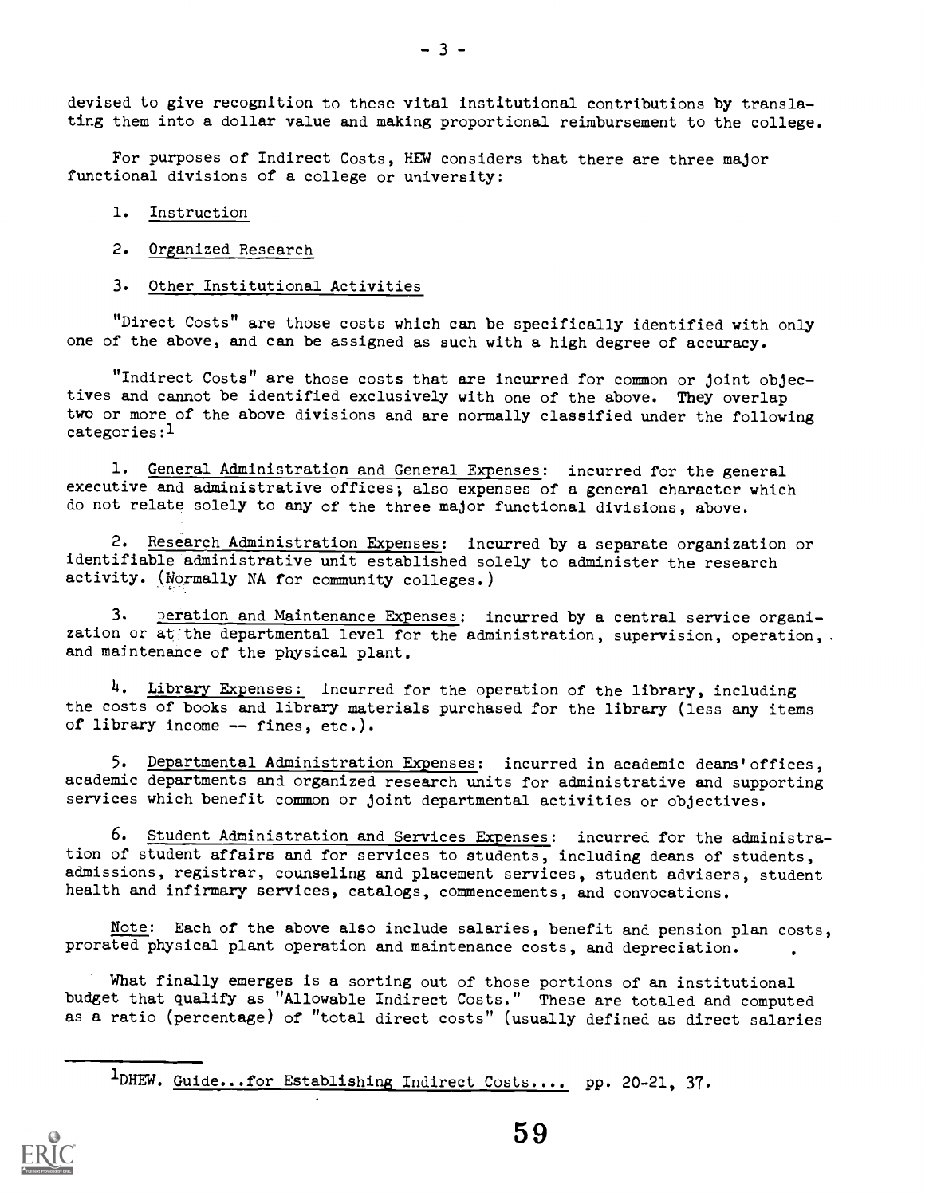devised to give recognition to these vital institutional contributions by translating them into a dollar value and making proportional reimbursement to the college.

For purposes of Indirect Costs, HEW considers that there are three major functional divisions of a college or university:

1. Instruction
2. Organized Research
3. Other Institutional Activities

"Direct Costs" are those costs which can be specifically identified with only one of the above, and can be assigned as such with a high degree of accuracy.

"Indirect Costs" are those costs that are incurred for common or joint objectives and cannot be identified exclusively with one of the above. They overlap two or more of the above divisions and are normally classified under the following categories:[1]

1. General Administration and General Expenses: incurred for the general executive and administrative offices; also expenses of a general character which do not relate solely to any of the three major functional divisions, above.

2. Research Administration Expenses: incurred by a separate organization or identifiable administrative unit established solely to administer the research activity. (Normally NA for community colleges.)

3. Operation and Maintenance Expenses: incurred by a central service organization or at the departmental level for the administration, supervision, operation, and maintenance of the physical plant.

4. Library Expenses: incurred for the operation of the library, including the costs of books and library materials purchased for the library (less any items of library income -- fines, etc.).

5. Departmental Administration Expenses: incurred in academic deans' offices, academic departments and organized research units for administrative and supporting services which benefit common or joint departmental activities or objectives.

6. Student Administration and Services Expenses: incurred for the administration of student affairs and for services to students, including deans of students, admissions, registrar, counseling and placement services, student advisers, student health and infirmary services, catalogs, commencements, and convocations.

Note: Each of the above also include salaries, benefit and pension plan costs, prorated physical plant operation and maintenance costs, and depreciation.

What finally emerges is a sorting out of those portions of an institutional budget that qualify as "Allowable Indirect Costs." These are totaled and computed as a ratio (percentage) of "total direct costs" (usually defined as direct salaries

[1]DHEW. Guide...for Establishing Indirect Costs.... pp. 20-21, 37.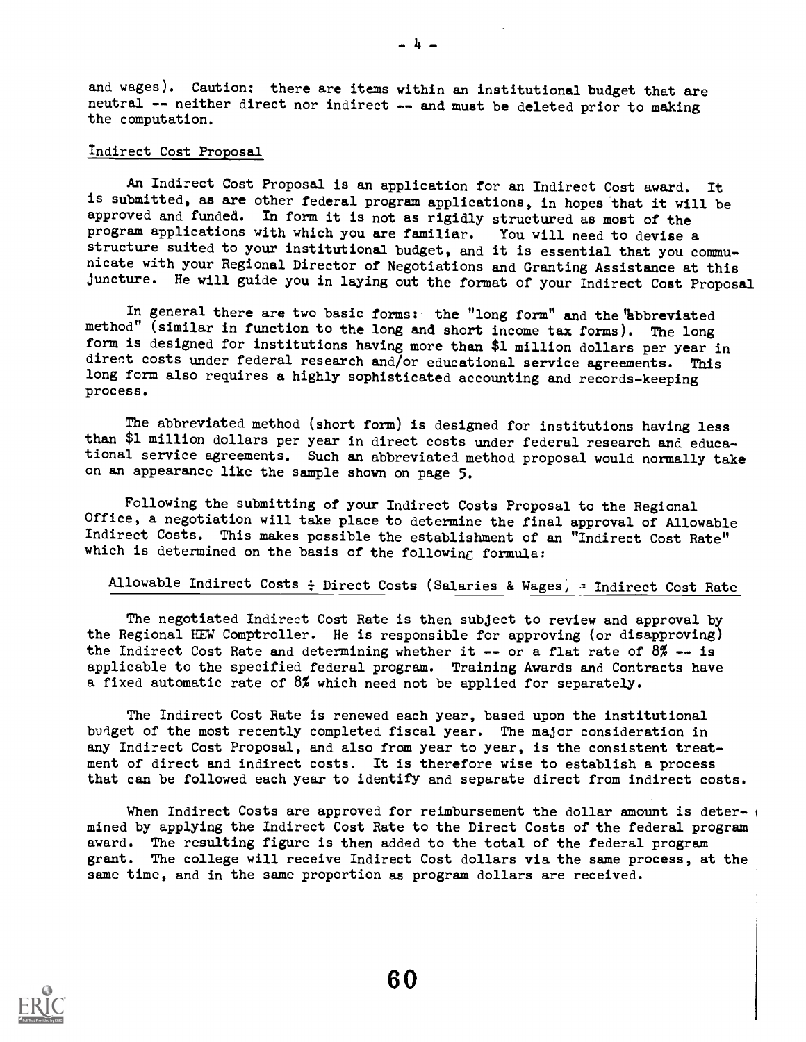and wages). Caution: there are items within an institutional budget that are neutral -- neither direct nor indirect -- and must be deleted prior to making the computation.

## Indirect Cost Proposal

An Indirect Cost Proposal is an application for an Indirect Cost award. It is submitted, as are other federal program applications, in hopes that it will be approved and funded. In form it is not as rigidly structured as most of the program applications with which you are familiar. You will need to devise a structure suited to your institutional budget, and it is essential that you communicate with your Regional Director of Negotiations and Granting Assistance at this juncture. He will guide you in laying out the format of your Indirect Cost Proposal

In general there are two basic forms: the "long form" and the "abbreviated method" (similar in function to the long and short income tax forms). The long form is designed for institutions having more than $1 million dollars per year in direct costs under federal research and/or educational service agreements. This long form also requires a highly sophisticated accounting and records-keeping process.

The abbreviated method (short form) is designed for institutions having less than $1 million dollars per year in direct costs under federal research and educational service agreements. Such an abbreviated method proposal would normally take on an appearance like the sample shown on page 5.

Following the submitting of your Indirect Costs Proposal to the Regional Office, a negotiation will take place to determine the final approval of Allowable Indirect Costs. This makes possible the establishment of an "Indirect Cost Rate" which is determined on the basis of the following formula:

Allowable Indirect Costs ÷ Direct Costs (Salaries & Wages) = Indirect Cost Rate

The negotiated Indirect Cost Rate is then subject to review and approval by the Regional HEW Comptroller. He is responsible for approving (or disapproving) the Indirect Cost Rate and determining whether it -- or a flat rate of 8% -- is applicable to the specified federal program. Training Awards and Contracts have a fixed automatic rate of 8% which need not be applied for separately.

The Indirect Cost Rate is renewed each year, based upon the institutional budget of the most recently completed fiscal year. The major consideration in any Indirect Cost Proposal, and also from year to year, is the consistent treatment of direct and indirect costs. It is therefore wise to establish a process that can be followed each year to identify and separate direct from indirect costs.

When Indirect Costs are approved for reimbursement the dollar amount is determined by applying the Indirect Cost Rate to the Direct Costs of the federal program award. The resulting figure is then added to the total of the federal program grant. The college will receive Indirect Cost dollars via the same process, at the same time, and in the same proportion as program dollars are received.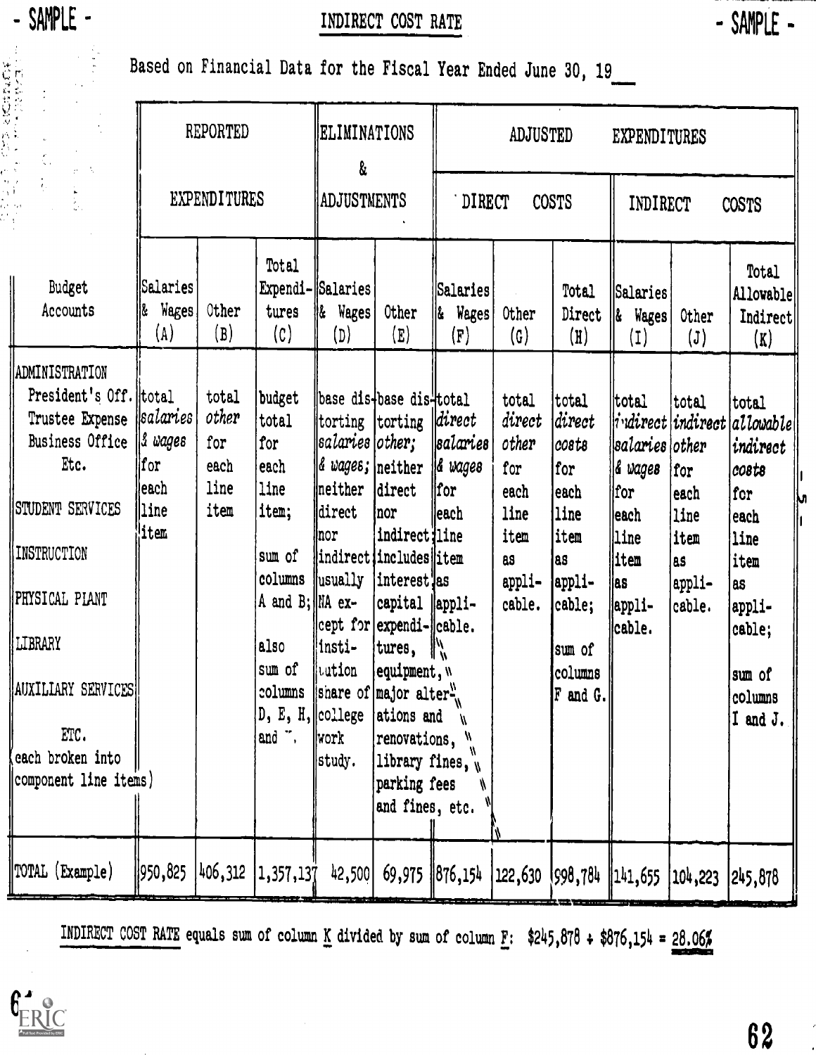- SAMPLE - INDIRECT COST RATE - SAMPLE -

Based on Financial Data for the Fiscal Year Ended June 30, 19__

| Budget Accounts | REPORTED EXPENDITURES | | | ELIMINATIONS & ADJUSTMENTS | | ADJUSTED EXPENDITURES — DIRECT COSTS | | | ADJUSTED EXPENDITURES — INDIRECT COSTS | | |
|---|---|---|---|---|---|---|---|---|---|---|---|
| | Salaries & Wages (A) | Other (B) | Total Expenditures (C) | Salaries & Wages (D) | Other (E) | Salaries & Wages (F) | Other (G) | Total Direct (H) | Salaries & Wages (I) | Other (J) | Total Allowable Indirect (K) |
| ADMINISTRATION<br>President's Off.<br>Trustee Expense<br>Business Office<br>Etc.<br>STUDENT SERVICES<br>INSTRUCTION<br>PHYSICAL PLANT<br>LIBRARY<br>AUXILIARY SERVICES<br>ETC.<br>(each broken into component line items) | total *salaries & wages* for each line item | total *other* for each line item | budget total for each line item;<br>sum of columns A and B;<br>also sum of columns D, E, H, and K. | base distorting *salaries & wages*; neither direct nor indirect usually NA except for institution share of college work study. | base distorting *other*; neither direct nor indirect includes interest capital expenditures, equipment, major alterations and renovations, library fines, parking fees and fines, etc. | total *direct salaries & wages* for each line item as applicable. | total *direct other* for each line item as applicable. | total *direct costs* for each line item as applicable;<br>sum of columns F and G. | total *indirect salaries & wages* for each line item as applicable. | total *indirect other* for each line item as applicable. | total *allowable indirect costs* for each line item as applicable;<br>sum of columns I and J. |
| TOTAL (Example) | 950,825 | 406,312 | 1,357,137 | 42,500 | 69,975 | 876,154 | 122,630 | 998,784 | 141,655 | 104,223 | 245,878 |

INDIRECT COST RATE equals sum of column K divided by sum of column F: $245,878 ÷ $876,154 = 28.06%